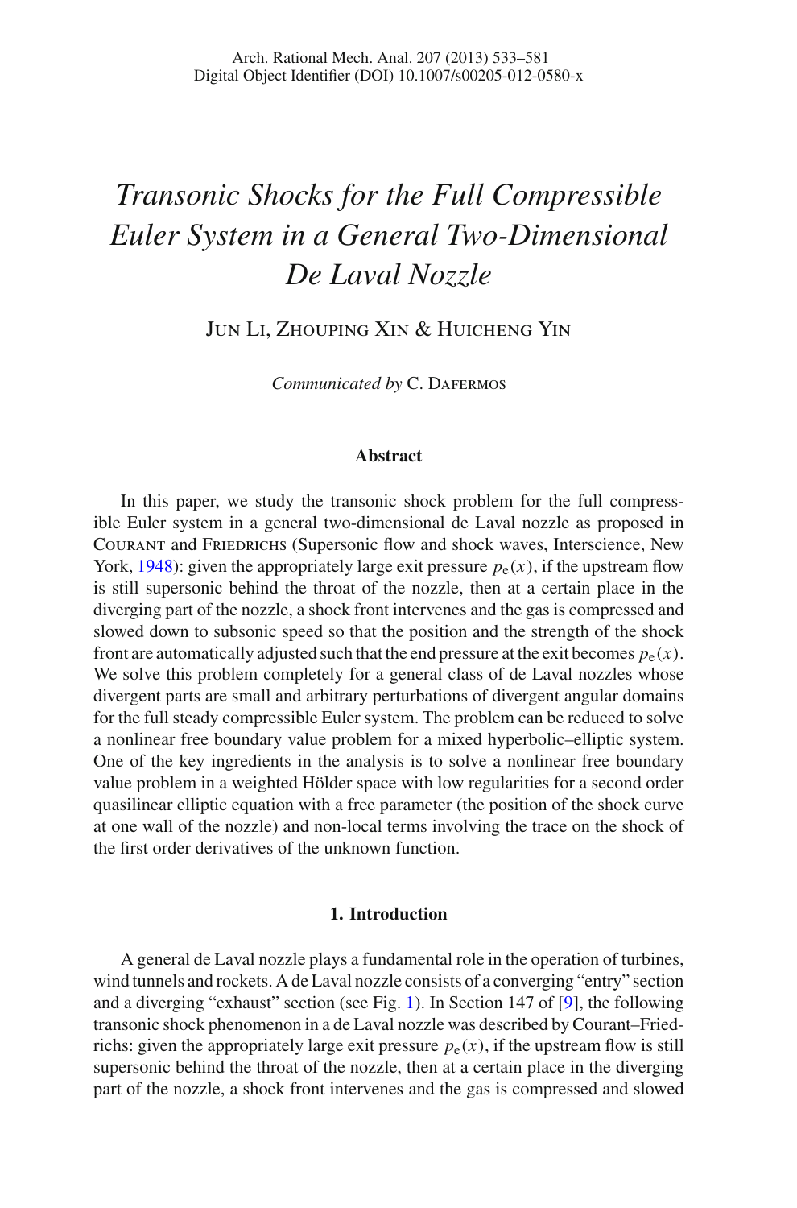Arch. Rational Mech. Anal. 207 (2013) 533–581
Digital Object Identifier (DOI) 10.1007/s00205-012-0580-x

# *Transonic Shocks for the Full Compressible Euler System in a General Two-Dimensional De Laval Nozzle*

Jun Li, Zhouping Xin & Huicheng Yin

*Communicated by* C. Dafermos

### Abstract

In this paper, we study the transonic shock problem for the full compressible Euler system in a general two-dimensional de Laval nozzle as proposed in Courant and Friedrichs (Supersonic flow and shock waves, Interscience, New York, 1948): given the appropriately large exit pressure $p_e(x)$, if the upstream flow is still supersonic behind the throat of the nozzle, then at a certain place in the diverging part of the nozzle, a shock front intervenes and the gas is compressed and slowed down to subsonic speed so that the position and the strength of the shock front are automatically adjusted such that the end pressure at the exit becomes $p_e(x)$. We solve this problem completely for a general class of de Laval nozzles whose divergent parts are small and arbitrary perturbations of divergent angular domains for the full steady compressible Euler system. The problem can be reduced to solve a nonlinear free boundary value problem for a mixed hyperbolic–elliptic system. One of the key ingredients in the analysis is to solve a nonlinear free boundary value problem in a weighted Hölder space with low regularities for a second order quasilinear elliptic equation with a free parameter (the position of the shock curve at one wall of the nozzle) and non-local terms involving the trace on the shock of the first order derivatives of the unknown function.

### 1. Introduction

A general de Laval nozzle plays a fundamental role in the operation of turbines, wind tunnels and rockets. A de Laval nozzle consists of a converging "entry" section and a diverging "exhaust" section (see Fig. 1). In Section 147 of [9], the following transonic shock phenomenon in a de Laval nozzle was described by Courant–Friedrichs: given the appropriately large exit pressure $p_e(x)$, if the upstream flow is still supersonic behind the throat of the nozzle, then at a certain place in the diverging part of the nozzle, a shock front intervenes and the gas is compressed and slowed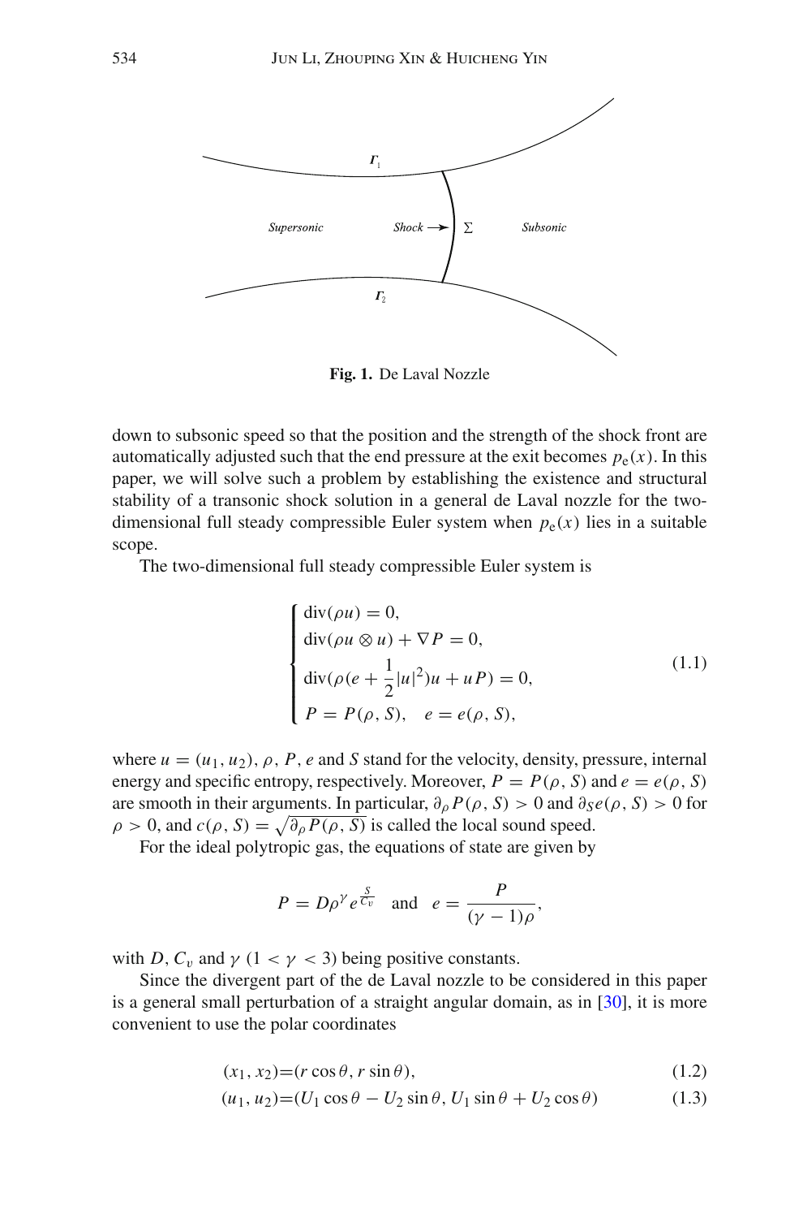Γ₁

Supersonic

Shock →

Σ

Subsonic

Γ₂

**Fig. 1.** De Laval Nozzle

down to subsonic speed so that the position and the strength of the shock front are automatically adjusted such that the end pressure at the exit becomes $p_e(x)$. In this paper, we will solve such a problem by establishing the existence and structural stability of a transonic shock solution in a general de Laval nozzle for the two-dimensional full steady compressible Euler system when $p_e(x)$ lies in a suitable scope.

The two-dimensional full steady compressible Euler system is

$$
\begin{cases}
\operatorname{div}(\rho u) = 0, \\
\operatorname{div}(\rho u \otimes u) + \nabla P = 0, \\
\operatorname{div}(\rho(e + \frac{1}{2}|u|^2)u + uP) = 0, \\
P = P(\rho, S), \quad e = e(\rho, S),
\end{cases}
\tag{1.1}
$$

where $u = (u_1, u_2)$, $\rho$, $P$, $e$ and $S$ stand for the velocity, density, pressure, internal energy and specific entropy, respectively. Moreover, $P = P(\rho, S)$ and $e = e(\rho, S)$ are smooth in their arguments. In particular, $\partial_\rho P(\rho, S) > 0$ and $\partial_S e(\rho, S) > 0$ for $\rho > 0$, and $c(\rho, S) = \sqrt{\partial_\rho P(\rho, S)}$ is called the local sound speed.

For the ideal polytropic gas, the equations of state are given by

$$
P = D\rho^\gamma e^{\frac{S}{C_v}} \quad \text{and} \quad e = \frac{P}{(\gamma - 1)\rho},
$$

with $D$, $C_v$ and $\gamma$ $(1 < \gamma < 3)$ being positive constants.

Since the divergent part of the de Laval nozzle to be considered in this paper is a general small perturbation of a straight angular domain, as in [30], it is more convenient to use the polar coordinates

$$
(x_1, x_2) = (r\cos\theta, r\sin\theta), \tag{1.2}
$$

$$
(u_1, u_2) = (U_1\cos\theta - U_2\sin\theta, U_1\sin\theta + U_2\cos\theta) \tag{1.3}
$$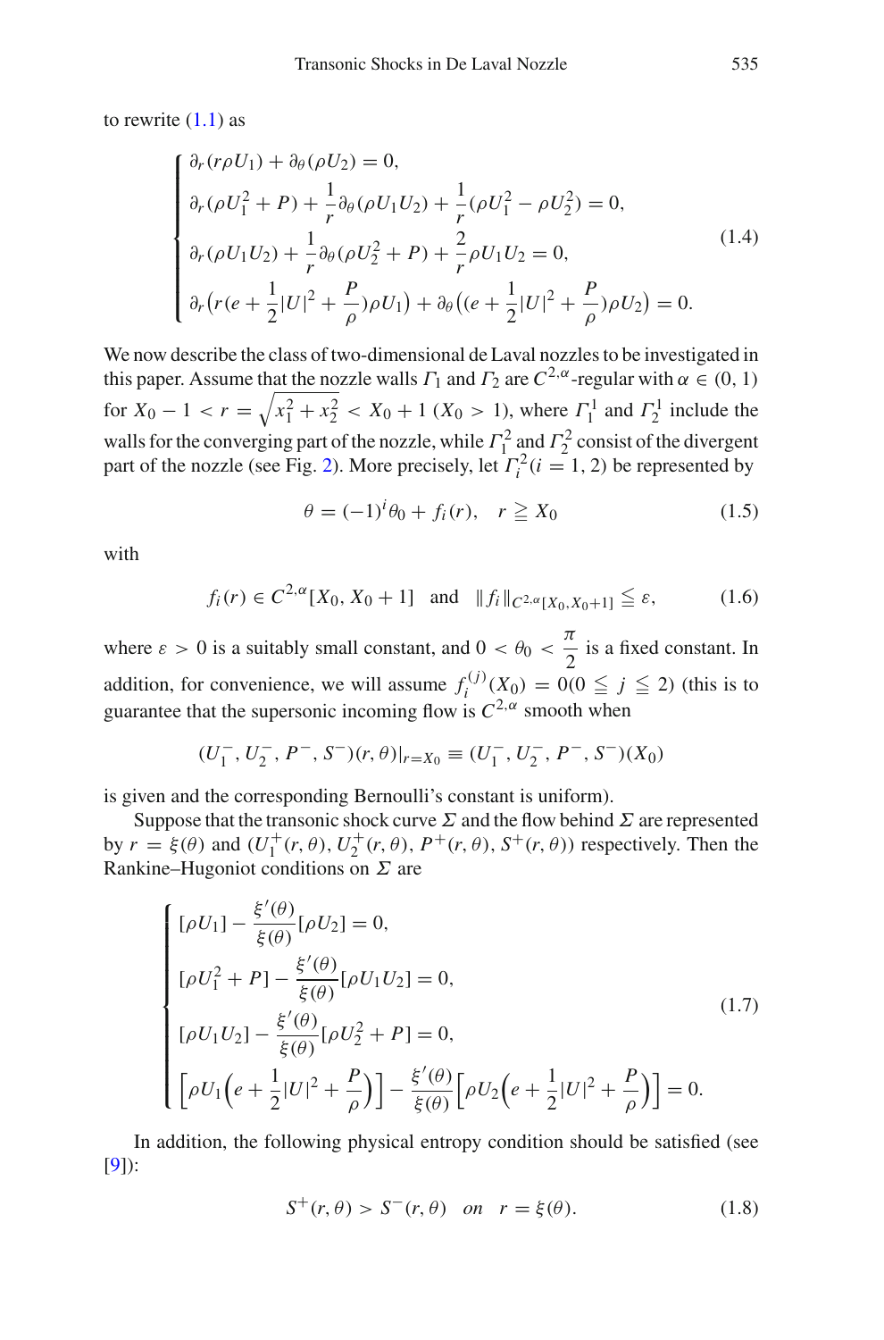to rewrite (1.1) as

$$
\begin{cases}
\partial_r(r\rho U_1) + \partial_\theta(\rho U_2) = 0, \\
\partial_r(\rho U_1^2 + P) + \dfrac{1}{r}\partial_\theta(\rho U_1 U_2) + \dfrac{1}{r}(\rho U_1^2 - \rho U_2^2) = 0, \\
\partial_r(\rho U_1 U_2) + \dfrac{1}{r}\partial_\theta(\rho U_2^2 + P) + \dfrac{2}{r}\rho U_1 U_2 = 0, \\
\partial_r\Big(r(e + \dfrac{1}{2}|U|^2 + \dfrac{P}{\rho})\rho U_1\Big) + \partial_\theta\Big((e + \dfrac{1}{2}|U|^2 + \dfrac{P}{\rho})\rho U_2\Big) = 0.
\end{cases}
\tag{1.4}
$$

We now describe the class of two-dimensional de Laval nozzles to be investigated in this paper. Assume that the nozzle walls $\Gamma_1$ and $\Gamma_2$ are $C^{2,\alpha}$-regular with $\alpha \in (0,1)$ for $X_0 - 1 < r = \sqrt{x_1^2 + x_2^2} < X_0 + 1$ $(X_0 > 1)$, where $\Gamma_1^1$ and $\Gamma_2^1$ include the walls for the converging part of the nozzle, while $\Gamma_1^2$ and $\Gamma_2^2$ consist of the divergent part of the nozzle (see Fig. 2). More precisely, let $\Gamma_i^2 (i = 1, 2)$ be represented by

$$
\theta = (-1)^i \theta_0 + f_i(r), \quad r \geqq X_0 \tag{1.5}
$$

with

$$
f_i(r) \in C^{2,\alpha}[X_0, X_0 + 1] \quad \text{and} \quad \|f_i\|_{C^{2,\alpha}[X_0, X_0+1]} \leqq \varepsilon, \tag{1.6}
$$

where $\varepsilon > 0$ is a suitably small constant, and $0 < \theta_0 < \dfrac{\pi}{2}$ is a fixed constant. In addition, for convenience, we will assume $f_i^{(j)}(X_0) = 0 (0 \leqq j \leqq 2)$ (this is to guarantee that the supersonic incoming flow is $C^{2,\alpha}$ smooth when

$$
(U_1^-, U_2^-, P^-, S^-)(r, \theta)|_{r = X_0} \equiv (U_1^-, U_2^-, P^-, S^-)(X_0)
$$

is given and the corresponding Bernoulli's constant is uniform).

Suppose that the transonic shock curve $\Sigma$ and the flow behind $\Sigma$ are represented by $r = \xi(\theta)$ and $(U_1^+(r,\theta), U_2^+(r,\theta), P^+(r,\theta), S^+(r,\theta))$ respectively. Then the Rankine–Hugoniot conditions on $\Sigma$ are

$$
\begin{cases}
[\rho U_1] - \dfrac{\xi'(\theta)}{\xi(\theta)}[\rho U_2] = 0, \\
[\rho U_1^2 + P] - \dfrac{\xi'(\theta)}{\xi(\theta)}[\rho U_1 U_2] = 0, \\
[\rho U_1 U_2] - \dfrac{\xi'(\theta)}{\xi(\theta)}[\rho U_2^2 + P] = 0, \\
\Big[\rho U_1\Big(e + \dfrac{1}{2}|U|^2 + \dfrac{P}{\rho}\Big)\Big] - \dfrac{\xi'(\theta)}{\xi(\theta)}\Big[\rho U_2\Big(e + \dfrac{1}{2}|U|^2 + \dfrac{P}{\rho}\Big)\Big] = 0.
\end{cases}
\tag{1.7}
$$

In addition, the following physical entropy condition should be satisfied (see [9]):

$$
S^+(r,\theta) > S^-(r,\theta) \quad on \quad r = \xi(\theta). \tag{1.8}
$$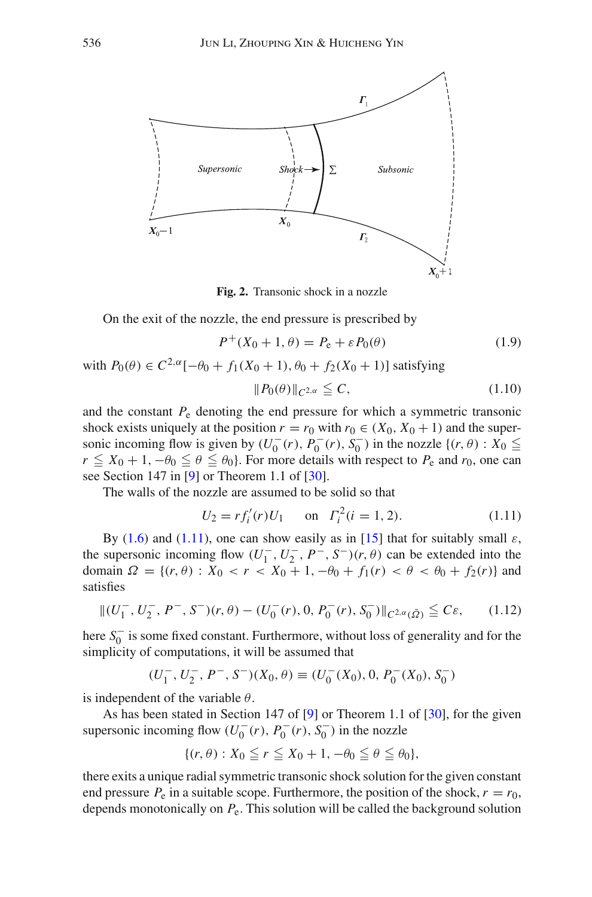Supersonic

Shock

$\Sigma$

Subsonic

$\Gamma_1$

$\Gamma_2$

$X_0-1$

$X_0$

$X_0+1$

**Fig. 2.** Transonic shock in a nozzle

On the exit of the nozzle, the end pressure is prescribed by

$$P^+(X_0+1,\theta) = P_e + \varepsilon P_0(\theta) \tag{1.9}$$

with $P_0(\theta) \in C^{2,\alpha}[-\theta_0 + f_1(X_0+1), \theta_0 + f_2(X_0+1)]$ satisfying

$$\|P_0(\theta)\|_{C^{2,\alpha}} \leqq C, \tag{1.10}$$

and the constant $P_e$ denoting the end pressure for which a symmetric transonic shock exists uniquely at the position $r = r_0$ with $r_0 \in (X_0, X_0+1)$ and the supersonic incoming flow is given by $(U_0^-(r), P_0^-(r), S_0^-)$ in the nozzle $\{(r,\theta) : X_0 \leqq r \leqq X_0+1, -\theta_0 \leqq \theta \leqq \theta_0\}$. For more details with respect to $P_e$ and $r_0$, one can see Section 147 in [9] or Theorem 1.1 of [30].

The walls of the nozzle are assumed to be solid so that

$$U_2 = r f_i'(r) U_1 \qquad \text{on} \quad \Gamma_i^2 (i = 1, 2). \tag{1.11}$$

By (1.6) and (1.11), one can show easily as in [15] that for suitably small $\varepsilon$, the supersonic incoming flow $(U_1^-, U_2^-, P^-, S^-)(r,\theta)$ can be extended into the domain $\Omega = \{(r,\theta) : X_0 < r < X_0+1, -\theta_0 + f_1(r) < \theta < \theta_0 + f_2(r)\}$ and satisfies

$$\|(U_1^-, U_2^-, P^-, S^-)(r,\theta) - (U_0^-(r), 0, P_0^-(r), S_0^-)\|_{C^{2,\alpha}(\bar{\Omega})} \leqq C\varepsilon, \tag{1.12}$$

here $S_0^-$ is some fixed constant. Furthermore, without loss of generality and for the simplicity of computations, it will be assumed that

$$(U_1^-, U_2^-, P^-, S^-)(X_0,\theta) \equiv (U_0^-(X_0), 0, P_0^-(X_0), S_0^-)$$

is independent of the variable $\theta$.

As has been stated in Section 147 of [9] or Theorem 1.1 of [30], for the given supersonic incoming flow $(U_0^-(r), P_0^-(r), S_0^-)$ in the nozzle

$$\{(r,\theta) : X_0 \leqq r \leqq X_0+1, -\theta_0 \leqq \theta \leqq \theta_0\},$$

there exits a unique radial symmetric transonic shock solution for the given constant end pressure $P_e$ in a suitable scope. Furthermore, the position of the shock, $r = r_0$, depends monotonically on $P_e$. This solution will be called the background solution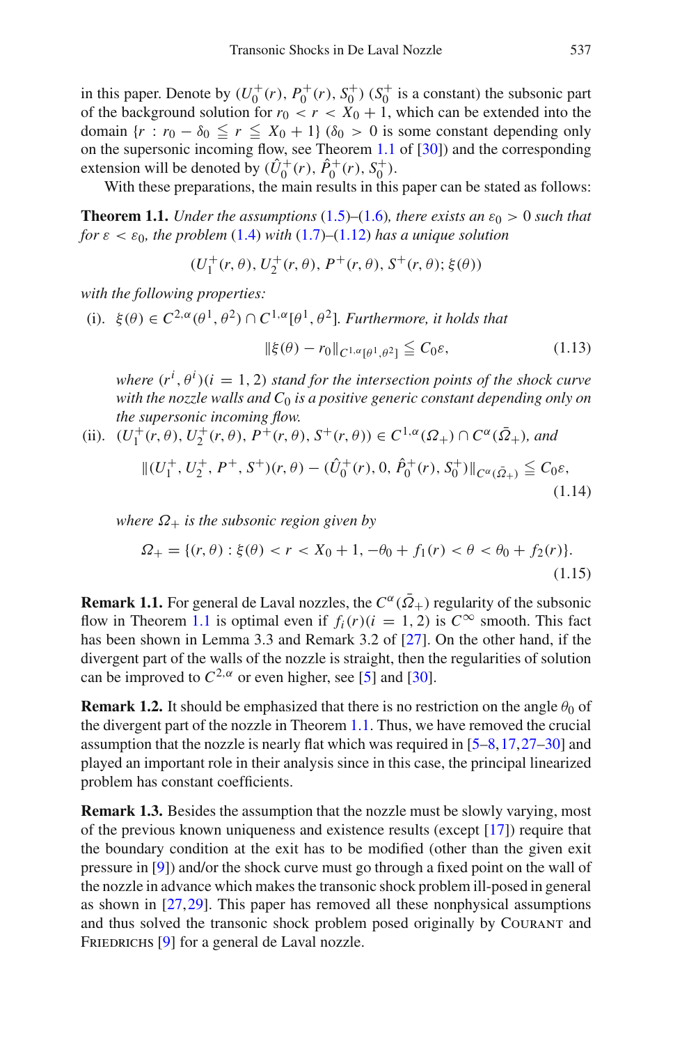in this paper. Denote by $(U_0^+(r), P_0^+(r), S_0^+)$ ($S_0^+$ is a constant) the subsonic part of the background solution for $r_0 < r < X_0 + 1$, which can be extended into the domain $\{r : r_0 - \delta_0 \leqq r \leqq X_0 + 1\}$ ($\delta_0 > 0$ is some constant depending only on the supersonic incoming flow, see Theorem 1.1 of [30]) and the corresponding extension will be denoted by $(\hat{U}_0^+(r), \hat{P}_0^+(r), S_0^+)$.

With these preparations, the main results in this paper can be stated as follows:

**Theorem 1.1.** *Under the assumptions* (1.5)–(1.6)*, there exists an* $\varepsilon_0 > 0$ *such that for* $\varepsilon < \varepsilon_0$*, the problem* (1.4) *with* (1.7)–(1.12) *has a unique solution*

$$(U_1^+(r,\theta), U_2^+(r,\theta), P^+(r,\theta), S^+(r,\theta); \xi(\theta))$$

*with the following properties:*

(i). $\xi(\theta) \in C^{2,\alpha}(\theta^1, \theta^2) \cap C^{1,\alpha}[\theta^1, \theta^2]$. *Furthermore, it holds that*

$$\|\xi(\theta) - r_0\|_{C^{1,\alpha}[\theta^1,\theta^2]} \leqq C_0\varepsilon, \tag{1.13}$$

*where* $(r^i, \theta^i)(i = 1, 2)$ *stand for the intersection points of the shock curve with the nozzle walls and* $C_0$ *is a positive generic constant depending only on the supersonic incoming flow.*

(ii). $(U_1^+(r,\theta), U_2^+(r,\theta), P^+(r,\theta), S^+(r,\theta)) \in C^{1,\alpha}(\Omega_+) \cap C^{\alpha}(\bar{\Omega}_+)$*, and*

$$\|(U_1^+, U_2^+, P^+, S^+)(r,\theta) - (\hat{U}_0^+(r), 0, \hat{P}_0^+(r), S_0^+)\|_{C^{\alpha}(\bar{\Omega}_+)} \leqq C_0\varepsilon, \tag{1.14}$$

*where* $\Omega_+$ *is the subsonic region given by*

$$\Omega_+ = \{(r,\theta) : \xi(\theta) < r < X_0 + 1, -\theta_0 + f_1(r) < \theta < \theta_0 + f_2(r)\}. \tag{1.15}$$

**Remark 1.1.** For general de Laval nozzles, the $C^{\alpha}(\bar{\Omega}_+)$ regularity of the subsonic flow in Theorem 1.1 is optimal even if $f_i(r)(i = 1, 2)$ is $C^{\infty}$ smooth. This fact has been shown in Lemma 3.3 and Remark 3.2 of [27]. On the other hand, if the divergent part of the walls of the nozzle is straight, then the regularities of solution can be improved to $C^{2,\alpha}$ or even higher, see [5] and [30].

**Remark 1.2.** It should be emphasized that there is no restriction on the angle $\theta_0$ of the divergent part of the nozzle in Theorem 1.1. Thus, we have removed the crucial assumption that the nozzle is nearly flat which was required in [5–8,17,27–30] and played an important role in their analysis since in this case, the principal linearized problem has constant coefficients.

**Remark 1.3.** Besides the assumption that the nozzle must be slowly varying, most of the previous known uniqueness and existence results (except [17]) require that the boundary condition at the exit has to be modified (other than the given exit pressure in [9]) and/or the shock curve must go through a fixed point on the wall of the nozzle in advance which makes the transonic shock problem ill-posed in general as shown in [27,29]. This paper has removed all these nonphysical assumptions and thus solved the transonic shock problem posed originally by Courant and Friedrichs [9] for a general de Laval nozzle.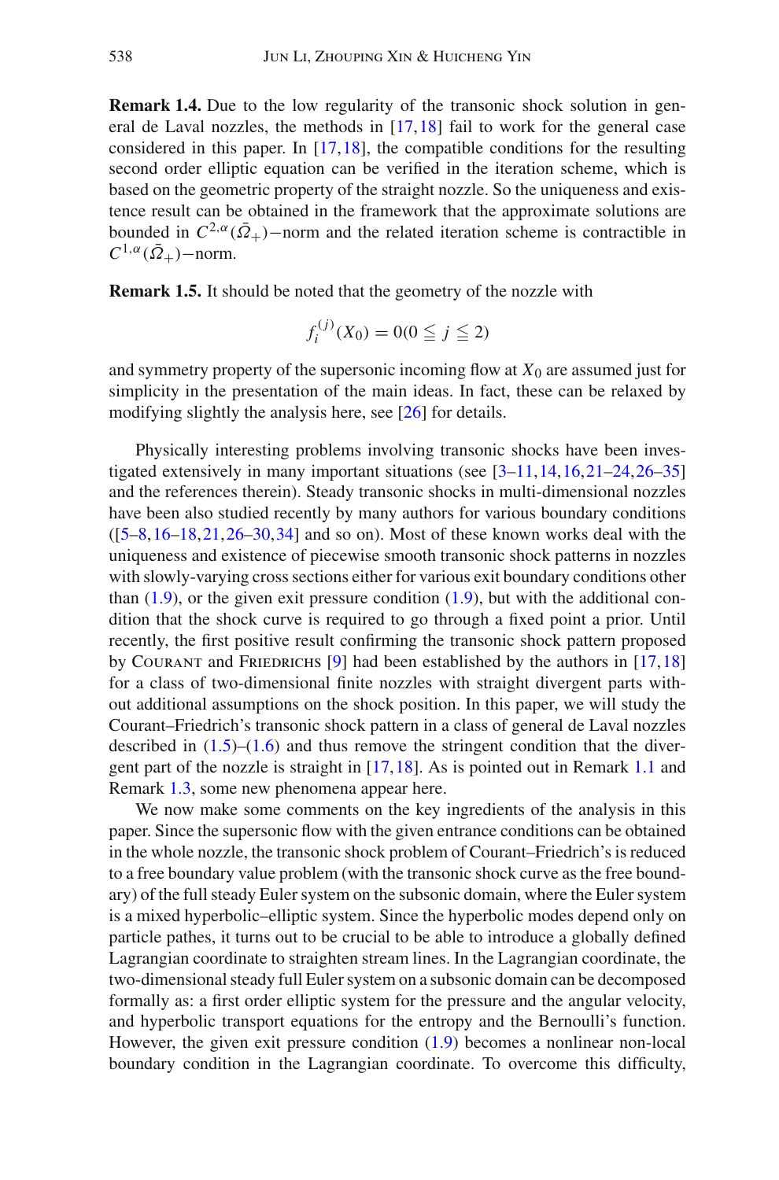**Remark 1.4.** Due to the low regularity of the transonic shock solution in general de Laval nozzles, the methods in [17,18] fail to work for the general case considered in this paper. In [17,18], the compatible conditions for the resulting second order elliptic equation can be verified in the iteration scheme, which is based on the geometric property of the straight nozzle. So the uniqueness and existence result can be obtained in the framework that the approximate solutions are bounded in $C^{2,\alpha}(\bar{\Omega}_+)-$norm and the related iteration scheme is contractible in $C^{1,\alpha}(\bar{\Omega}_+)-$norm.

**Remark 1.5.** It should be noted that the geometry of the nozzle with

$$f_i^{(j)}(X_0) = 0(0 \leqq j \leqq 2)$$

and symmetry property of the supersonic incoming flow at $X_0$ are assumed just for simplicity in the presentation of the main ideas. In fact, these can be relaxed by modifying slightly the analysis here, see [26] for details.

Physically interesting problems involving transonic shocks have been investigated extensively in many important situations (see [3–11,14,16,21–24,26–35] and the references therein). Steady transonic shocks in multi-dimensional nozzles have been also studied recently by many authors for various boundary conditions ([5–8,16–18,21,26–30,34] and so on). Most of these known works deal with the uniqueness and existence of piecewise smooth transonic shock patterns in nozzles with slowly-varying cross sections either for various exit boundary conditions other than (1.9), or the given exit pressure condition (1.9), but with the additional condition that the shock curve is required to go through a fixed point a prior. Until recently, the first positive result confirming the transonic shock pattern proposed by Courant and Friedrichs [9] had been established by the authors in [17,18] for a class of two-dimensional finite nozzles with straight divergent parts without additional assumptions on the shock position. In this paper, we will study the Courant–Friedrich's transonic shock pattern in a class of general de Laval nozzles described in (1.5)–(1.6) and thus remove the stringent condition that the divergent part of the nozzle is straight in [17,18]. As is pointed out in Remark 1.1 and Remark 1.3, some new phenomena appear here.

We now make some comments on the key ingredients of the analysis in this paper. Since the supersonic flow with the given entrance conditions can be obtained in the whole nozzle, the transonic shock problem of Courant–Friedrich's is reduced to a free boundary value problem (with the transonic shock curve as the free boundary) of the full steady Euler system on the subsonic domain, where the Euler system is a mixed hyperbolic–elliptic system. Since the hyperbolic modes depend only on particle pathes, it turns out to be crucial to be able to introduce a globally defined Lagrangian coordinate to straighten stream lines. In the Lagrangian coordinate, the two-dimensional steady full Euler system on a subsonic domain can be decomposed formally as: a first order elliptic system for the pressure and the angular velocity, and hyperbolic transport equations for the entropy and the Bernoulli's function. However, the given exit pressure condition (1.9) becomes a nonlinear non-local boundary condition in the Lagrangian coordinate. To overcome this difficulty,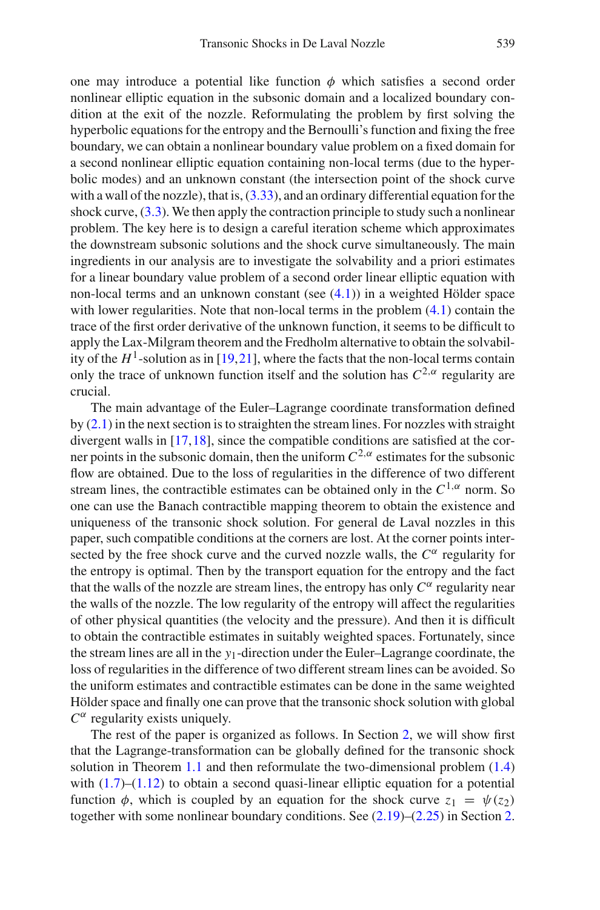one may introduce a potential like function $\phi$ which satisfies a second order nonlinear elliptic equation in the subsonic domain and a localized boundary condition at the exit of the nozzle. Reformulating the problem by first solving the hyperbolic equations for the entropy and the Bernoulli's function and fixing the free boundary, we can obtain a nonlinear boundary value problem on a fixed domain for a second nonlinear elliptic equation containing non-local terms (due to the hyperbolic modes) and an unknown constant (the intersection point of the shock curve with a wall of the nozzle), that is, (3.33), and an ordinary differential equation for the shock curve, (3.3). We then apply the contraction principle to study such a nonlinear problem. The key here is to design a careful iteration scheme which approximates the downstream subsonic solutions and the shock curve simultaneously. The main ingredients in our analysis are to investigate the solvability and a priori estimates for a linear boundary value problem of a second order linear elliptic equation with non-local terms and an unknown constant (see (4.1)) in a weighted Hölder space with lower regularities. Note that non-local terms in the problem (4.1) contain the trace of the first order derivative of the unknown function, it seems to be difficult to apply the Lax-Milgram theorem and the Fredholm alternative to obtain the solvability of the $H^1$-solution as in [19,21], where the facts that the non-local terms contain only the trace of unknown function itself and the solution has $C^{2,\alpha}$ regularity are crucial.

The main advantage of the Euler–Lagrange coordinate transformation defined by (2.1) in the next section is to straighten the stream lines. For nozzles with straight divergent walls in [17,18], since the compatible conditions are satisfied at the corner points in the subsonic domain, then the uniform $C^{2,\alpha}$ estimates for the subsonic flow are obtained. Due to the loss of regularities in the difference of two different stream lines, the contractible estimates can be obtained only in the $C^{1,\alpha}$ norm. So one can use the Banach contractible mapping theorem to obtain the existence and uniqueness of the transonic shock solution. For general de Laval nozzles in this paper, such compatible conditions at the corners are lost. At the corner points intersected by the free shock curve and the curved nozzle walls, the $C^{\alpha}$ regularity for the entropy is optimal. Then by the transport equation for the entropy and the fact that the walls of the nozzle are stream lines, the entropy has only $C^{\alpha}$ regularity near the walls of the nozzle. The low regularity of the entropy will affect the regularities of other physical quantities (the velocity and the pressure). And then it is difficult to obtain the contractible estimates in suitably weighted spaces. Fortunately, since the stream lines are all in the $y_1$-direction under the Euler–Lagrange coordinate, the loss of regularities in the difference of two different stream lines can be avoided. So the uniform estimates and contractible estimates can be done in the same weighted Hölder space and finally one can prove that the transonic shock solution with global $C^{\alpha}$ regularity exists uniquely.

The rest of the paper is organized as follows. In Section 2, we will show first that the Lagrange-transformation can be globally defined for the transonic shock solution in Theorem 1.1 and then reformulate the two-dimensional problem (1.4) with (1.7)–(1.12) to obtain a second quasi-linear elliptic equation for a potential function $\phi$, which is coupled by an equation for the shock curve $z_1 = \psi(z_2)$ together with some nonlinear boundary conditions. See (2.19)–(2.25) in Section 2.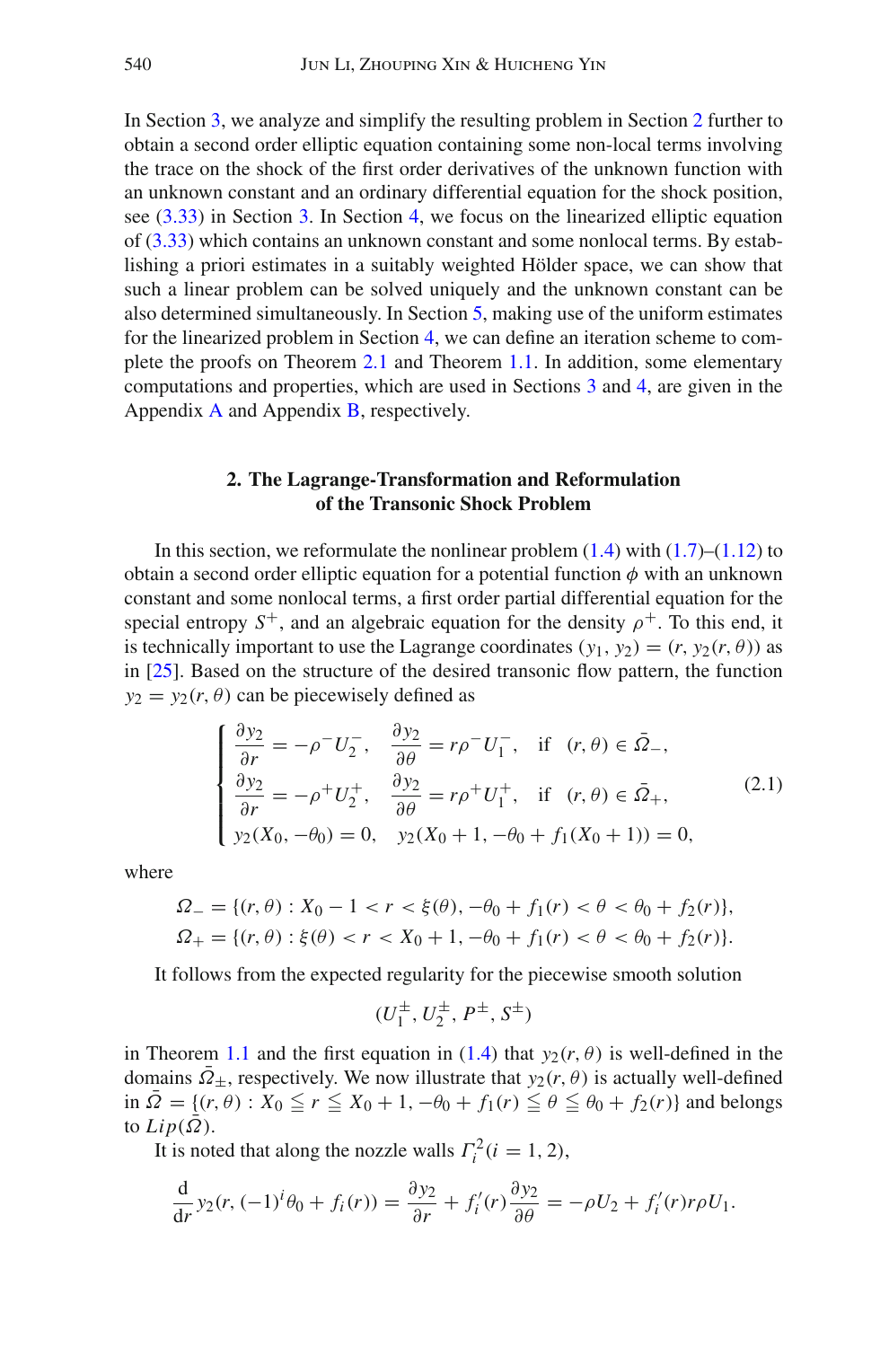In Section 3, we analyze and simplify the resulting problem in Section 2 further to obtain a second order elliptic equation containing some non-local terms involving the trace on the shock of the first order derivatives of the unknown function with an unknown constant and an ordinary differential equation for the shock position, see (3.33) in Section 3. In Section 4, we focus on the linearized elliptic equation of (3.33) which contains an unknown constant and some nonlocal terms. By establishing a priori estimates in a suitably weighted Hölder space, we can show that such a linear problem can be solved uniquely and the unknown constant can be also determined simultaneously. In Section 5, making use of the uniform estimates for the linearized problem in Section 4, we can define an iteration scheme to complete the proofs on Theorem 2.1 and Theorem 1.1. In addition, some elementary computations and properties, which are used in Sections 3 and 4, are given in the Appendix A and Appendix B, respectively.

## 2. The Lagrange-Transformation and Reformulation of the Transonic Shock Problem

In this section, we reformulate the nonlinear problem (1.4) with (1.7)–(1.12) to obtain a second order elliptic equation for a potential function $\phi$ with an unknown constant and some nonlocal terms, a first order partial differential equation for the special entropy $S^+$, and an algebraic equation for the density $\rho^+$. To this end, it is technically important to use the Lagrange coordinates $(y_1, y_2) = (r, y_2(r, \theta))$ as in [25]. Based on the structure of the desired transonic flow pattern, the function $y_2 = y_2(r, \theta)$ can be piecewisely defined as

$$
\begin{cases}
\dfrac{\partial y_2}{\partial r} = -\rho^- U_2^-, \quad \dfrac{\partial y_2}{\partial \theta} = r\rho^- U_1^-, \quad \text{if} \quad (r, \theta) \in \bar{\Omega}_-, \\[2mm]
\dfrac{\partial y_2}{\partial r} = -\rho^+ U_2^+, \quad \dfrac{\partial y_2}{\partial \theta} = r\rho^+ U_1^+, \quad \text{if} \quad (r, \theta) \in \bar{\Omega}_+, \\[2mm]
y_2(X_0, -\theta_0) = 0, \quad y_2(X_0 + 1, -\theta_0 + f_1(X_0 + 1)) = 0,
\end{cases}
\tag{2.1}
$$

where

$$
\Omega_- = \{(r, \theta) : X_0 - 1 < r < \xi(\theta), -\theta_0 + f_1(r) < \theta < \theta_0 + f_2(r)\},
$$
$$
\Omega_+ = \{(r, \theta) : \xi(\theta) < r < X_0 + 1, -\theta_0 + f_1(r) < \theta < \theta_0 + f_2(r)\}.
$$

It follows from the expected regularity for the piecewise smooth solution

$$
(U_1^{\pm}, U_2^{\pm}, P^{\pm}, S^{\pm})
$$

in Theorem 1.1 and the first equation in (1.4) that $y_2(r, \theta)$ is well-defined in the domains $\bar{\Omega}_{\pm}$, respectively. We now illustrate that $y_2(r, \theta)$ is actually well-defined in $\bar{\Omega} = \{(r, \theta) : X_0 \leqq r \leqq X_0 + 1, -\theta_0 + f_1(r) \leqq \theta \leqq \theta_0 + f_2(r)\}$ and belongs to $Lip(\bar{\Omega})$.

It is noted that along the nozzle walls $\Gamma_i^2 (i = 1, 2)$,

$$
\frac{\mathrm{d}}{\mathrm{d}r} y_2(r, (-1)^i \theta_0 + f_i(r)) = \frac{\partial y_2}{\partial r} + f_i'(r) \frac{\partial y_2}{\partial \theta} = -\rho U_2 + f_i'(r) r \rho U_1.
$$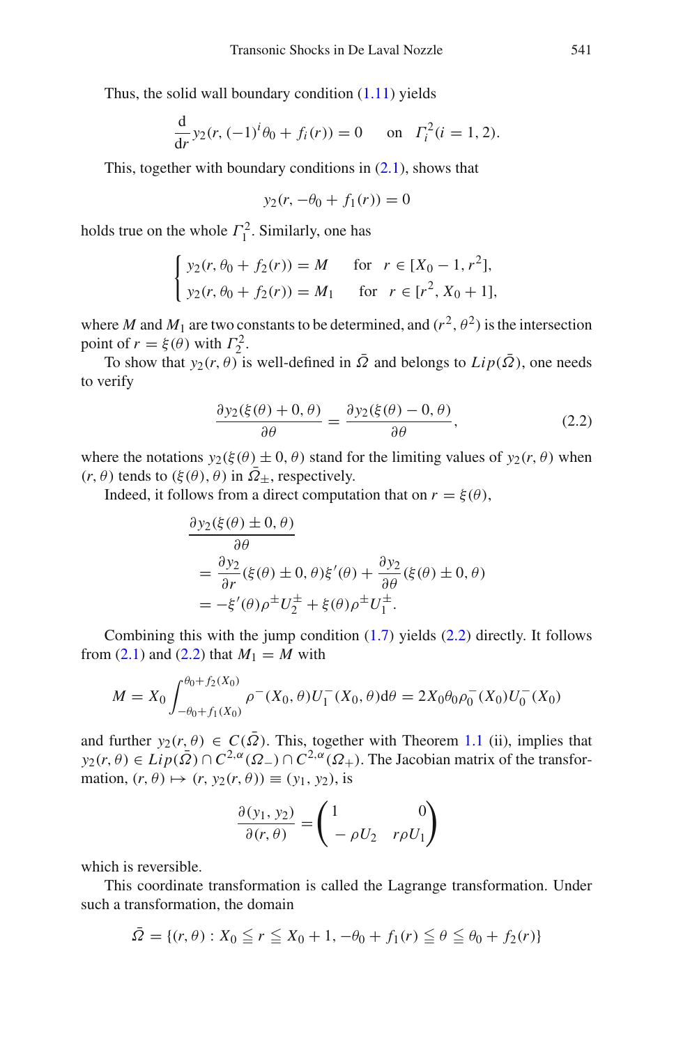Thus, the solid wall boundary condition (1.11) yields

$$\frac{\mathrm{d}}{\mathrm{d}r} y_2(r, (-1)^i \theta_0 + f_i(r)) = 0 \quad \text{ on } \quad \Gamma_i^2 (i = 1, 2).$$

This, together with boundary conditions in (2.1), shows that

$$y_2(r, -\theta_0 + f_1(r)) = 0$$

holds true on the whole $\Gamma_1^2$. Similarly, one has

$$\begin{cases} y_2(r, \theta_0 + f_2(r)) = M & \text{for} \quad r \in [X_0 - 1, r^2], \\ y_2(r, \theta_0 + f_2(r)) = M_1 & \text{for} \quad r \in [r^2, X_0 + 1], \end{cases}$$

where $M$ and $M_1$ are two constants to be determined, and $(r^2, \theta^2)$ is the intersection point of $r = \xi(\theta)$ with $\Gamma_2^2$.

To show that $y_2(r, \theta)$ is well-defined in $\bar{\Omega}$ and belongs to $Lip(\bar{\Omega})$, one needs to verify

$$\frac{\partial y_2(\xi(\theta) + 0, \theta)}{\partial \theta} = \frac{\partial y_2(\xi(\theta) - 0, \theta)}{\partial \theta}, \tag{2.2}$$

where the notations $y_2(\xi(\theta) \pm 0, \theta)$ stand for the limiting values of $y_2(r, \theta)$ when $(r, \theta)$ tends to $(\xi(\theta), \theta)$ in $\bar{\Omega}_\pm$, respectively.

Indeed, it follows from a direct computation that on $r = \xi(\theta)$,

$$\begin{aligned} &\frac{\partial y_2(\xi(\theta) \pm 0, \theta)}{\partial \theta} \\ &= \frac{\partial y_2}{\partial r}(\xi(\theta) \pm 0, \theta)\xi'(\theta) + \frac{\partial y_2}{\partial \theta}(\xi(\theta) \pm 0, \theta) \\ &= -\xi'(\theta)\rho^\pm U_2^\pm + \xi(\theta)\rho^\pm U_1^\pm. \end{aligned}$$

Combining this with the jump condition (1.7) yields (2.2) directly. It follows from (2.1) and (2.2) that $M_1 = M$ with

$$M = X_0 \int_{-\theta_0 + f_1(X_0)}^{\theta_0 + f_2(X_0)} \rho^-(X_0, \theta) U_1^-(X_0, \theta) \mathrm{d}\theta = 2X_0 \theta_0 \rho_0^-(X_0) U_0^-(X_0)$$

and further $y_2(r, \theta) \in C(\bar{\Omega})$. This, together with Theorem 1.1 (ii), implies that $y_2(r, \theta) \in Lip(\bar{\Omega}) \cap C^{2,\alpha}(\Omega_-) \cap C^{2,\alpha}(\Omega_+)$. The Jacobian matrix of the transformation, $(r, \theta) \mapsto (r, y_2(r, \theta)) \equiv (y_1, y_2)$, is

$$\frac{\partial(y_1, y_2)}{\partial(r, \theta)} = \begin{pmatrix} 1 & 0 \\ -\rho U_2 & r\rho U_1 \end{pmatrix}$$

which is reversible.

This coordinate transformation is called the Lagrange transformation. Under such a transformation, the domain

$$\bar{\Omega} = \{(r, \theta) : X_0 \leqq r \leqq X_0 + 1, -\theta_0 + f_1(r) \leqq \theta \leqq \theta_0 + f_2(r)\}$$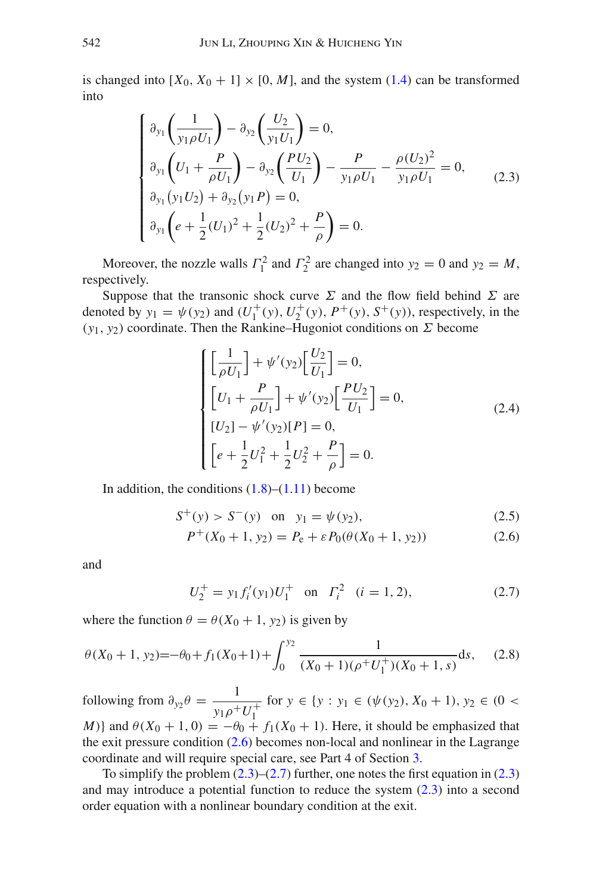is changed into $[X_0, X_0+1]\times[0, M]$, and the system (1.4) can be transformed into

$$
\begin{cases}
\partial_{y_1}\left(\dfrac{1}{y_1\rho U_1}\right) - \partial_{y_2}\left(\dfrac{U_2}{y_1 U_1}\right) = 0, \\[2mm]
\partial_{y_1}\left(U_1 + \dfrac{P}{\rho U_1}\right) - \partial_{y_2}\left(\dfrac{PU_2}{U_1}\right) - \dfrac{P}{y_1\rho U_1} - \dfrac{\rho (U_2)^2}{y_1\rho U_1} = 0, \\[2mm]
\partial_{y_1}\big(y_1 U_2\big) + \partial_{y_2}\big(y_1 P\big) = 0, \\[2mm]
\partial_{y_1}\left(e + \dfrac{1}{2}(U_1)^2 + \dfrac{1}{2}(U_2)^2 + \dfrac{P}{\rho}\right) = 0.
\end{cases}
\tag{2.3}
$$

Moreover, the nozzle walls $\Gamma_1^2$ and $\Gamma_2^2$ are changed into $y_2 = 0$ and $y_2 = M$, respectively.

Suppose that the transonic shock curve $\Sigma$ and the flow field behind $\Sigma$ are denoted by $y_1 = \psi(y_2)$ and $(U_1^+(y), U_2^+(y), P^+(y), S^+(y))$, respectively, in the $(y_1, y_2)$ coordinate. Then the Rankine–Hugoniot conditions on $\Sigma$ become

$$
\begin{cases}
\left[\dfrac{1}{\rho U_1}\right] + \psi'(y_2)\left[\dfrac{U_2}{U_1}\right] = 0, \\[2mm]
\left[U_1 + \dfrac{P}{\rho U_1}\right] + \psi'(y_2)\left[\dfrac{PU_2}{U_1}\right] = 0, \\[2mm]
[U_2] - \psi'(y_2)[P] = 0, \\[2mm]
\left[e + \dfrac{1}{2}U_1^2 + \dfrac{1}{2}U_2^2 + \dfrac{P}{\rho}\right] = 0.
\end{cases}
\tag{2.4}
$$

In addition, the conditions (1.8)–(1.11) become

$$
S^+(y) > S^-(y) \quad \text{on} \quad y_1 = \psi(y_2), \tag{2.5}
$$

$$
P^+(X_0+1, y_2) = P_e + \varepsilon P_0(\theta(X_0+1, y_2)) \tag{2.6}
$$

and

$$
U_2^+ = y_1 f_i'(y_1) U_1^+ \quad \text{on} \quad \Gamma_i^2 \quad (i = 1, 2), \tag{2.7}
$$

where the function $\theta = \theta(X_0+1, y_2)$ is given by

$$
\theta(X_0+1, y_2) = -\theta_0 + f_1(X_0+1) + \int_0^{y_2} \frac{1}{(X_0+1)(\rho^+ U_1^+)(X_0+1, s)}\,\mathrm{d}s, \tag{2.8}
$$

following from $\partial_{y_2}\theta = \dfrac{1}{y_1\rho^+ U_1^+}$ for $y \in \{y : y_1 \in (\psi(y_2), X_0+1), y_2 \in (0 < M)\}$ and $\theta(X_0+1, 0) = -\theta_0 + f_1(X_0+1)$. Here, it should be emphasized that the exit pressure condition (2.6) becomes non-local and nonlinear in the Lagrange coordinate and will require special care, see Part 4 of Section 3.

To simplify the problem (2.3)–(2.7) further, one notes the first equation in (2.3) and may introduce a potential function to reduce the system (2.3) into a second order equation with a nonlinear boundary condition at the exit.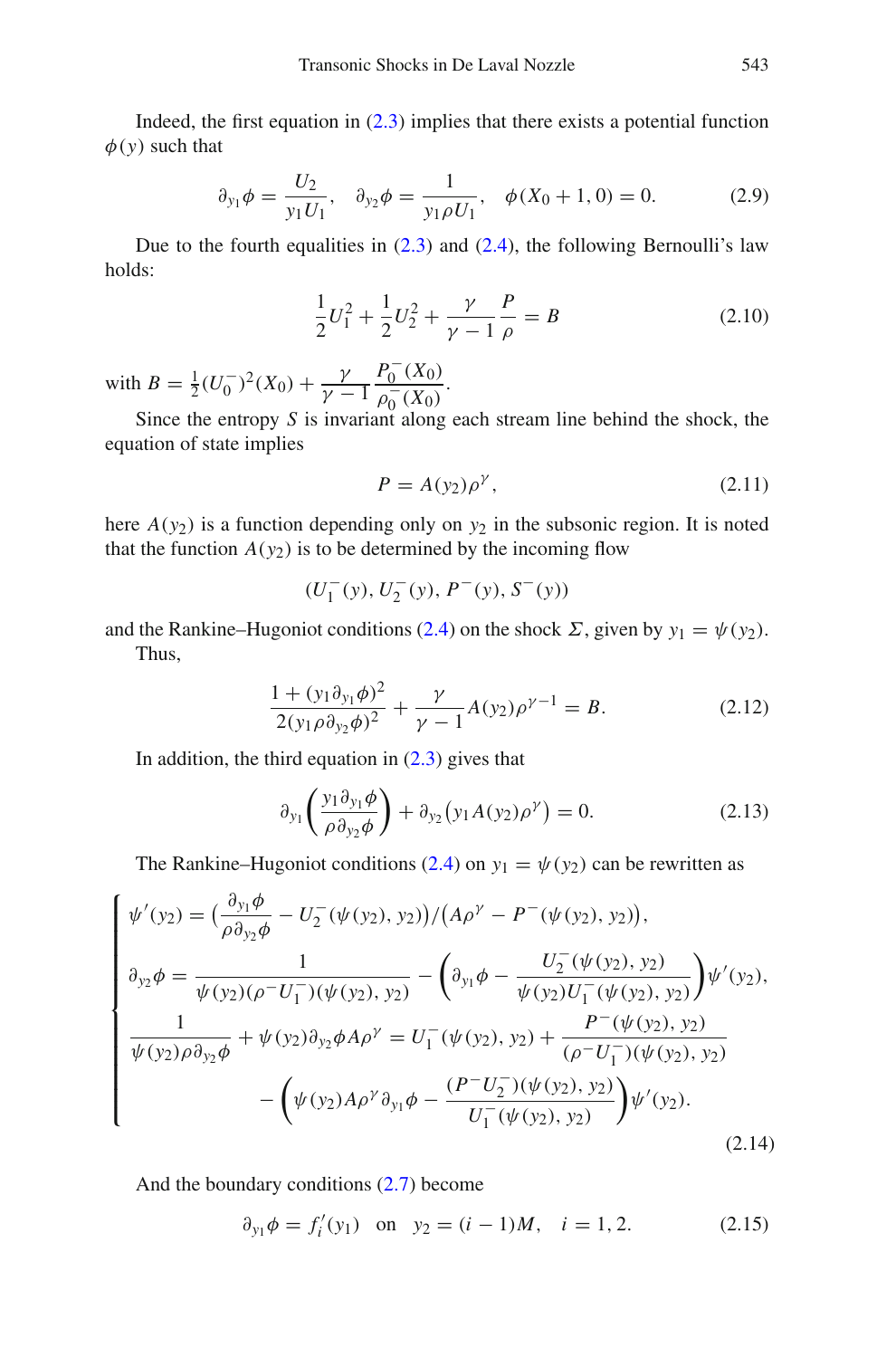Indeed, the first equation in (2.3) implies that there exists a potential function $\phi(y)$ such that

$$\partial_{y_1}\phi = \frac{U_2}{y_1 U_1}, \quad \partial_{y_2}\phi = \frac{1}{y_1 \rho U_1}, \quad \phi(X_0+1, 0) = 0. \tag{2.9}$$

Due to the fourth equalities in (2.3) and (2.4), the following Bernoulli's law holds:

$$\frac{1}{2}U_1^2 + \frac{1}{2}U_2^2 + \frac{\gamma}{\gamma - 1}\frac{P}{\rho} = B \tag{2.10}$$

with $B = \frac{1}{2}(U_0^-)^2(X_0) + \dfrac{\gamma}{\gamma-1}\dfrac{P_0^-(X_0)}{\rho_0^-(X_0)}$.

Since the entropy $S$ is invariant along each stream line behind the shock, the equation of state implies

$$P = A(y_2)\rho^\gamma, \tag{2.11}$$

here $A(y_2)$ is a function depending only on $y_2$ in the subsonic region. It is noted that the function $A(y_2)$ is to be determined by the incoming flow

$$(U_1^-(y), U_2^-(y), P^-(y), S^-(y))$$

and the Rankine–Hugoniot conditions (2.4) on the shock $\Sigma$, given by $y_1 = \psi(y_2)$.

Thus,

$$\frac{1 + (y_1 \partial_{y_1}\phi)^2}{2(y_1 \rho \partial_{y_2}\phi)^2} + \frac{\gamma}{\gamma - 1}A(y_2)\rho^{\gamma-1} = B. \tag{2.12}$$

In addition, the third equation in (2.3) gives that

$$\partial_{y_1}\left(\frac{y_1 \partial_{y_1}\phi}{\rho \partial_{y_2}\phi}\right) + \partial_{y_2}\big(y_1 A(y_2)\rho^\gamma\big) = 0. \tag{2.13}$$

The Rankine–Hugoniot conditions (2.4) on $y_1 = \psi(y_2)$ can be rewritten as

$$\begin{cases} \psi'(y_2) = \big(\dfrac{\partial_{y_1}\phi}{\rho\partial_{y_2}\phi} - U_2^-(\psi(y_2), y_2)\big)/\big(A\rho^\gamma - P^-(\psi(y_2), y_2)\big), \\ \partial_{y_2}\phi = \dfrac{1}{\psi(y_2)(\rho^- U_1^-)(\psi(y_2), y_2)} - \left(\partial_{y_1}\phi - \dfrac{U_2^-(\psi(y_2), y_2)}{\psi(y_2)U_1^-(\psi(y_2), y_2)}\right)\psi'(y_2), \\ \dfrac{1}{\psi(y_2)\rho\partial_{y_2}\phi} + \psi(y_2)\partial_{y_2}\phi A\rho^\gamma = U_1^-(\psi(y_2), y_2) + \dfrac{P^-(\psi(y_2), y_2)}{(\rho^- U_1^-)(\psi(y_2), y_2)} \\ \qquad\qquad - \left(\psi(y_2)A\rho^\gamma \partial_{y_1}\phi - \dfrac{(P^- U_2^-)(\psi(y_2), y_2)}{U_1^-(\psi(y_2), y_2)}\right)\psi'(y_2). \end{cases} \tag{2.14}$$

And the boundary conditions (2.7) become

$$\partial_{y_1}\phi = f_i'(y_1) \quad \text{on} \quad y_2 = (i-1)M, \quad i = 1, 2. \tag{2.15}$$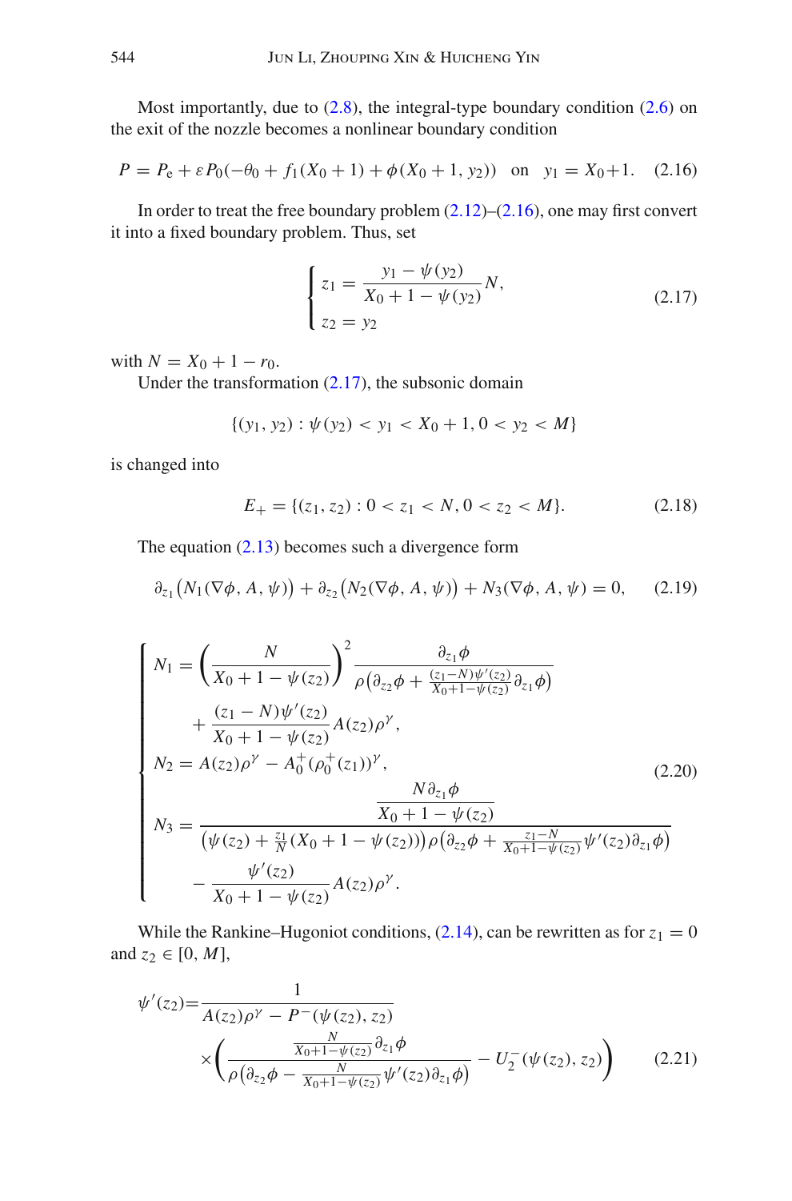Most importantly, due to (2.8), the integral-type boundary condition (2.6) on the exit of the nozzle becomes a nonlinear boundary condition

$$P = P_e + \varepsilon P_0(-\theta_0 + f_1(X_0+1) + \phi(X_0+1, y_2)) \quad \text{on} \quad y_1 = X_0+1. \tag{2.16}$$

In order to treat the free boundary problem (2.12)–(2.16), one may first convert it into a fixed boundary problem. Thus, set

$$\begin{cases} z_1 = \dfrac{y_1 - \psi(y_2)}{X_0 + 1 - \psi(y_2)} N, \\ z_2 = y_2 \end{cases} \tag{2.17}$$

with $N = X_0 + 1 - r_0$.

Under the transformation (2.17), the subsonic domain

$$\{(y_1, y_2) : \psi(y_2) < y_1 < X_0 + 1, 0 < y_2 < M\}$$

is changed into

$$E_+ = \{(z_1, z_2) : 0 < z_1 < N, 0 < z_2 < M\}. \tag{2.18}$$

The equation (2.13) becomes such a divergence form

$$\partial_{z_1}\big(N_1(\nabla\phi, A, \psi)\big) + \partial_{z_2}\big(N_2(\nabla\phi, A, \psi)\big) + N_3(\nabla\phi, A, \psi) = 0, \tag{2.19}$$

$$\begin{cases} N_1 = \left(\dfrac{N}{X_0 + 1 - \psi(z_2)}\right)^2 \dfrac{\partial_{z_1}\phi}{\rho\big(\partial_{z_2}\phi + \frac{(z_1-N)\psi'(z_2)}{X_0+1-\psi(z_2)}\partial_{z_1}\phi\big)} \\ \qquad + \dfrac{(z_1-N)\psi'(z_2)}{X_0+1-\psi(z_2)} A(z_2)\rho^\gamma, \\ N_2 = A(z_2)\rho^\gamma - A_0^+(\rho_0^+(z_1))^\gamma, \\ N_3 = \dfrac{\dfrac{N\partial_{z_1}\phi}{X_0+1-\psi(z_2)}}{\big(\psi(z_2) + \frac{z_1}{N}(X_0+1-\psi(z_2))\big)\rho\big(\partial_{z_2}\phi + \frac{z_1-N}{X_0+1-\psi(z_2)}\psi'(z_2)\partial_{z_1}\phi\big)} \\ \qquad - \dfrac{\psi'(z_2)}{X_0+1-\psi(z_2)} A(z_2)\rho^\gamma. \end{cases} \tag{2.20}$$

While the Rankine–Hugoniot conditions, (2.14), can be rewritten as for $z_1 = 0$ and $z_2 \in [0, M]$,

$$\psi'(z_2) = \frac{1}{A(z_2)\rho^\gamma - P^-(\psi(z_2), z_2)} \times \left(\frac{\frac{N}{X_0+1-\psi(z_2)}\partial_{z_1}\phi}{\rho\big(\partial_{z_2}\phi - \frac{N}{X_0+1-\psi(z_2)}\psi'(z_2)\partial_{z_1}\phi\big)} - U_2^-(\psi(z_2), z_2)\right) \tag{2.21}$$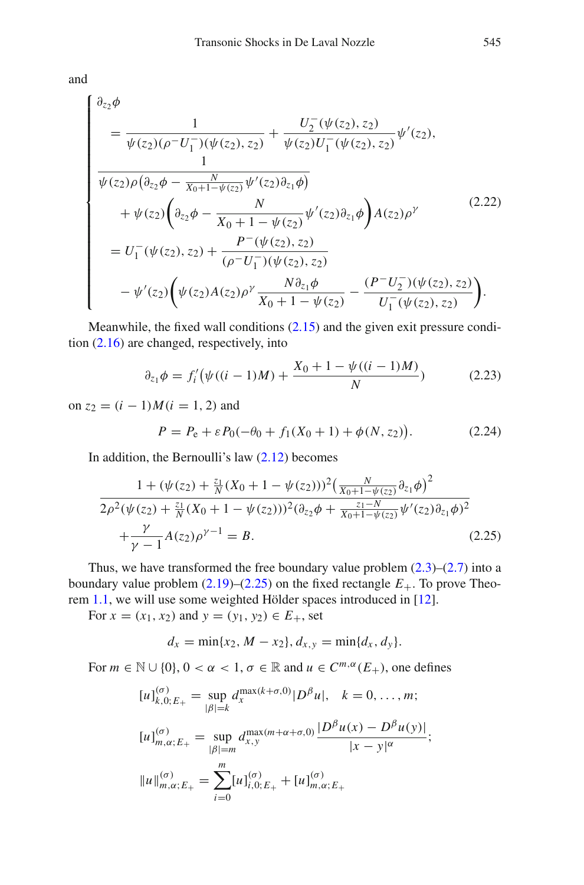and

$$
\begin{cases}
\partial_{z_2}\phi \\
\quad = \dfrac{1}{\psi(z_2)(\rho^- U_1^-)(\psi(z_2), z_2)} + \dfrac{U_2^-(\psi(z_2), z_2)}{\psi(z_2) U_1^-(\psi(z_2), z_2)} \psi'(z_2), \\
\dfrac{1}{\psi(z_2)\rho\big(\partial_{z_2}\phi - \frac{N}{X_0+1-\psi(z_2)}\psi'(z_2)\partial_{z_1}\phi\big)} \\
\quad + \psi(z_2)\Big(\partial_{z_2}\phi - \dfrac{N}{X_0+1-\psi(z_2)}\psi'(z_2)\partial_{z_1}\phi\Big) A(z_2)\rho^\gamma \\
\quad = U_1^-(\psi(z_2), z_2) + \dfrac{P^-(\psi(z_2), z_2)}{(\rho^- U_1^-)(\psi(z_2), z_2)} \\
\quad\quad - \psi'(z_2)\Big(\psi(z_2) A(z_2)\rho^\gamma \dfrac{N\partial_{z_1}\phi}{X_0+1-\psi(z_2)} - \dfrac{(P^- U_2^-)(\psi(z_2), z_2)}{U_1^-(\psi(z_2), z_2)}\Big).
\end{cases}
\tag{2.22}
$$

Meanwhile, the fixed wall conditions (2.15) and the given exit pressure condition (2.16) are changed, respectively, into

$$
\partial_{z_1}\phi = f_i'\big(\psi((i-1)M) + \frac{X_0+1-\psi((i-1)M)}{N}\big) \tag{2.23}
$$

on $z_2 = (i-1)M (i = 1, 2)$ and

$$
P = P_e + \varepsilon P_0\big(-\theta_0 + f_1(X_0+1) + \phi(N, z_2)\big). \tag{2.24}
$$

In addition, the Bernoulli's law (2.12) becomes

$$
\begin{aligned}
&\frac{1 + (\psi(z_2) + \frac{z_1}{N}(X_0+1-\psi(z_2)))^2\big(\frac{N}{X_0+1-\psi(z_2)}\partial_{z_1}\phi\big)^2}{2\rho^2(\psi(z_2) + \frac{z_1}{N}(X_0+1-\psi(z_2)))^2(\partial_{z_2}\phi + \frac{z_1-N}{X_0+1-\psi(z_2)}\psi'(z_2)\partial_{z_1}\phi)^2} \\
&\quad + \frac{\gamma}{\gamma-1}A(z_2)\rho^{\gamma-1} = B.
\end{aligned}
\tag{2.25}
$$

Thus, we have transformed the free boundary value problem (2.3)–(2.7) into a boundary value problem (2.19)–(2.25) on the fixed rectangle $E_+$. To prove Theorem 1.1, we will use some weighted Hölder spaces introduced in [12].

For $x = (x_1, x_2)$ and $y = (y_1, y_2) \in E_+$, set

$$
d_x = \min\{x_2, M - x_2\}, d_{x,y} = \min\{d_x, d_y\}.
$$

For $m \in \mathbb{N} \cup \{0\}$, $0 < \alpha < 1$, $\sigma \in \mathbb{R}$ and $u \in C^{m,\alpha}(E_+)$, one defines

$$
[u]^{(\sigma)}_{k,0;E_+} = \sup_{|\beta|=k} d_x^{\max(k+\sigma,0)}|D^\beta u|, \quad k = 0, \ldots, m;
$$

$$
[u]^{(\sigma)}_{m,\alpha;E_+} = \sup_{|\beta|=m} d_{x,y}^{\max(m+\alpha+\sigma,0)}\frac{|D^\beta u(x) - D^\beta u(y)|}{|x-y|^\alpha};
$$

$$
\|u\|^{(\sigma)}_{m,\alpha;E_+} = \sum_{i=0}^{m}[u]^{(\sigma)}_{i,0;E_+} + [u]^{(\sigma)}_{m,\alpha;E_+}
$$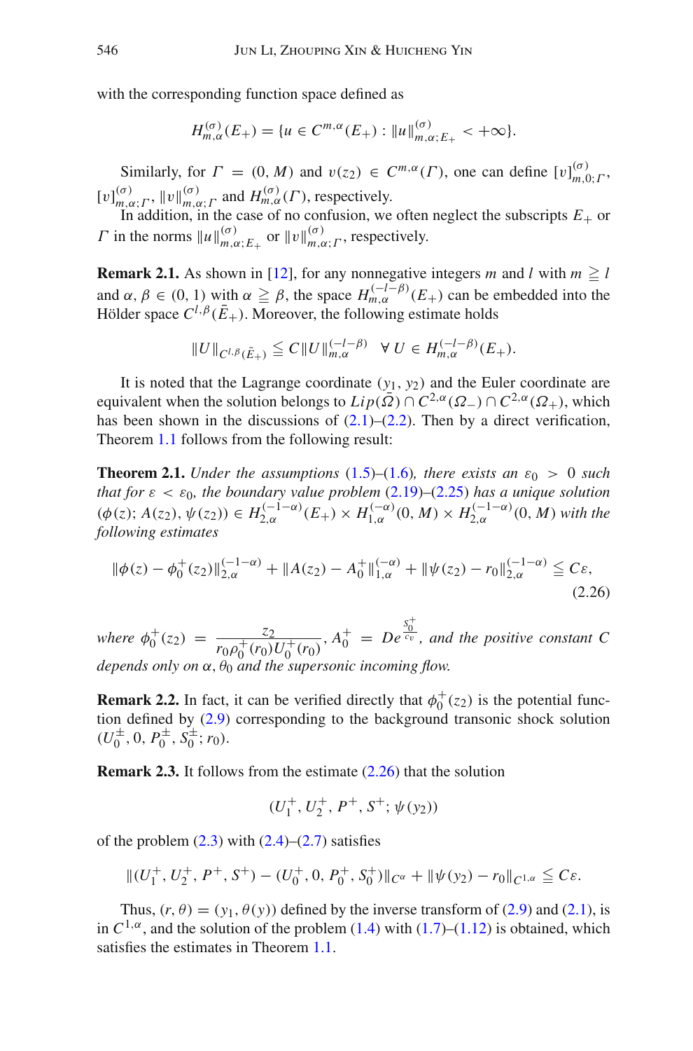with the corresponding function space defined as

$$H^{(\sigma)}_{m,\alpha}(E_+) = \{u \in C^{m,\alpha}(E_+) : \|u\|^{(\sigma)}_{m,\alpha;E_+} < +\infty\}.$$

Similarly, for $\Gamma = (0, M)$ and $v(z_2) \in C^{m,\alpha}(\Gamma)$, one can define $[v]^{(\sigma)}_{m,0;\Gamma}$, $[v]^{(\sigma)}_{m,\alpha;\Gamma}$, $\|v\|^{(\sigma)}_{m,\alpha;\Gamma}$ and $H^{(\sigma)}_{m,\alpha}(\Gamma)$, respectively.

In addition, in the case of no confusion, we often neglect the subscripts $E_+$ or $\Gamma$ in the norms $\|u\|^{(\sigma)}_{m,\alpha;E_+}$ or $\|v\|^{(\sigma)}_{m,\alpha;\Gamma}$, respectively.

**Remark 2.1.** As shown in [12], for any nonnegative integers $m$ and $l$ with $m \geqq l$ and $\alpha, \beta \in (0, 1)$ with $\alpha \geqq \beta$, the space $H^{(-l-\beta)}_{m,\alpha}(E_+)$ can be embedded into the Hölder space $C^{l,\beta}(\bar{E}_+)$. Moreover, the following estimate holds

$$\|U\|_{C^{l,\beta}(\bar{E}_+)} \leqq C\|U\|^{(-l-\beta)}_{m,\alpha} \quad \forall\, U \in H^{(-l-\beta)}_{m,\alpha}(E_+).$$

It is noted that the Lagrange coordinate $(y_1, y_2)$ and the Euler coordinate are equivalent when the solution belongs to $Lip(\bar{\Omega}) \cap C^{2,\alpha}(\Omega_-) \cap C^{2,\alpha}(\Omega_+)$, which has been shown in the discussions of (2.1)–(2.2). Then by a direct verification, Theorem 1.1 follows from the following result:

**Theorem 2.1.** *Under the assumptions* (1.5)–(1.6)*, there exists an* $\varepsilon_0 > 0$ *such that for* $\varepsilon < \varepsilon_0$*, the boundary value problem* (2.19)–(2.25) *has a unique solution* $(\phi(z); A(z_2), \psi(z_2)) \in H^{(-1-\alpha)}_{2,\alpha}(E_+) \times H^{(-\alpha)}_{1,\alpha}(0, M) \times H^{(-1-\alpha)}_{2,\alpha}(0, M)$ *with the following estimates*

$$\|\phi(z) - \phi_0^+(z_2)\|^{(-1-\alpha)}_{2,\alpha} + \|A(z_2) - A_0^+\|^{(-\alpha)}_{1,\alpha} + \|\psi(z_2) - r_0\|^{(-1-\alpha)}_{2,\alpha} \leqq C\varepsilon, \tag{2.26}$$

*where* $\phi_0^+(z_2) = \dfrac{z_2}{r_0\rho_0^+(r_0)U_0^+(r_0)}$, $A_0^+ = De^{\frac{S_0^+}{c_v}}$, *and the positive constant* $C$ *depends only on* $\alpha$, $\theta_0$ *and the supersonic incoming flow.*

**Remark 2.2.** In fact, it can be verified directly that $\phi_0^+(z_2)$ is the potential function defined by (2.9) corresponding to the background transonic shock solution $(U_0^\pm, 0, P_0^\pm, S_0^\pm; r_0)$.

**Remark 2.3.** It follows from the estimate (2.26) that the solution

$$(U_1^+, U_2^+, P^+, S^+; \psi(y_2))$$

of the problem (2.3) with (2.4)–(2.7) satisfies

$$\|(U_1^+, U_2^+, P^+, S^+) - (U_0^+, 0, P_0^+, S_0^+)\|_{C^\alpha} + \|\psi(y_2) - r_0\|_{C^{1,\alpha}} \leqq C\varepsilon.$$

Thus, $(r, \theta) = (y_1, \theta(y))$ defined by the inverse transform of (2.9) and (2.1), is in $C^{1,\alpha}$, and the solution of the problem (1.4) with (1.7)–(1.12) is obtained, which satisfies the estimates in Theorem 1.1.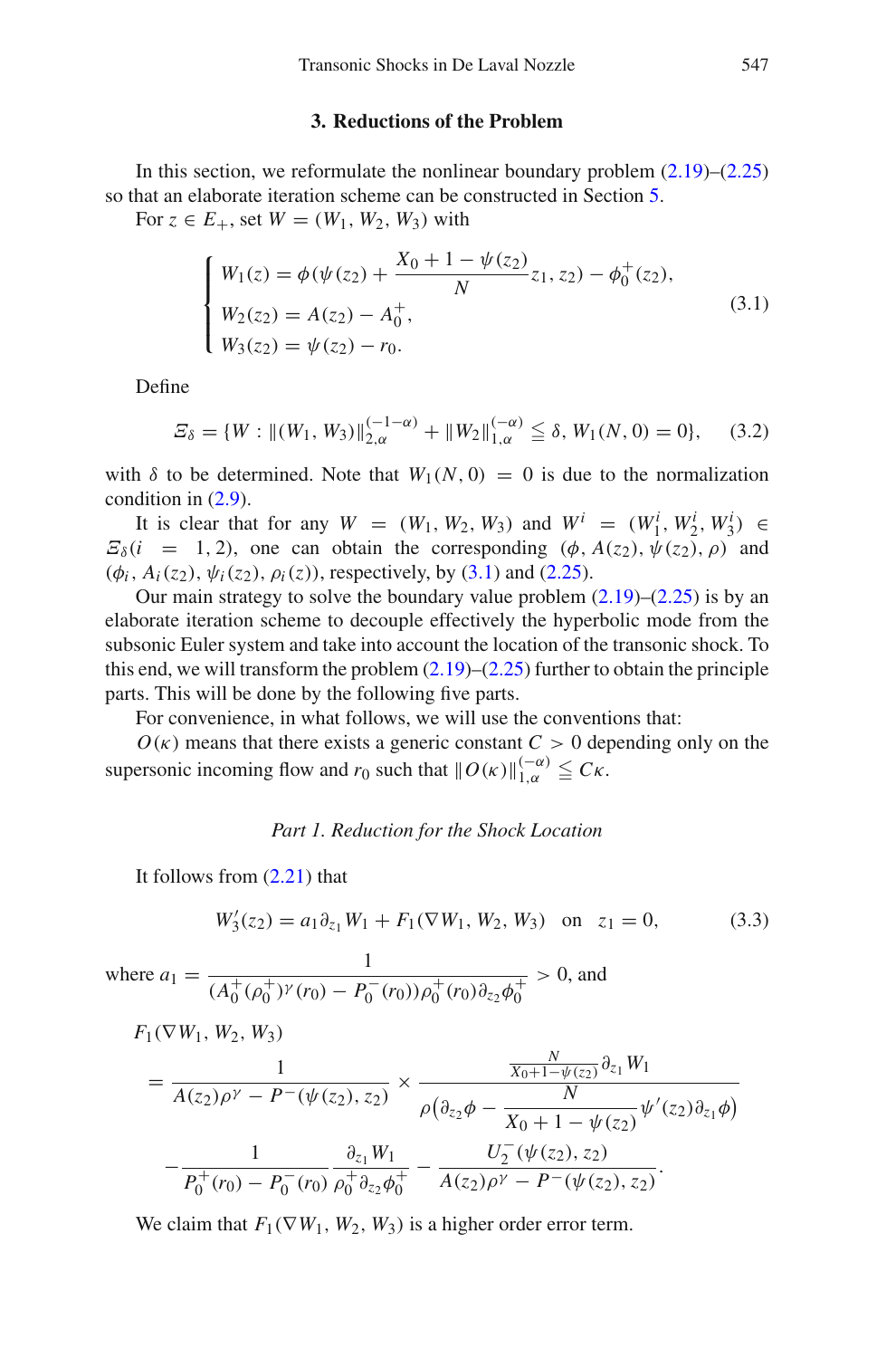## 3. Reductions of the Problem

In this section, we reformulate the nonlinear boundary problem (2.19)–(2.25) so that an elaborate iteration scheme can be constructed in Section 5.

For $z \in E_+$, set $W = (W_1, W_2, W_3)$ with

$$
\begin{cases}
W_1(z) = \phi(\psi(z_2) + \dfrac{X_0 + 1 - \psi(z_2)}{N} z_1, z_2) - \phi_0^+(z_2), \\
W_2(z_2) = A(z_2) - A_0^+, \\
W_3(z_2) = \psi(z_2) - r_0.
\end{cases}
\tag{3.1}
$$

Define

$$
\Xi_\delta = \{W : \|(W_1, W_3)\|_{2,\alpha}^{(-1-\alpha)} + \|W_2\|_{1,\alpha}^{(-\alpha)} \leqq \delta,\ W_1(N, 0) = 0\}, \tag{3.2}
$$

with $\delta$ to be determined. Note that $W_1(N, 0) = 0$ is due to the normalization condition in (2.9).

It is clear that for any $W = (W_1, W_2, W_3)$ and $W^i = (W_1^i, W_2^i, W_3^i) \in \Xi_\delta (i = 1, 2)$, one can obtain the corresponding $(\phi, A(z_2), \psi(z_2), \rho)$ and $(\phi_i, A_i(z_2), \psi_i(z_2), \rho_i(z))$, respectively, by (3.1) and (2.25).

Our main strategy to solve the boundary value problem (2.19)–(2.25) is by an elaborate iteration scheme to decouple effectively the hyperbolic mode from the subsonic Euler system and take into account the location of the transonic shock. To this end, we will transform the problem (2.19)–(2.25) further to obtain the principle parts. This will be done by the following five parts.

For convenience, in what follows, we will use the conventions that:

$O(\kappa)$ means that there exists a generic constant $C > 0$ depending only on the supersonic incoming flow and $r_0$ such that $\|O(\kappa)\|_{1,\alpha}^{(-\alpha)} \leqq C\kappa$.

*Part 1. Reduction for the Shock Location*

It follows from (2.21) that

$$
W_3'(z_2) = a_1 \partial_{z_1} W_1 + F_1(\nabla W_1, W_2, W_3) \quad \text{on} \quad z_1 = 0, \tag{3.3}
$$

where $a_1 = \dfrac{1}{(A_0^+(\rho_0^+)^\gamma(r_0) - P_0^-(r_0))\rho_0^+(r_0)\partial_{z_2}\phi_0^+} > 0$, and

$$
\begin{aligned}
&F_1(\nabla W_1, W_2, W_3) \\
&= \frac{1}{A(z_2)\rho^\gamma - P^-(\psi(z_2), z_2)} \times \frac{\frac{N}{X_0 + 1 - \psi(z_2)} \partial_{z_1} W_1}{\rho\big(\partial_{z_2}\phi - \dfrac{N}{X_0 + 1 - \psi(z_2)} \psi'(z_2)\partial_{z_1}\phi\big)} \\
&\quad - \frac{1}{P_0^+(r_0) - P_0^-(r_0)} \frac{\partial_{z_1} W_1}{\rho_0^+ \partial_{z_2}\phi_0^+} - \frac{U_2^-(\psi(z_2), z_2)}{A(z_2)\rho^\gamma - P^-(\psi(z_2), z_2)}.
\end{aligned}
$$

We claim that $F_1(\nabla W_1, W_2, W_3)$ is a higher order error term.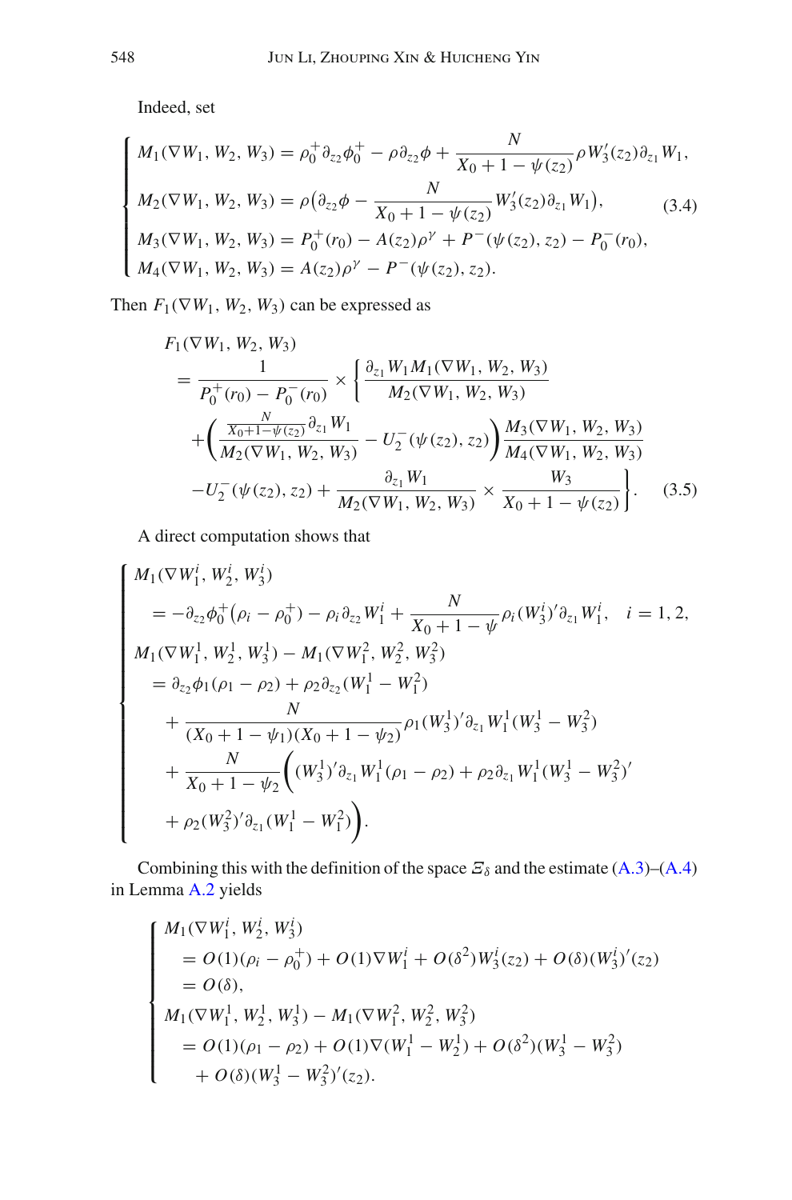Indeed, set

$$
\begin{cases}
M_1(\nabla W_1, W_2, W_3) = \rho_0^+ \partial_{z_2}\phi_0^+ - \rho\partial_{z_2}\phi + \dfrac{N}{X_0+1-\psi(z_2)}\rho W_3'(z_2)\partial_{z_1}W_1,\\
M_2(\nabla W_1, W_2, W_3) = \rho\big(\partial_{z_2}\phi - \dfrac{N}{X_0+1-\psi(z_2)}W_3'(z_2)\partial_{z_1}W_1\big),\\
M_3(\nabla W_1, W_2, W_3) = P_0^+(r_0) - A(z_2)\rho^\gamma + P^-(\psi(z_2), z_2) - P_0^-(r_0),\\
M_4(\nabla W_1, W_2, W_3) = A(z_2)\rho^\gamma - P^-(\psi(z_2), z_2).
\end{cases} \tag{3.4}
$$

Then $F_1(\nabla W_1, W_2, W_3)$ can be expressed as

$$
\begin{aligned}
&F_1(\nabla W_1, W_2, W_3)\\
&= \frac{1}{P_0^+(r_0) - P_0^-(r_0)} \times \Bigg\{ \frac{\partial_{z_1}W_1 M_1(\nabla W_1, W_2, W_3)}{M_2(\nabla W_1, W_2, W_3)}\\
&\quad + \Bigg( \frac{\frac{N}{X_0+1-\psi(z_2)}\partial_{z_1}W_1}{M_2(\nabla W_1, W_2, W_3)} - U_2^-(\psi(z_2), z_2)\Bigg)\frac{M_3(\nabla W_1, W_2, W_3)}{M_4(\nabla W_1, W_2, W_3)}\\
&\quad - U_2^-(\psi(z_2), z_2) + \frac{\partial_{z_1}W_1}{M_2(\nabla W_1, W_2, W_3)} \times \frac{W_3}{X_0+1-\psi(z_2)}\Bigg\}.
\end{aligned} \tag{3.5}
$$

A direct computation shows that

$$
\begin{cases}
M_1(\nabla W_1^i, W_2^i, W_3^i)\\
\quad = -\partial_{z_2}\phi_0^+\big(\rho_i - \rho_0^+\big) - \rho_i\partial_{z_2}W_1^i + \dfrac{N}{X_0+1-\psi}\rho_i (W_3^i)'\partial_{z_1}W_1^i, \quad i = 1, 2,\\
M_1(\nabla W_1^1, W_2^1, W_3^1) - M_1(\nabla W_1^2, W_2^2, W_3^2)\\
\quad = \partial_{z_2}\phi_1(\rho_1 - \rho_2) + \rho_2\partial_{z_2}(W_1^1 - W_1^2)\\
\qquad + \dfrac{N}{(X_0+1-\psi_1)(X_0+1-\psi_2)}\rho_1 (W_3^1)'\partial_{z_1}W_1^1(W_3^1 - W_3^2)\\
\qquad + \dfrac{N}{X_0+1-\psi_2}\bigg((W_3^1)'\partial_{z_1}W_1^1(\rho_1 - \rho_2) + \rho_2\partial_{z_1}W_1^1(W_3^1 - W_3^2)'\\
\qquad + \rho_2(W_3^2)'\partial_{z_1}(W_1^1 - W_1^2)\bigg).
\end{cases}
$$

Combining this with the definition of the space $\Xi_\delta$ and the estimate (A.3)–(A.4) in Lemma A.2 yields

$$
\begin{cases}
M_1(\nabla W_1^i, W_2^i, W_3^i)\\
\quad = O(1)(\rho_i - \rho_0^+) + O(1)\nabla W_1^i + O(\delta^2)W_3^i(z_2) + O(\delta)(W_3^i)'(z_2)\\
\quad = O(\delta),\\
M_1(\nabla W_1^1, W_2^1, W_3^1) - M_1(\nabla W_1^2, W_2^2, W_3^2)\\
\quad = O(1)(\rho_1 - \rho_2) + O(1)\nabla(W_1^1 - W_2^1) + O(\delta^2)(W_3^1 - W_3^2)\\
\qquad + O(\delta)(W_3^1 - W_3^2)'(z_2).
\end{cases}
$$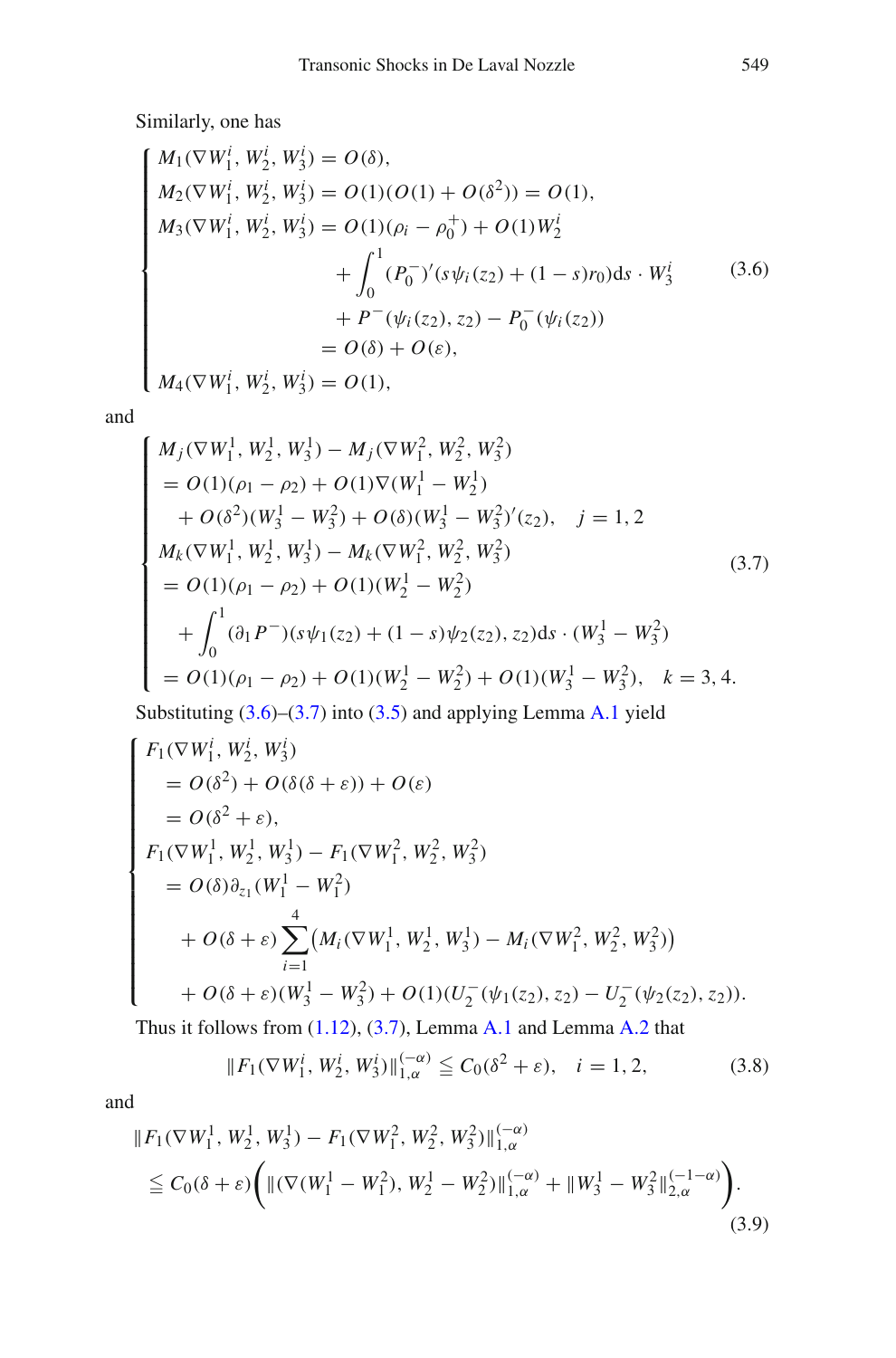Similarly, one has

$$
\begin{cases}
M_1(\nabla W_1^i, W_2^i, W_3^i) = O(\delta), \\
M_2(\nabla W_1^i, W_2^i, W_3^i) = O(1)(O(1) + O(\delta^2)) = O(1), \\
M_3(\nabla W_1^i, W_2^i, W_3^i) = O(1)(\rho_i - \rho_0^+) + O(1)W_2^i \\
\qquad\qquad\qquad + \displaystyle\int_0^1 (P_0^-)'(s\psi_i(z_2) + (1-s)r_0)\mathrm{d}s \cdot W_3^i \\
\qquad\qquad\qquad + P^-(\psi_i(z_2), z_2) - P_0^-(\psi_i(z_2)) \\
\qquad\qquad = O(\delta) + O(\varepsilon), \\
M_4(\nabla W_1^i, W_2^i, W_3^i) = O(1),
\end{cases}
\tag{3.6}
$$

and

$$
\begin{cases}
M_j(\nabla W_1^1, W_2^1, W_3^1) - M_j(\nabla W_1^2, W_2^2, W_3^2) \\
= O(1)(\rho_1 - \rho_2) + O(1)\nabla(W_1^1 - W_2^1) \\
\quad + O(\delta^2)(W_3^1 - W_3^2) + O(\delta)(W_3^1 - W_3^2)'(z_2), \quad j = 1, 2 \\
M_k(\nabla W_1^1, W_2^1, W_3^1) - M_k(\nabla W_1^2, W_2^2, W_3^2) \\
= O(1)(\rho_1 - \rho_2) + O(1)(W_2^1 - W_2^2) \\
\quad + \displaystyle\int_0^1 (\partial_1 P^-)(s\psi_1(z_2) + (1-s)\psi_2(z_2), z_2)\mathrm{d}s \cdot (W_3^1 - W_3^2) \\
= O(1)(\rho_1 - \rho_2) + O(1)(W_2^1 - W_2^2) + O(1)(W_3^1 - W_3^2), \quad k = 3, 4.
\end{cases}
\tag{3.7}
$$

Substituting (3.6)–(3.7) into (3.5) and applying Lemma A.1 yield

$$
\begin{cases}
F_1(\nabla W_1^i, W_2^i, W_3^i) \\
\quad = O(\delta^2) + O(\delta(\delta + \varepsilon)) + O(\varepsilon) \\
\quad = O(\delta^2 + \varepsilon), \\
F_1(\nabla W_1^1, W_2^1, W_3^1) - F_1(\nabla W_1^2, W_2^2, W_3^2) \\
\quad = O(\delta)\partial_{z_1}(W_1^1 - W_1^2) \\
\qquad + O(\delta + \varepsilon)\displaystyle\sum_{i=1}^4 \big(M_i(\nabla W_1^1, W_2^1, W_3^1) - M_i(\nabla W_1^2, W_2^2, W_3^2)\big) \\
\qquad + O(\delta + \varepsilon)(W_3^1 - W_3^2) + O(1)(U_2^-(\psi_1(z_2), z_2) - U_2^-(\psi_2(z_2), z_2)).
\end{cases}
$$

Thus it follows from (1.12), (3.7), Lemma A.1 and Lemma A.2 that

$$
\|F_1(\nabla W_1^i, W_2^i, W_3^i)\|_{1,\alpha}^{(-\alpha)} \leqq C_0(\delta^2 + \varepsilon), \quad i = 1, 2, \tag{3.8}
$$

and

$$
\begin{aligned}
&\|F_1(\nabla W_1^1, W_2^1, W_3^1) - F_1(\nabla W_1^2, W_2^2, W_3^2)\|_{1,\alpha}^{(-\alpha)} \\
&\leqq C_0(\delta + \varepsilon)\bigg(\|(\nabla(W_1^1 - W_1^2), W_2^1 - W_2^2)\|_{1,\alpha}^{(-\alpha)} + \|W_3^1 - W_3^2\|_{2,\alpha}^{(-1-\alpha)}\bigg).
\end{aligned}
\tag{3.9}
$$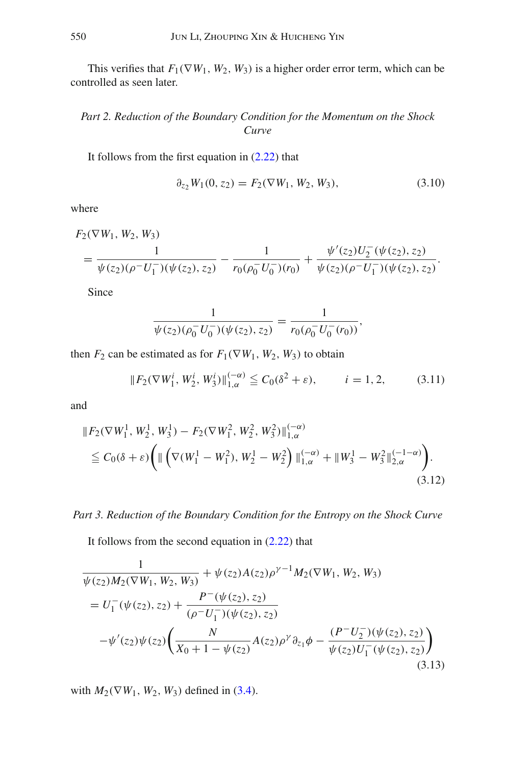This verifies that $F_1(\nabla W_1, W_2, W_3)$ is a higher order error term, which can be controlled as seen later.

*Part 2. Reduction of the Boundary Condition for the Momentum on the Shock Curve*

It follows from the first equation in (2.22) that

$$\partial_{z_2} W_1(0, z_2) = F_2(\nabla W_1, W_2, W_3), \tag{3.10}$$

where

$$\begin{aligned}
&F_2(\nabla W_1, W_2, W_3) \\
&= \frac{1}{\psi(z_2)(\rho^- U_1^-)(\psi(z_2), z_2)} - \frac{1}{r_0(\rho_0^- U_0^-)(r_0)} + \frac{\psi'(z_2) U_2^-(\psi(z_2), z_2)}{\psi(z_2)(\rho^- U_1^-)(\psi(z_2), z_2)}.
\end{aligned}$$

Since

$$\frac{1}{\psi(z_2)(\rho_0^- U_0^-)(\psi(z_2), z_2)} = \frac{1}{r_0(\rho_0^- U_0^-(r_0))},$$

then $F_2$ can be estimated as for $F_1(\nabla W_1, W_2, W_3)$ to obtain

$$\| F_2(\nabla W_1^i, W_2^i, W_3^i) \|_{1,\alpha}^{(-\alpha)} \leqq C_0(\delta^2 + \varepsilon), \qquad i = 1, 2, \tag{3.11}$$

and

$$\begin{aligned}
&\| F_2(\nabla W_1^1, W_2^1, W_3^1) - F_2(\nabla W_1^2, W_2^2, W_3^2) \|_{1,\alpha}^{(-\alpha)} \\
&\leqq C_0(\delta + \varepsilon) \bigg( \| \Big( \nabla (W_1^1 - W_1^2), W_2^1 - W_2^2 \Big) \|_{1,\alpha}^{(-\alpha)} + \| W_3^1 - W_3^2 \|_{2,\alpha}^{(-1-\alpha)} \bigg).
\end{aligned} \tag{3.12}$$

*Part 3. Reduction of the Boundary Condition for the Entropy on the Shock Curve*

It follows from the second equation in (2.22) that

$$\begin{aligned}
&\frac{1}{\psi(z_2) M_2(\nabla W_1, W_2, W_3)} + \psi(z_2) A(z_2) \rho^{\gamma - 1} M_2(\nabla W_1, W_2, W_3) \\
&= U_1^-(\psi(z_2), z_2) + \frac{P^-(\psi(z_2), z_2)}{(\rho^- U_1^-)(\psi(z_2), z_2)} \\
&\quad - \psi'(z_2)\psi(z_2) \bigg( \frac{N}{X_0 + 1 - \psi(z_2)} A(z_2) \rho^\gamma \partial_{z_1} \phi - \frac{(P^- U_2^-)(\psi(z_2), z_2)}{\psi(z_2) U_1^-(\psi(z_2), z_2)} \bigg)
\end{aligned} \tag{3.13}$$

with $M_2(\nabla W_1, W_2, W_3)$ defined in (3.4).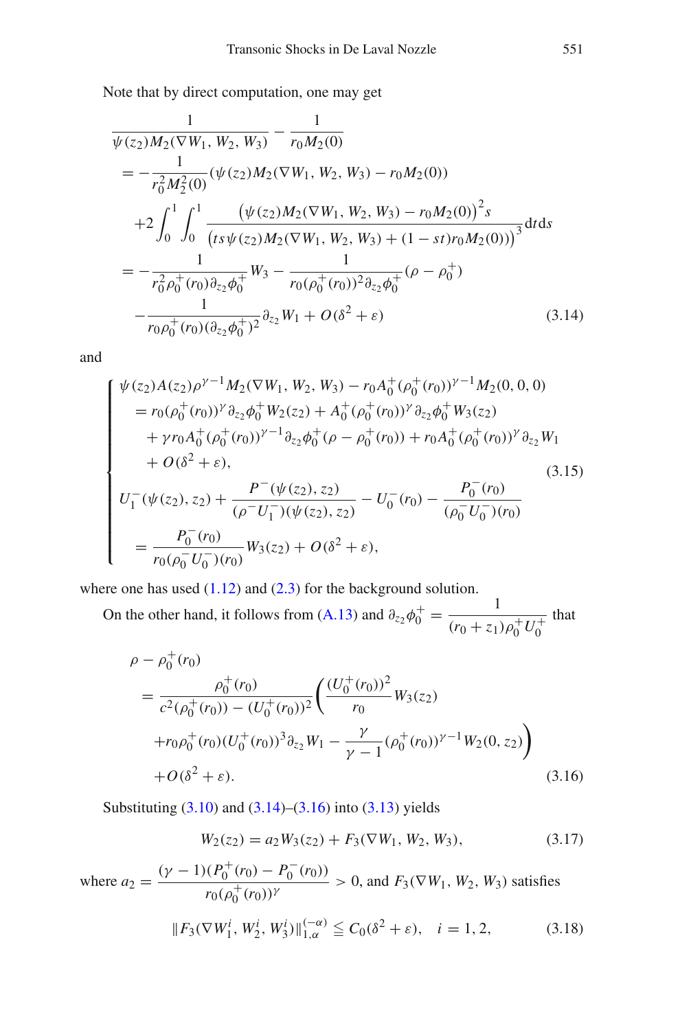Note that by direct computation, one may get

$$
\begin{aligned}
&\frac{1}{\psi(z_2)M_2(\nabla W_1, W_2, W_3)} - \frac{1}{r_0 M_2(0)} \\
&= -\frac{1}{r_0^2 M_2^2(0)}(\psi(z_2)M_2(\nabla W_1, W_2, W_3) - r_0 M_2(0)) \\
&\quad + 2\int_0^1\int_0^1 \frac{\left(\psi(z_2)M_2(\nabla W_1, W_2, W_3) - r_0 M_2(0)\right)^2 s}{\left(ts\psi(z_2)M_2(\nabla W_1, W_2, W_3) + (1-st)r_0 M_2(0)\right)^3}\mathrm{d}t\mathrm{d}s \\
&= -\frac{1}{r_0^2\rho_0^+(r_0)\partial_{z_2}\phi_0^+}W_3 - \frac{1}{r_0(\rho_0^+(r_0))^2\partial_{z_2}\phi_0^+}(\rho - \rho_0^+) \\
&\quad - \frac{1}{r_0\rho_0^+(r_0)(\partial_{z_2}\phi_0^+)^2}\partial_{z_2}W_1 + O(\delta^2 + \varepsilon)
\end{aligned}
\tag{3.14}
$$

and

$$
\begin{cases}
\psi(z_2)A(z_2)\rho^{\gamma-1}M_2(\nabla W_1, W_2, W_3) - r_0 A_0^+(\rho_0^+(r_0))^{\gamma-1}M_2(0,0,0) \\
\quad = r_0(\rho_0^+(r_0))^\gamma \partial_{z_2}\phi_0^+ W_2(z_2) + A_0^+(\rho_0^+(r_0))^\gamma\partial_{z_2}\phi_0^+ W_3(z_2) \\
\quad\quad + \gamma r_0 A_0^+(\rho_0^+(r_0))^{\gamma-1}\partial_{z_2}\phi_0^+(\rho - \rho_0^+(r_0)) + r_0 A_0^+(\rho_0^+(r_0))^\gamma\partial_{z_2}W_1 \\
\quad\quad + O(\delta^2+\varepsilon), \\
U_1^-(\psi(z_2), z_2) + \dfrac{P^-(\psi(z_2), z_2)}{(\rho^- U_1^-)(\psi(z_2), z_2)} - U_0^-(r_0) - \dfrac{P_0^-(r_0)}{(\rho_0^- U_0^-)(r_0)} \\
\quad = \dfrac{P_0^-(r_0)}{r_0(\rho_0^- U_0^-)(r_0)}W_3(z_2) + O(\delta^2+\varepsilon),
\end{cases}
\tag{3.15}
$$

where one has used (1.12) and (2.3) for the background solution.

On the other hand, it follows from (A.13) and $\partial_{z_2}\phi_0^+ = \dfrac{1}{(r_0+z_1)\rho_0^+ U_0^+}$ that

$$
\begin{aligned}
&\rho - \rho_0^+(r_0) \\
&= \frac{\rho_0^+(r_0)}{c^2(\rho_0^+(r_0)) - (U_0^+(r_0))^2}\Bigg(\frac{(U_0^+(r_0))^2}{r_0}W_3(z_2) \\
&\quad + r_0\rho_0^+(r_0)(U_0^+(r_0))^3\partial_{z_2}W_1 - \frac{\gamma}{\gamma-1}(\rho_0^+(r_0))^{\gamma-1}W_2(0, z_2)\Bigg) \\
&\quad + O(\delta^2+\varepsilon).
\end{aligned}
\tag{3.16}
$$

Substituting (3.10) and (3.14)–(3.16) into (3.13) yields

$$
W_2(z_2) = a_2 W_3(z_2) + F_3(\nabla W_1, W_2, W_3),
\tag{3.17}
$$

where $a_2 = \dfrac{(\gamma-1)(P_0^+(r_0) - P_0^-(r_0))}{r_0(\rho_0^+(r_0))^\gamma} > 0$, and $F_3(\nabla W_1, W_2, W_3)$ satisfies

$$
\|F_3(\nabla W_1^i, W_2^i, W_3^i)\|_{1,\alpha}^{(-\alpha)} \leqq C_0(\delta^2+\varepsilon), \quad i = 1, 2,
\tag{3.18}
$$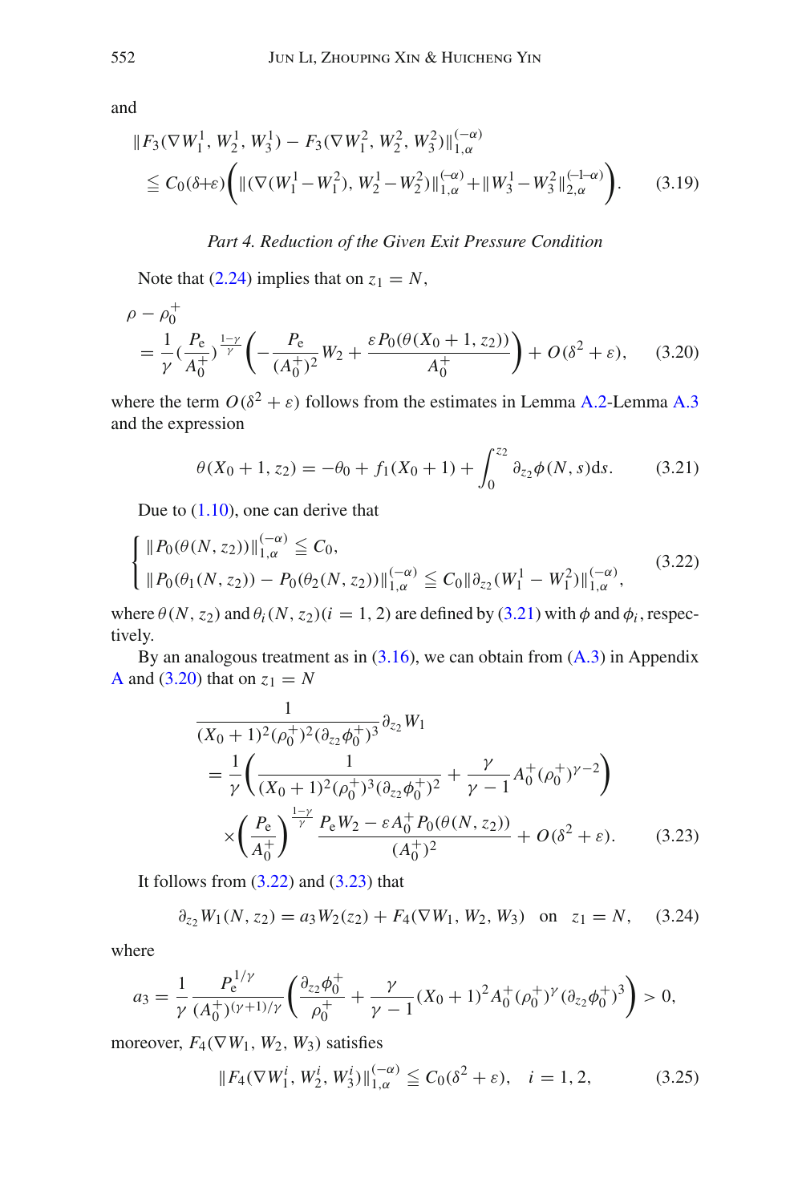and

$$
\begin{aligned}
&\|F_3(\nabla W_1^1, W_2^1, W_3^1) - F_3(\nabla W_1^2, W_2^2, W_3^2)\|_{1,\alpha}^{(-\alpha)} \\
&\quad \leqq C_0(\delta+\varepsilon)\bigg(\|(\nabla(W_1^1 - W_1^2), W_2^1 - W_2^2)\|_{1,\alpha}^{(-\alpha)} + \|W_3^1 - W_3^2\|_{2,\alpha}^{(-1-\alpha)}\bigg).
\end{aligned}
\tag{3.19}
$$

*Part 4. Reduction of the Given Exit Pressure Condition*

Note that (2.24) implies that on $z_1 = N$,

$$
\begin{aligned}
\rho &- \rho_0^+ \\
&= \frac{1}{\gamma}\left(\frac{P_e}{A_0^+}\right)^{\frac{1-\gamma}{\gamma}}\left(-\frac{P_e}{(A_0^+)^2}W_2 + \frac{\varepsilon P_0(\theta(X_0+1, z_2))}{A_0^+}\right) + O(\delta^2 + \varepsilon),
\end{aligned}
\tag{3.20}
$$

where the term $O(\delta^2 + \varepsilon)$ follows from the estimates in Lemma A.2-Lemma A.3 and the expression

$$
\theta(X_0+1, z_2) = -\theta_0 + f_1(X_0+1) + \int_0^{z_2} \partial_{z_2}\phi(N, s)\mathrm{d}s. \tag{3.21}
$$

Due to (1.10), one can derive that

$$
\begin{cases}
\|P_0(\theta(N, z_2))\|_{1,\alpha}^{(-\alpha)} \leqq C_0, \\
\|P_0(\theta_1(N, z_2)) - P_0(\theta_2(N, z_2))\|_{1,\alpha}^{(-\alpha)} \leqq C_0\|\partial_{z_2}(W_1^1 - W_1^2)\|_{1,\alpha}^{(-\alpha)},
\end{cases}
\tag{3.22}
$$

where $\theta(N, z_2)$ and $\theta_i(N, z_2)(i = 1, 2)$ are defined by (3.21) with $\phi$ and $\phi_i$, respectively.

By an analogous treatment as in (3.16), we can obtain from (A.3) in Appendix A and (3.20) that on $z_1 = N$

$$
\begin{aligned}
&\frac{1}{(X_0+1)^2(\rho_0^+)^2(\partial_{z_2}\phi_0^+)^3}\partial_{z_2}W_1 \\
&\quad = \frac{1}{\gamma}\left(\frac{1}{(X_0+1)^2(\rho_0^+)^3(\partial_{z_2}\phi_0^+)^2} + \frac{\gamma}{\gamma-1}A_0^+(\rho_0^+)^{\gamma-2}\right) \\
&\qquad \times\left(\frac{P_e}{A_0^+}\right)^{\frac{1-\gamma}{\gamma}}\frac{P_e W_2 - \varepsilon A_0^+ P_0(\theta(N, z_2))}{(A_0^+)^2} + O(\delta^2 + \varepsilon).
\end{aligned}
\tag{3.23}
$$

It follows from (3.22) and (3.23) that

$$
\partial_{z_2}W_1(N, z_2) = a_3 W_2(z_2) + F_4(\nabla W_1, W_2, W_3) \quad \text{on} \quad z_1 = N, \tag{3.24}
$$

where

$$
a_3 = \frac{1}{\gamma}\frac{P_e^{1/\gamma}}{(A_0^+)^{(\gamma+1)/\gamma}}\left(\frac{\partial_{z_2}\phi_0^+}{\rho_0^+} + \frac{\gamma}{\gamma-1}(X_0+1)^2 A_0^+(\rho_0^+)^\gamma(\partial_{z_2}\phi_0^+)^3\right) > 0,
$$

moreover, $F_4(\nabla W_1, W_2, W_3)$ satisfies

$$
\|F_4(\nabla W_1^i, W_2^i, W_3^i)\|_{1,\alpha}^{(-\alpha)} \leqq C_0(\delta^2 + \varepsilon), \quad i = 1, 2, \tag{3.25}
$$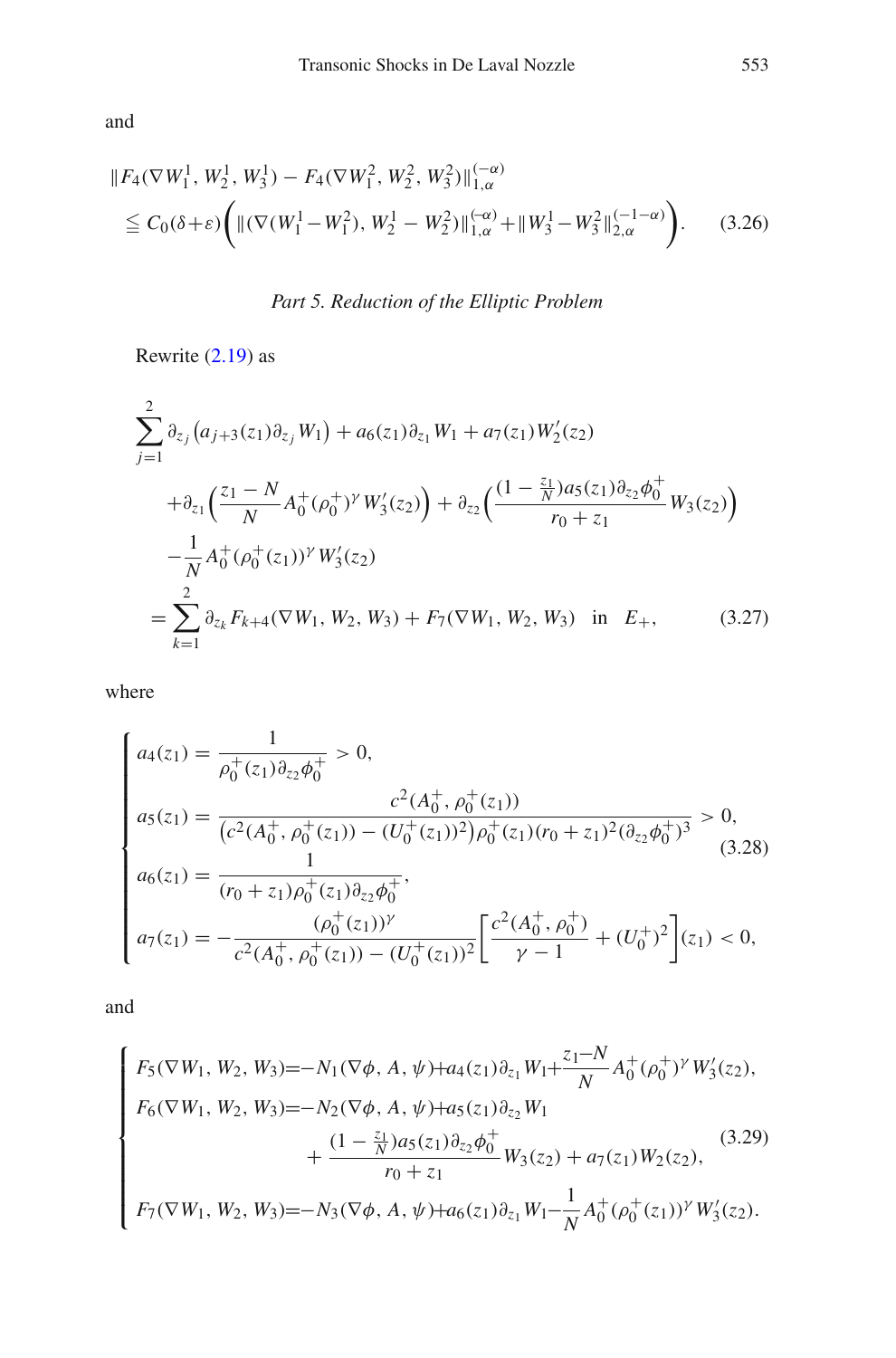and

$$
\begin{aligned}
&\|F_4(\nabla W_1^1, W_2^1, W_3^1) - F_4(\nabla W_1^2, W_2^2, W_3^2)\|_{1,\alpha}^{(-\alpha)} \\
&\leqq C_0(\delta+\varepsilon)\left(\|(\nabla(W_1^1 - W_1^2), W_2^1 - W_2^2)\|_{1,\alpha}^{(-\alpha)} + \|W_3^1 - W_3^2\|_{2,\alpha}^{(-1-\alpha)}\right). \qquad (3.26)
\end{aligned}
$$

*Part 5. Reduction of the Elliptic Problem*

Rewrite (2.19) as

$$
\begin{aligned}
&\sum_{j=1}^{2} \partial_{z_j}\left(a_{j+3}(z_1)\partial_{z_j} W_1\right) + a_6(z_1)\partial_{z_1} W_1 + a_7(z_1) W_2'(z_2) \\
&\quad + \partial_{z_1}\left(\frac{z_1 - N}{N} A_0^+ (\rho_0^+)^\gamma W_3'(z_2)\right) + \partial_{z_2}\left(\frac{(1 - \frac{z_1}{N}) a_5(z_1)\partial_{z_2}\phi_0^+}{r_0 + z_1} W_3(z_2)\right) \\
&\quad - \frac{1}{N} A_0^+ (\rho_0^+(z_1))^\gamma W_3'(z_2) \\
&= \sum_{k=1}^{2} \partial_{z_k} F_{k+4}(\nabla W_1, W_2, W_3) + F_7(\nabla W_1, W_2, W_3) \quad \text{in} \quad E_+, \qquad (3.27)
\end{aligned}
$$

where

$$
\begin{cases}
a_4(z_1) = \dfrac{1}{\rho_0^+(z_1)\partial_{z_2}\phi_0^+} > 0, \\[2ex]
a_5(z_1) = \dfrac{c^2(A_0^+, \rho_0^+(z_1))}{\left(c^2(A_0^+, \rho_0^+(z_1)) - (U_0^+(z_1))^2\right)\rho_0^+(z_1)(r_0 + z_1)^2(\partial_{z_2}\phi_0^+)^3} > 0, \\[2ex]
a_6(z_1) = \dfrac{1}{(r_0 + z_1)\rho_0^+(z_1)\partial_{z_2}\phi_0^+}, \\[2ex]
a_7(z_1) = -\dfrac{(\rho_0^+(z_1))^\gamma}{c^2(A_0^+, \rho_0^+(z_1)) - (U_0^+(z_1))^2}\left[\dfrac{c^2(A_0^+, \rho_0^+)}{\gamma - 1} + (U_0^+)^2\right](z_1) < 0,
\end{cases}
\qquad (3.28)
$$

and

$$
\begin{cases}
F_5(\nabla W_1, W_2, W_3) = -N_1(\nabla\phi, A, \psi) + a_4(z_1)\partial_{z_1} W_1 + \dfrac{z_1 - N}{N} A_0^+ (\rho_0^+)^\gamma W_3'(z_2), \\[2ex]
F_6(\nabla W_1, W_2, W_3) = -N_2(\nabla\phi, A, \psi) + a_5(z_1)\partial_{z_2} W_1 \\[1ex]
\qquad\qquad + \dfrac{(1 - \frac{z_1}{N}) a_5(z_1)\partial_{z_2}\phi_0^+}{r_0 + z_1} W_3(z_2) + a_7(z_1) W_2(z_2), \\[2ex]
F_7(\nabla W_1, W_2, W_3) = -N_3(\nabla\phi, A, \psi) + a_6(z_1)\partial_{z_1} W_1 - \dfrac{1}{N} A_0^+ (\rho_0^+(z_1))^\gamma W_3'(z_2).
\end{cases}
\qquad (3.29)
$$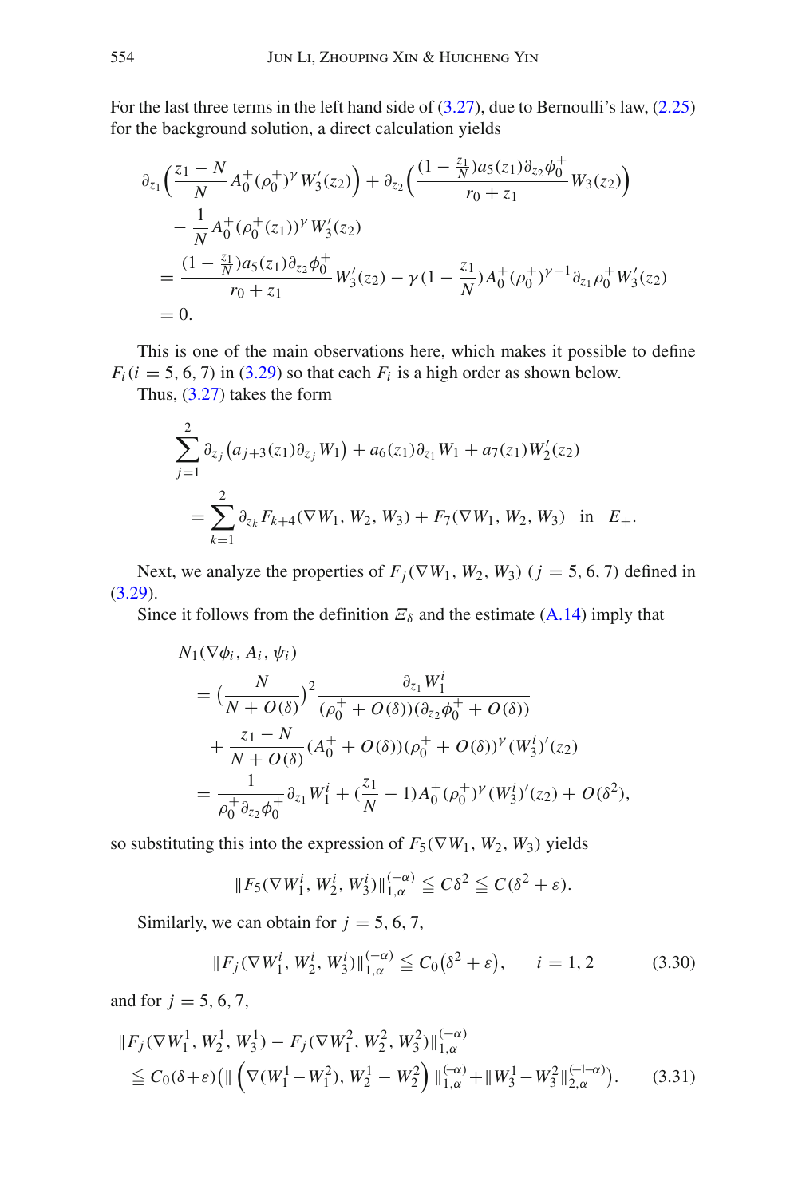For the last three terms in the left hand side of (3.27), due to Bernoulli's law, (2.25) for the background solution, a direct calculation yields

$$
\begin{aligned}
&\partial_{z_1}\Big(\frac{z_1-N}{N}A_0^+(\rho_0^+)^\gamma W_3'(z_2)\Big)+\partial_{z_2}\Big(\frac{(1-\frac{z_1}{N})a_5(z_1)\partial_{z_2}\phi_0^+}{r_0+z_1}W_3(z_2)\Big)\\
&\quad-\frac{1}{N}A_0^+(\rho_0^+(z_1))^\gamma W_3'(z_2)\\
&=\frac{(1-\frac{z_1}{N})a_5(z_1)\partial_{z_2}\phi_0^+}{r_0+z_1}W_3'(z_2)-\gamma(1-\frac{z_1}{N})A_0^+(\rho_0^+)^{\gamma-1}\partial_{z_1}\rho_0^+W_3'(z_2)\\
&=0.
\end{aligned}
$$

This is one of the main observations here, which makes it possible to define $F_i$ $(i=5,6,7)$ in (3.29) so that each $F_i$ is a high order as shown below.

Thus, (3.27) takes the form

$$
\begin{aligned}
&\sum_{j=1}^{2}\partial_{z_j}\big(a_{j+3}(z_1)\partial_{z_j}W_1\big)+a_6(z_1)\partial_{z_1}W_1+a_7(z_1)W_2'(z_2)\\
&\quad=\sum_{k=1}^{2}\partial_{z_k}F_{k+4}(\nabla W_1,W_2,W_3)+F_7(\nabla W_1,W_2,W_3)\quad\text{in}\quad E_+.
\end{aligned}
$$

Next, we analyze the properties of $F_j(\nabla W_1,W_2,W_3)$ $(j=5,6,7)$ defined in (3.29).

Since it follows from the definition $\Xi_\delta$ and the estimate (A.14) imply that

$$
\begin{aligned}
&N_1(\nabla\phi_i,A_i,\psi_i)\\
&\quad=\big(\frac{N}{N+O(\delta)}\big)^2\frac{\partial_{z_1}W_1^i}{(\rho_0^++O(\delta))(\partial_{z_2}\phi_0^++O(\delta))}\\
&\qquad+\frac{z_1-N}{N+O(\delta)}(A_0^++O(\delta))(\rho_0^++O(\delta))^\gamma(W_3^i)'(z_2)\\
&\quad=\frac{1}{\rho_0^+\partial_{z_2}\phi_0^+}\partial_{z_1}W_1^i+(\frac{z_1}{N}-1)A_0^+(\rho_0^+)^\gamma(W_3^i)'(z_2)+O(\delta^2),
\end{aligned}
$$

so substituting this into the expression of $F_5(\nabla W_1,W_2,W_3)$ yields

$$
\|F_5(\nabla W_1^i,W_2^i,W_3^i)\|_{1,\alpha}^{(-\alpha)}\leqq C\delta^2\leqq C(\delta^2+\varepsilon).
$$

Similarly, we can obtain for $j=5,6,7$,

$$
\|F_j(\nabla W_1^i,W_2^i,W_3^i)\|_{1,\alpha}^{(-\alpha)}\leqq C_0\big(\delta^2+\varepsilon\big),\qquad i=1,2 \tag{3.30}
$$

and for $j=5,6,7$,

$$
\begin{aligned}
&\|F_j(\nabla W_1^1,W_2^1,W_3^1)-F_j(\nabla W_1^2,W_2^2,W_3^2)\|_{1,\alpha}^{(-\alpha)}\\
&\quad\leqq C_0(\delta+\varepsilon)\big(\|\big(\nabla(W_1^1-W_1^2),W_2^1-W_2^2\big)\|_{1,\alpha}^{(-\alpha)}+\|W_3^1-W_3^2\|_{2,\alpha}^{(-1-\alpha)}\big).
\end{aligned}\tag{3.31}
$$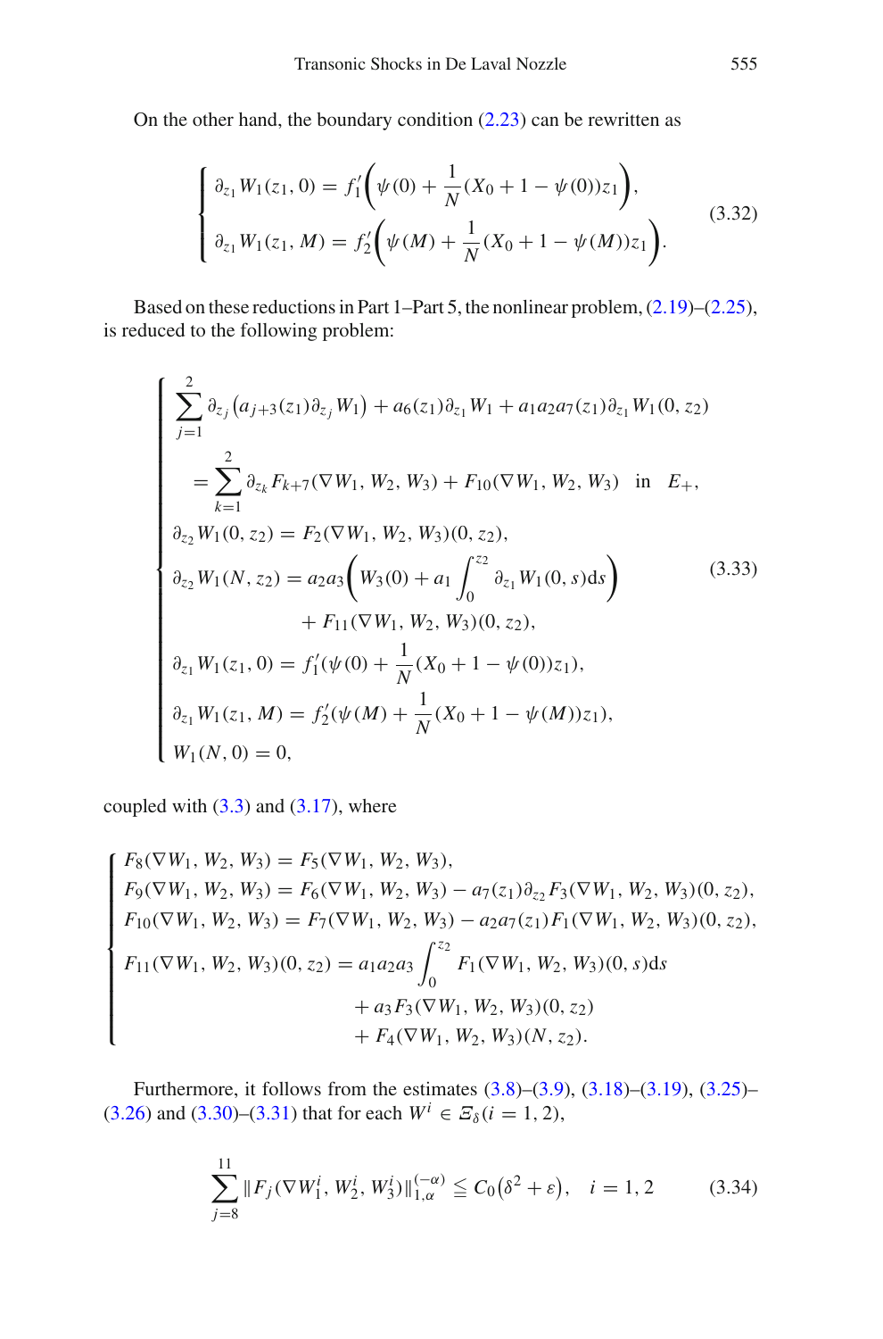On the other hand, the boundary condition (2.23) can be rewritten as

$$
\begin{cases}
\partial_{z_1} W_1(z_1, 0) = f_1'\left(\psi(0) + \dfrac{1}{N}(X_0 + 1 - \psi(0))z_1\right), \\
\partial_{z_1} W_1(z_1, M) = f_2'\left(\psi(M) + \dfrac{1}{N}(X_0 + 1 - \psi(M))z_1\right).
\end{cases}
\tag{3.32}
$$

Based on these reductions in Part 1–Part 5, the nonlinear problem, (2.19)–(2.25), is reduced to the following problem:

$$
\begin{cases}
\displaystyle\sum_{j=1}^{2} \partial_{z_j}\big(a_{j+3}(z_1)\partial_{z_j} W_1\big) + a_6(z_1)\partial_{z_1} W_1 + a_1 a_2 a_7(z_1)\partial_{z_1} W_1(0, z_2) \\
\qquad = \displaystyle\sum_{k=1}^{2} \partial_{z_k} F_{k+7}(\nabla W_1, W_2, W_3) + F_{10}(\nabla W_1, W_2, W_3) \quad \text{in} \quad E_+, \\
\partial_{z_2} W_1(0, z_2) = F_2(\nabla W_1, W_2, W_3)(0, z_2), \\
\partial_{z_2} W_1(N, z_2) = a_2 a_3\left(W_3(0) + a_1 \displaystyle\int_0^{z_2} \partial_{z_1} W_1(0, s)\mathrm{d}s\right) \\
\qquad\qquad + F_{11}(\nabla W_1, W_2, W_3)(0, z_2), \\
\partial_{z_1} W_1(z_1, 0) = f_1'(\psi(0) + \dfrac{1}{N}(X_0 + 1 - \psi(0))z_1), \\
\partial_{z_1} W_1(z_1, M) = f_2'(\psi(M) + \dfrac{1}{N}(X_0 + 1 - \psi(M))z_1), \\
W_1(N, 0) = 0,
\end{cases}
\tag{3.33}
$$

coupled with (3.3) and (3.17), where

$$
\begin{cases}
F_8(\nabla W_1, W_2, W_3) = F_5(\nabla W_1, W_2, W_3), \\
F_9(\nabla W_1, W_2, W_3) = F_6(\nabla W_1, W_2, W_3) - a_7(z_1)\partial_{z_2} F_3(\nabla W_1, W_2, W_3)(0, z_2), \\
F_{10}(\nabla W_1, W_2, W_3) = F_7(\nabla W_1, W_2, W_3) - a_2 a_7(z_1) F_1(\nabla W_1, W_2, W_3)(0, z_2), \\
F_{11}(\nabla W_1, W_2, W_3)(0, z_2) = a_1 a_2 a_3 \displaystyle\int_0^{z_2} F_1(\nabla W_1, W_2, W_3)(0, s)\mathrm{d}s \\
\qquad\qquad + a_3 F_3(\nabla W_1, W_2, W_3)(0, z_2) \\
\qquad\qquad + F_4(\nabla W_1, W_2, W_3)(N, z_2).
\end{cases}
$$

Furthermore, it follows from the estimates (3.8)–(3.9), (3.18)–(3.19), (3.25)–(3.26) and (3.30)–(3.31) that for each $W^i \in \Xi_\delta (i = 1, 2)$,

$$
\sum_{j=8}^{11} \|F_j(\nabla W_1^i, W_2^i, W_3^i)\|_{1,\alpha}^{(-\alpha)} \leqq C_0\big(\delta^2 + \varepsilon\big), \quad i = 1, 2
\tag{3.34}
$$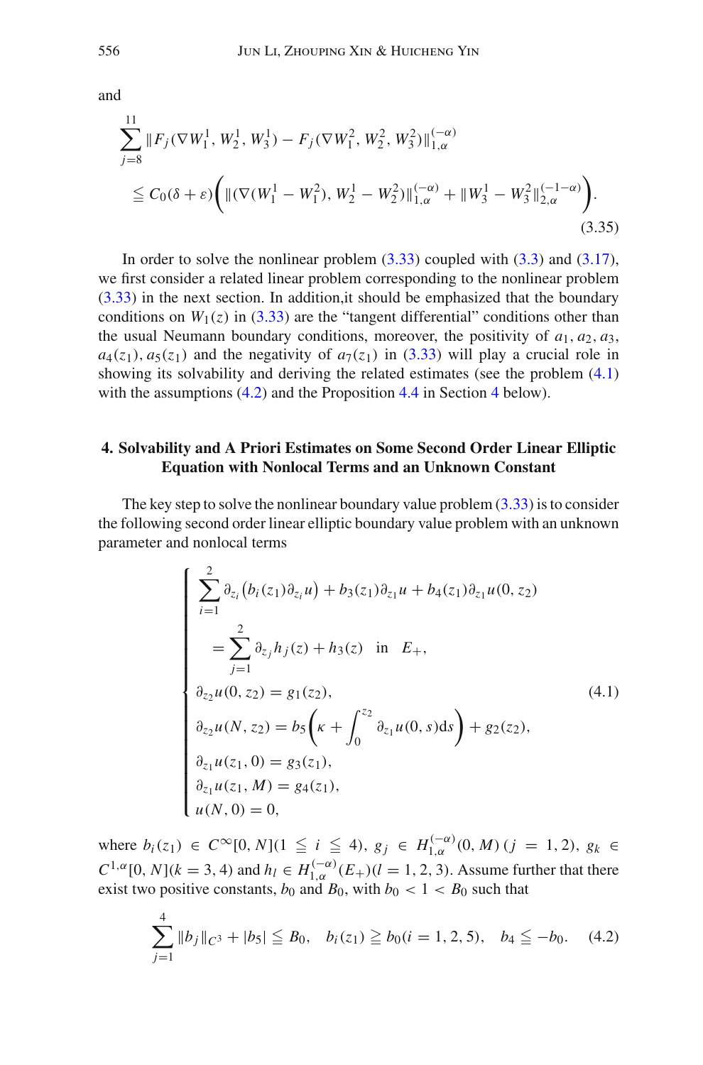and

$$\sum_{j=8}^{11} \|F_j(\nabla W_1^1, W_2^1, W_3^1) - F_j(\nabla W_1^2, W_2^2, W_3^2)\|_{1,\alpha}^{(-\alpha)}$$
$$\leqq C_0(\delta+\varepsilon)\bigg( \|(\nabla(W_1^1 - W_1^2), W_2^1 - W_2^2)\|_{1,\alpha}^{(-\alpha)} + \|W_3^1 - W_3^2\|_{2,\alpha}^{(-1-\alpha)} \bigg). \tag{3.35}$$

In order to solve the nonlinear problem (3.33) coupled with (3.3) and (3.17), we first consider a related linear problem corresponding to the nonlinear problem (3.33) in the next section. In addition,it should be emphasized that the boundary conditions on $W_1(z)$ in (3.33) are the "tangent differential" conditions other than the usual Neumann boundary conditions, moreover, the positivity of $a_1, a_2, a_3, a_4(z_1), a_5(z_1)$ and the negativity of $a_7(z_1)$ in (3.33) will play a crucial role in showing its solvability and deriving the related estimates (see the problem (4.1) with the assumptions (4.2) and the Proposition 4.4 in Section 4 below).

## 4. Solvability and A Priori Estimates on Some Second Order Linear Elliptic Equation with Nonlocal Terms and an Unknown Constant

The key step to solve the nonlinear boundary value problem (3.33) is to consider the following second order linear elliptic boundary value problem with an unknown parameter and nonlocal terms

$$\begin{cases} \displaystyle\sum_{i=1}^{2} \partial_{z_i}\big(b_i(z_1)\partial_{z_i} u\big) + b_3(z_1)\partial_{z_1} u + b_4(z_1)\partial_{z_1} u(0, z_2) \\ \qquad = \displaystyle\sum_{j=1}^{2} \partial_{z_j} h_j(z) + h_3(z) \quad \text{in} \quad E_+, \\ \partial_{z_2} u(0, z_2) = g_1(z_2), \\ \partial_{z_2} u(N, z_2) = b_5\bigg(\kappa + \displaystyle\int_0^{z_2} \partial_{z_1} u(0, s)\mathrm{d}s\bigg) + g_2(z_2), \\ \partial_{z_1} u(z_1, 0) = g_3(z_1), \\ \partial_{z_1} u(z_1, M) = g_4(z_1), \\ u(N, 0) = 0, \end{cases} \tag{4.1}$$

where $b_i(z_1) \in C^\infty[0, N] (1 \leqq i \leqq 4)$, $g_j \in H_{1,\alpha}^{(-\alpha)}(0, M)\ (j = 1, 2)$, $g_k \in C^{1,\alpha}[0, N] (k = 3, 4)$ and $h_l \in H_{1,\alpha}^{(-\alpha)}(E_+) (l = 1, 2, 3)$. Assume further that there exist two positive constants, $b_0$ and $B_0$, with $b_0 < 1 < B_0$ such that

$$\sum_{j=1}^{4} \|b_j\|_{C^3} + |b_5| \leqq B_0, \quad b_i(z_1) \geqq b_0 (i = 1, 2, 5), \quad b_4 \leqq -b_0. \tag{4.2}$$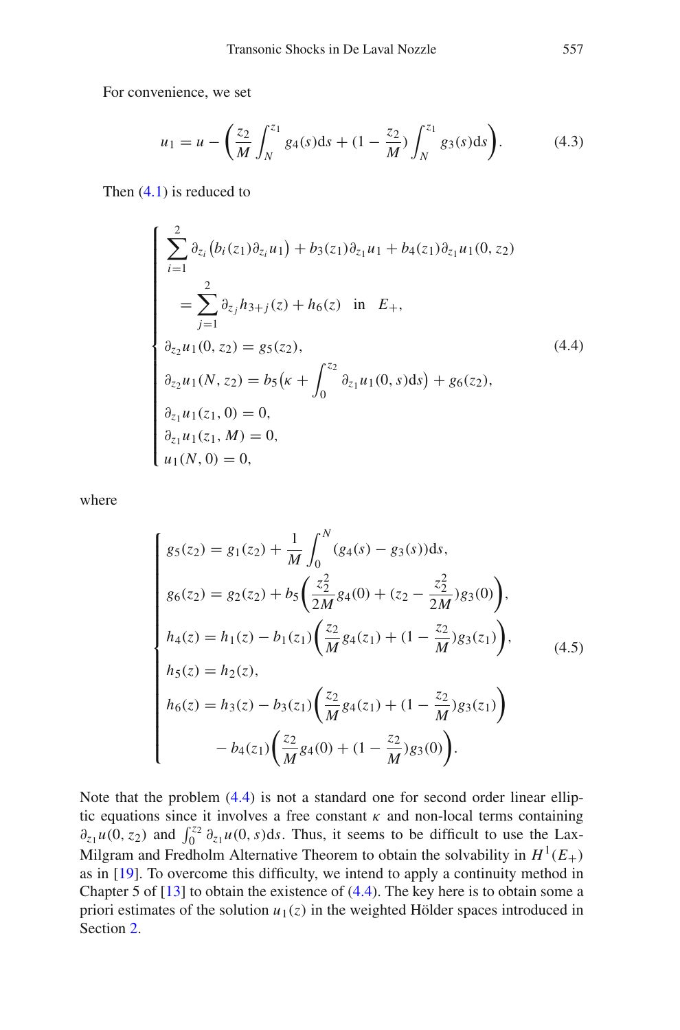For convenience, we set

$$u_1 = u - \left( \frac{z_2}{M} \int_N^{z_1} g_4(s)\mathrm{d}s + (1 - \frac{z_2}{M}) \int_N^{z_1} g_3(s)\mathrm{d}s \right). \tag{4.3}$$

Then (4.1) is reduced to

$$\begin{cases} \displaystyle\sum_{i=1}^{2} \partial_{z_i}\big(b_i(z_1)\partial_{z_i} u_1\big) + b_3(z_1)\partial_{z_1} u_1 + b_4(z_1)\partial_{z_1} u_1(0, z_2) \\ \displaystyle\quad = \sum_{j=1}^{2} \partial_{z_j} h_{3+j}(z) + h_6(z) \quad \text{in} \quad E_+, \\ \partial_{z_2} u_1(0, z_2) = g_5(z_2), \\ \displaystyle\partial_{z_2} u_1(N, z_2) = b_5\big(\kappa + \int_0^{z_2} \partial_{z_1} u_1(0, s)\mathrm{d}s\big) + g_6(z_2), \\ \partial_{z_1} u_1(z_1, 0) = 0, \\ \partial_{z_1} u_1(z_1, M) = 0, \\ u_1(N, 0) = 0, \end{cases} \tag{4.4}$$

where

$$\begin{cases} \displaystyle g_5(z_2) = g_1(z_2) + \frac{1}{M} \int_0^N (g_4(s) - g_3(s))\mathrm{d}s, \\ \displaystyle g_6(z_2) = g_2(z_2) + b_5\bigg(\frac{z_2^2}{2M} g_4(0) + (z_2 - \frac{z_2^2}{2M}) g_3(0)\bigg), \\ \displaystyle h_4(z) = h_1(z) - b_1(z_1)\bigg(\frac{z_2}{M} g_4(z_1) + (1 - \frac{z_2}{M}) g_3(z_1)\bigg), \\ h_5(z) = h_2(z), \\ \displaystyle h_6(z) = h_3(z) - b_3(z_1)\bigg(\frac{z_2}{M} g_4(z_1) + (1 - \frac{z_2}{M}) g_3(z_1)\bigg) \\ \displaystyle\qquad - b_4(z_1)\bigg(\frac{z_2}{M} g_4(0) + (1 - \frac{z_2}{M}) g_3(0)\bigg). \end{cases} \tag{4.5}$$

Note that the problem (4.4) is not a standard one for second order linear elliptic equations since it involves a free constant $\kappa$ and non-local terms containing $\partial_{z_1} u(0, z_2)$ and $\int_0^{z_2} \partial_{z_1} u(0, s)\mathrm{d}s$. Thus, it seems to be difficult to use the Lax-Milgram and Fredholm Alternative Theorem to obtain the solvability in $H^1(E_+)$ as in [19]. To overcome this difficulty, we intend to apply a continuity method in Chapter 5 of [13] to obtain the existence of (4.4). The key here is to obtain some a priori estimates of the solution $u_1(z)$ in the weighted Hölder spaces introduced in Section 2.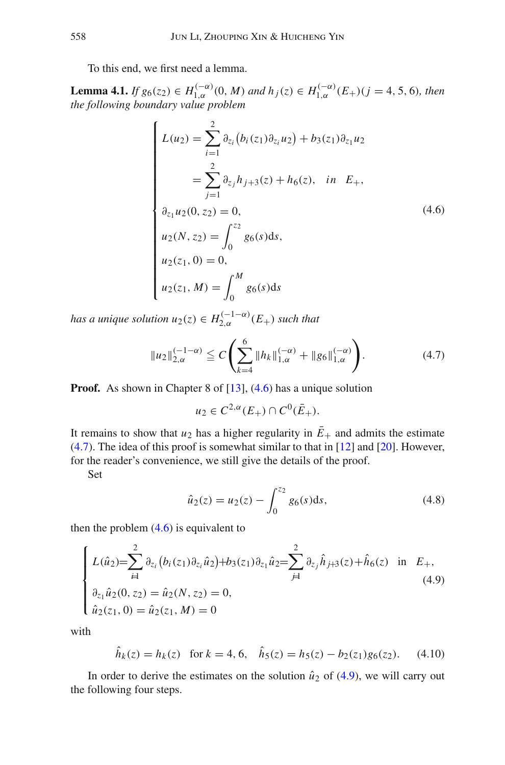To this end, we first need a lemma.

**Lemma 4.1.** *If $g_6(z_2) \in H^{(-\alpha)}_{1,\alpha}(0, M)$ and $h_j(z) \in H^{(-\alpha)}_{1,\alpha}(E_+) (j = 4, 5, 6)$, then the following boundary value problem*

$$
\begin{cases}
L(u_2) = \displaystyle\sum_{i=1}^{2} \partial_{z_i}\big(b_i(z_1)\partial_{z_i} u_2\big) + b_3(z_1)\partial_{z_1} u_2 \\
\qquad\quad = \displaystyle\sum_{j=1}^{2} \partial_{z_j} h_{j+3}(z) + h_6(z), \quad in \quad E_+, \\
\partial_{z_1} u_2(0, z_2) = 0, \\
u_2(N, z_2) = \displaystyle\int_0^{z_2} g_6(s)\mathrm{d}s, \\
u_2(z_1, 0) = 0, \\
u_2(z_1, M) = \displaystyle\int_0^{M} g_6(s)\mathrm{d}s
\end{cases}
\tag{4.6}
$$

*has a unique solution $u_2(z) \in H^{(-1-\alpha)}_{2,\alpha}(E_+)$ such that*

$$
\|u_2\|^{(-1-\alpha)}_{2,\alpha} \leqq C\left(\sum_{k=4}^{6} \|h_k\|^{(-\alpha)}_{1,\alpha} + \|g_6\|^{(-\alpha)}_{1,\alpha}\right). \tag{4.7}
$$

**Proof.** As shown in Chapter 8 of [13], (4.6) has a unique solution

$$
u_2 \in C^{2,\alpha}(E_+) \cap C^0(\bar{E}_+).
$$

It remains to show that $u_2$ has a higher regularity in $\bar{E}_+$ and admits the estimate (4.7). The idea of this proof is somewhat similar to that in [12] and [20]. However, for the reader's convenience, we still give the details of the proof.

Set

$$
\hat{u}_2(z) = u_2(z) - \int_0^{z_2} g_6(s)\mathrm{d}s, \tag{4.8}
$$

then the problem (4.6) is equivalent to

$$
\begin{cases}
L(\hat{u}_2) = \displaystyle\sum_{i=1}^{2} \partial_{z_i}\big(b_i(z_1)\partial_{z_i}\hat{u}_2\big) + b_3(z_1)\partial_{z_1}\hat{u}_2 = \displaystyle\sum_{j=1}^{2} \partial_{z_j}\hat{h}_{j+3}(z) + \hat{h}_6(z) \quad \text{in} \quad E_+, \\
\partial_{z_1}\hat{u}_2(0, z_2) = \hat{u}_2(N, z_2) = 0, \\
\hat{u}_2(z_1, 0) = \hat{u}_2(z_1, M) = 0
\end{cases}
\tag{4.9}
$$

with

$$
\hat{h}_k(z) = h_k(z) \quad \text{for } k = 4, 6, \quad \hat{h}_5(z) = h_5(z) - b_2(z_1)g_6(z_2). \tag{4.10}
$$

In order to derive the estimates on the solution $\hat{u}_2$ of (4.9), we will carry out the following four steps.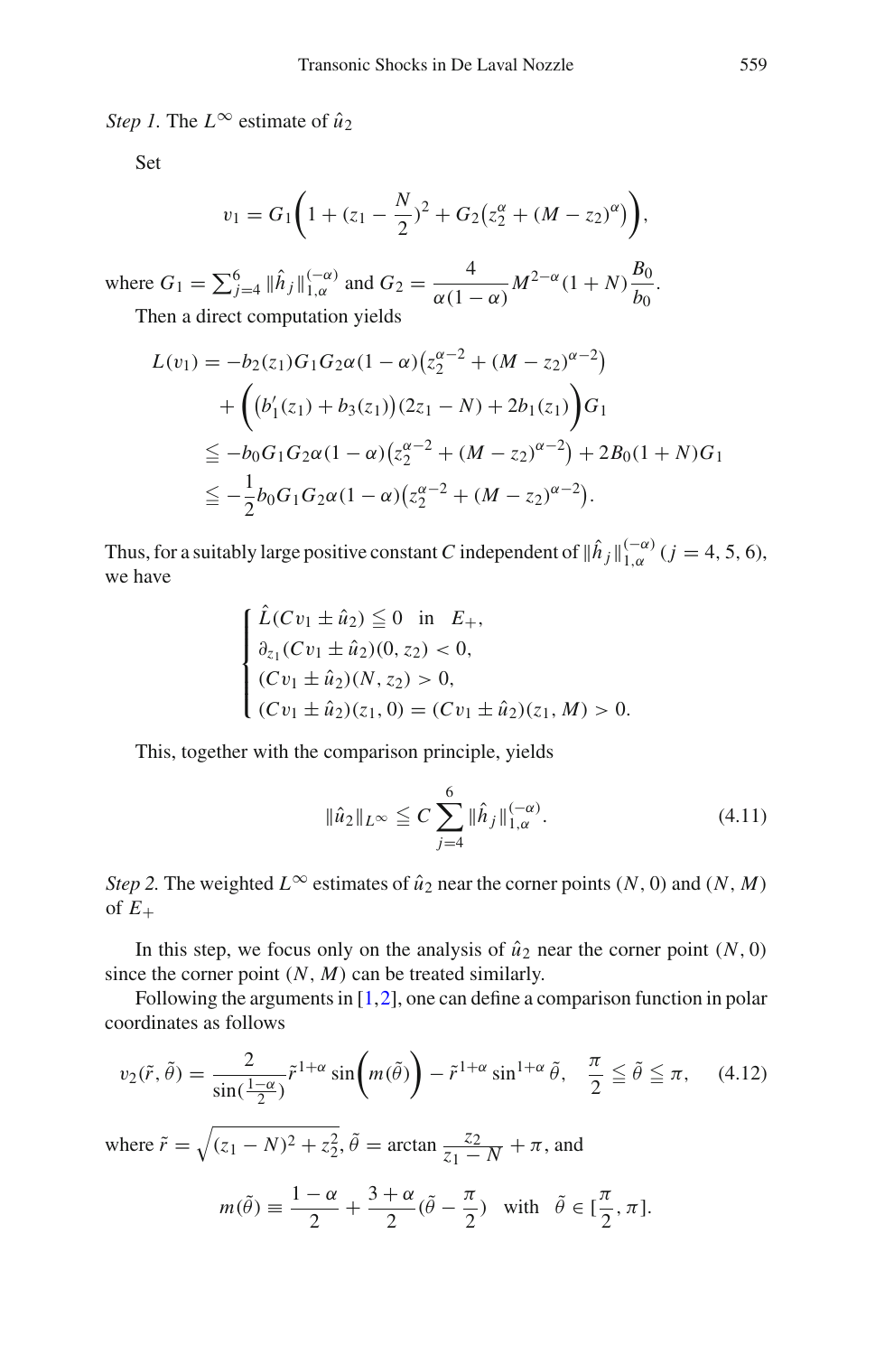*Step 1.* The $L^\infty$ estimate of $\hat{u}_2$

Set

$$v_1 = G_1\bigg(1 + (z_1 - \frac{N}{2})^2 + G_2\big(z_2^\alpha + (M - z_2)^\alpha\big)\bigg),$$

where $G_1 = \sum_{j=4}^{6} \|\hat{h}_j\|_{1,\alpha}^{(-\alpha)}$ and $G_2 = \dfrac{4}{\alpha(1-\alpha)} M^{2-\alpha}(1+N)\dfrac{B_0}{b_0}$.

Then a direct computation yields

$$\begin{aligned}
L(v_1) &= -b_2(z_1)G_1G_2\alpha(1-\alpha)\big(z_2^{\alpha-2} + (M-z_2)^{\alpha-2}\big) \\
&\quad + \bigg(\big(b_1'(z_1) + b_3(z_1)\big)(2z_1 - N) + 2b_1(z_1)\bigg)G_1 \\
&\leqq -b_0 G_1 G_2 \alpha(1-\alpha)\big(z_2^{\alpha-2} + (M-z_2)^{\alpha-2}\big) + 2B_0(1+N)G_1 \\
&\leqq -\frac{1}{2} b_0 G_1 G_2 \alpha(1-\alpha)\big(z_2^{\alpha-2} + (M-z_2)^{\alpha-2}\big).
\end{aligned}$$

Thus, for a suitably large positive constant $C$ independent of $\|\hat{h}_j\|_{1,\alpha}^{(-\alpha)}$ $(j = 4, 5, 6)$, we have

$$\begin{cases}
\hat{L}(Cv_1 \pm \hat{u}_2) \leqq 0 \quad \text{in} \quad E_+, \\
\partial_{z_1}(Cv_1 \pm \hat{u}_2)(0, z_2) < 0, \\
(Cv_1 \pm \hat{u}_2)(N, z_2) > 0, \\
(Cv_1 \pm \hat{u}_2)(z_1, 0) = (Cv_1 \pm \hat{u}_2)(z_1, M) > 0.
\end{cases}$$

This, together with the comparison principle, yields

$$\|\hat{u}_2\|_{L^\infty} \leqq C \sum_{j=4}^{6} \|\hat{h}_j\|_{1,\alpha}^{(-\alpha)}. \tag{4.11}$$

*Step 2.* The weighted $L^\infty$ estimates of $\hat{u}_2$ near the corner points $(N, 0)$ and $(N, M)$ of $E_+$

In this step, we focus only on the analysis of $\hat{u}_2$ near the corner point $(N, 0)$ since the corner point $(N, M)$ can be treated similarly.

Following the arguments in [1,2], one can define a comparison function in polar coordinates as follows

$$v_2(\tilde{r}, \tilde{\theta}) = \frac{2}{\sin(\frac{1-\alpha}{2})} \tilde{r}^{1+\alpha} \sin\bigg(m(\tilde{\theta})\bigg) - \tilde{r}^{1+\alpha} \sin^{1+\alpha} \tilde{\theta}, \quad \frac{\pi}{2} \leqq \tilde{\theta} \leqq \pi, \tag{4.12}$$

where $\tilde{r} = \sqrt{(z_1 - N)^2 + z_2^2}$, $\tilde{\theta} = \arctan \dfrac{z_2}{z_1 - N} + \pi$, and

$$m(\tilde{\theta}) \equiv \frac{1-\alpha}{2} + \frac{3+\alpha}{2}(\tilde{\theta} - \frac{\pi}{2}) \quad \text{with} \quad \tilde{\theta} \in [\frac{\pi}{2}, \pi].$$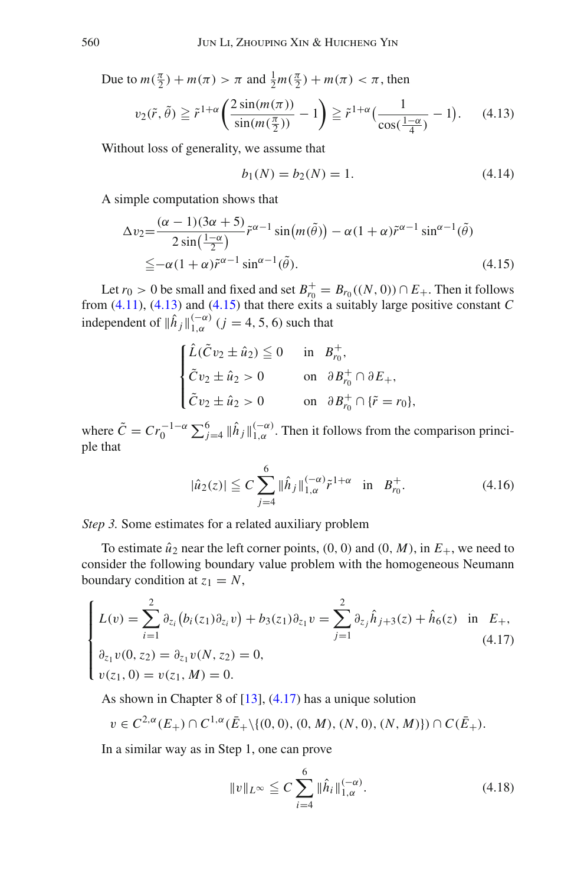Due to $m(\frac{\pi}{2}) + m(\pi) > \pi$ and $\frac{1}{2}m(\frac{\pi}{2}) + m(\pi) < \pi$, then

$$v_2(\tilde{r}, \tilde{\theta}) \geqq \tilde{r}^{1+\alpha}\left(\frac{2\sin(m(\pi))}{\sin(m(\frac{\pi}{2}))} - 1\right) \geqq \tilde{r}^{1+\alpha}\Big(\frac{1}{\cos(\frac{1-\alpha}{4})} - 1\Big). \tag{4.13}$$

Without loss of generality, we assume that

$$b_1(N) = b_2(N) = 1. \tag{4.14}$$

A simple computation shows that

$$\begin{aligned}\Delta v_2 &= \frac{(\alpha-1)(3\alpha+5)}{2\sin\left(\frac{1-\alpha}{2}\right)}\tilde{r}^{\alpha-1}\sin\big(m(\tilde{\theta})\big) - \alpha(1+\alpha)\tilde{r}^{\alpha-1}\sin^{\alpha-1}(\tilde{\theta}) \\ &\leqq -\alpha(1+\alpha)\tilde{r}^{\alpha-1}\sin^{\alpha-1}(\tilde{\theta}).\end{aligned} \tag{4.15}$$

Let $r_0 > 0$ be small and fixed and set $B^+_{r_0} = B_{r_0}((N,0)) \cap E_+$. Then it follows from (4.11), (4.13) and (4.15) that there exits a suitably large positive constant $C$ independent of $\|\hat{h}_j\|^{(-\alpha)}_{1,\alpha}$ $(j = 4, 5, 6)$ such that

$$\begin{cases} \hat{L}(\tilde{C}v_2 \pm \hat{u}_2) \leqq 0 & \text{in} \quad B^+_{r_0}, \\ \tilde{C}v_2 \pm \hat{u}_2 > 0 & \text{on} \quad \partial B^+_{r_0} \cap \partial E_+, \\ \tilde{C}v_2 \pm \hat{u}_2 > 0 & \text{on} \quad \partial B^+_{r_0} \cap \{\tilde{r} = r_0\}, \end{cases}$$

where $\tilde{C} = Cr_0^{-1-\alpha}\sum_{j=4}^{6}\|\hat{h}_j\|^{(-\alpha)}_{1,\alpha}$. Then it follows from the comparison principle that

$$|\hat{u}_2(z)| \leqq C\sum_{j=4}^{6}\|\hat{h}_j\|^{(-\alpha)}_{1,\alpha}\tilde{r}^{1+\alpha} \quad \text{in} \quad B^+_{r_0}. \tag{4.16}$$

*Step 3.* Some estimates for a related auxiliary problem

To estimate $\hat{u}_2$ near the left corner points, $(0, 0)$ and $(0, M)$, in $E_+$, we need to consider the following boundary value problem with the homogeneous Neumann boundary condition at $z_1 = N$,

$$\begin{cases} L(v) = \displaystyle\sum_{i=1}^{2}\partial_{z_i}\big(b_i(z_1)\partial_{z_i}v\big) + b_3(z_1)\partial_{z_1}v = \sum_{j=1}^{2}\partial_{z_j}\hat{h}_{j+3}(z) + \hat{h}_6(z) & \text{in} \quad E_+, \\ \partial_{z_1}v(0, z_2) = \partial_{z_1}v(N, z_2) = 0, \\ v(z_1, 0) = v(z_1, M) = 0. \end{cases} \tag{4.17}$$

As shown in Chapter 8 of [13], (4.17) has a unique solution

$$v \in C^{2,\alpha}(E_+) \cap C^{1,\alpha}(\bar{E}_+\backslash\{(0,0),(0,M),(N,0),(N,M)\}) \cap C(\bar{E}_+).$$

In a similar way as in Step 1, one can prove

$$\|v\|_{L^\infty} \leqq C\sum_{i=4}^{6}\|\hat{h}_i\|^{(-\alpha)}_{1,\alpha}. \tag{4.18}$$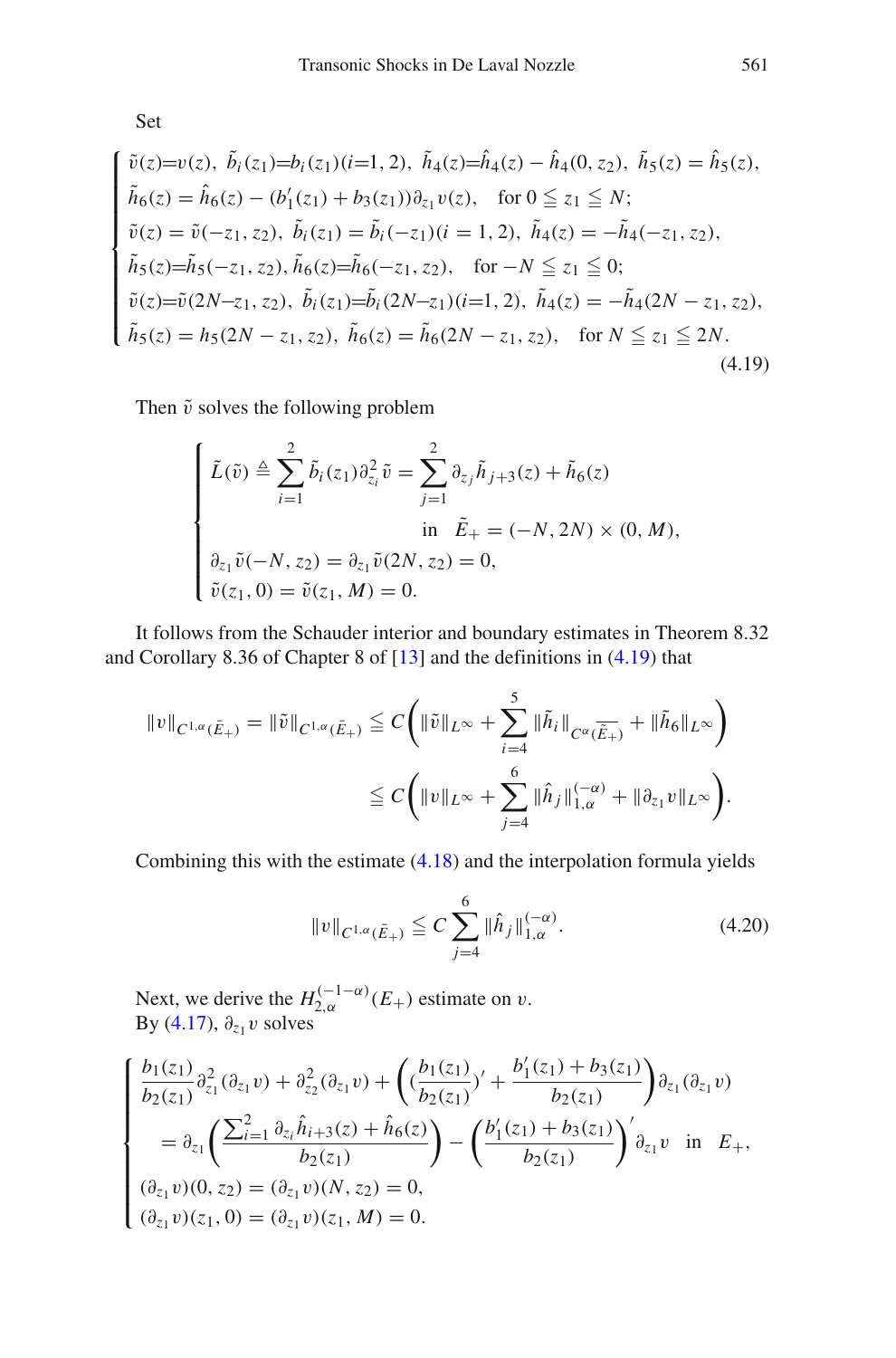Set

$$
\begin{cases}
\tilde{v}(z)=v(z),\ \tilde{b}_i(z_1)=b_i(z_1)(i=1,2),\ \tilde{h}_4(z)=\hat{h}_4(z)-\hat{h}_4(0,z_2),\ \tilde{h}_5(z)=\hat{h}_5(z),\\
\tilde{h}_6(z)=\hat{h}_6(z)-(b_1'(z_1)+b_3(z_1))\partial_{z_1}v(z),\quad \text{for } 0\leqq z_1\leqq N;\\
\tilde{v}(z)=\tilde{v}(-z_1,z_2),\ \tilde{b}_i(z_1)=\tilde{b}_i(-z_1)(i=1,2),\ \tilde{h}_4(z)=-\tilde{h}_4(-z_1,z_2),\\
\tilde{h}_5(z)=\tilde{h}_5(-z_1,z_2),\ \tilde{h}_6(z)=\tilde{h}_6(-z_1,z_2),\quad \text{for } -N\leqq z_1\leqq 0;\\
\tilde{v}(z)=\tilde{v}(2N-z_1,z_2),\ \tilde{b}_i(z_1)=\tilde{b}_i(2N-z_1)(i=1,2),\ \tilde{h}_4(z)=-\tilde{h}_4(2N-z_1,z_2),\\
\tilde{h}_5(z)=h_5(2N-z_1,z_2),\ \tilde{h}_6(z)=\tilde{h}_6(2N-z_1,z_2),\quad \text{for } N\leqq z_1\leqq 2N.
\end{cases}
\tag{4.19}
$$

Then $\tilde{v}$ solves the following problem

$$
\begin{cases}
\tilde{L}(\tilde{v})\triangleq \displaystyle\sum_{i=1}^{2}\tilde{b}_i(z_1)\partial_{z_i}^2\tilde{v}=\sum_{j=1}^{2}\partial_{z_j}\tilde{h}_{j+3}(z)+\tilde{h}_6(z)\\
\qquad\qquad\qquad\qquad\qquad \text{in}\quad \tilde{E}_+=(-N,2N)\times(0,M),\\
\partial_{z_1}\tilde{v}(-N,z_2)=\partial_{z_1}\tilde{v}(2N,z_2)=0,\\
\tilde{v}(z_1,0)=\tilde{v}(z_1,M)=0.
\end{cases}
$$

It follows from the Schauder interior and boundary estimates in Theorem 8.32 and Corollary 8.36 of Chapter 8 of [13] and the definitions in (4.19) that

$$
\begin{aligned}
\|v\|_{C^{1,\alpha}(\bar{E}_+)}=\|\tilde{v}\|_{C^{1,\alpha}(\bar{E}_+)}&\leqq C\left(\|\tilde{v}\|_{L^\infty}+\sum_{i=4}^{5}\|\tilde{h}_i\|_{C^\alpha(\overline{\tilde{E}_+})}+\|\tilde{h}_6\|_{L^\infty}\right)\\
&\leqq C\left(\|v\|_{L^\infty}+\sum_{j=4}^{6}\|\hat{h}_j\|_{1,\alpha}^{(-\alpha)}+\|\partial_{z_1}v\|_{L^\infty}\right).
\end{aligned}
$$

Combining this with the estimate (4.18) and the interpolation formula yields

$$
\|v\|_{C^{1,\alpha}(\bar{E}_+)}\leqq C\sum_{j=4}^{6}\|\hat{h}_j\|_{1,\alpha}^{(-\alpha)}.
\tag{4.20}
$$

Next, we derive the $H_{2,\alpha}^{(-1-\alpha)}(E_+)$ estimate on $v$.
By (4.17), $\partial_{z_1}v$ solves

$$
\begin{cases}
\dfrac{b_1(z_1)}{b_2(z_1)}\partial_{z_1}^2(\partial_{z_1}v)+\partial_{z_2}^2(\partial_{z_1}v)+\left((\dfrac{b_1(z_1)}{b_2(z_1)})'+\dfrac{b_1'(z_1)+b_3(z_1)}{b_2(z_1)}\right)\partial_{z_1}(\partial_{z_1}v)\\
\quad=\partial_{z_1}\left(\dfrac{\sum_{i=1}^{2}\partial_{z_i}\hat{h}_{i+3}(z)+\hat{h}_6(z)}{b_2(z_1)}\right)-\left(\dfrac{b_1'(z_1)+b_3(z_1)}{b_2(z_1)}\right)'\partial_{z_1}v\quad \text{in}\quad E_+,\\
(\partial_{z_1}v)(0,z_2)=(\partial_{z_1}v)(N,z_2)=0,\\
(\partial_{z_1}v)(z_1,0)=(\partial_{z_1}v)(z_1,M)=0.
\end{cases}
$$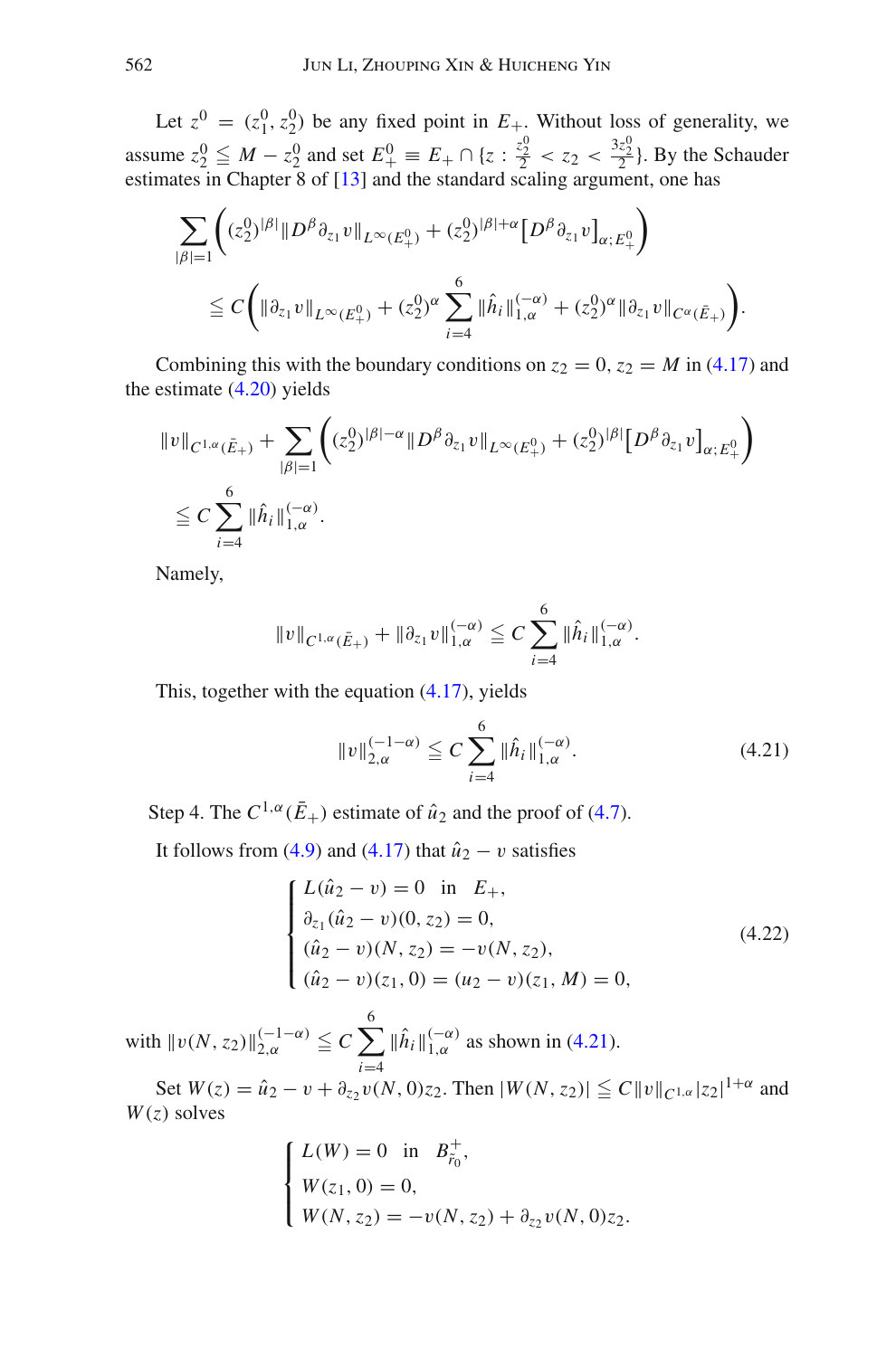Let $z^0 = (z_1^0, z_2^0)$ be any fixed point in $E_+$. Without loss of generality, we assume $z_2^0 \leqq M - z_2^0$ and set $E_+^0 \equiv E_+ \cap \{z : \frac{z_2^0}{2} < z_2 < \frac{3z_2^0}{2}\}$. By the Schauder estimates in Chapter 8 of [13] and the standard scaling argument, one has

$$
\begin{aligned}
&\sum_{|\beta|=1} \left( (z_2^0)^{|\beta|} \| D^\beta \partial_{z_1} v \|_{L^\infty(E_+^0)} + (z_2^0)^{|\beta|+\alpha} \big[ D^\beta \partial_{z_1} v \big]_{\alpha; E_+^0} \right) \\
&\qquad \leqq C \left( \| \partial_{z_1} v \|_{L^\infty(E_+^0)} + (z_2^0)^\alpha \sum_{i=4}^{6} \| \hat{h}_i \|_{1,\alpha}^{(-\alpha)} + (z_2^0)^\alpha \| \partial_{z_1} v \|_{C^\alpha(\bar{E}_+)} \right).
\end{aligned}
$$

Combining this with the boundary conditions on $z_2 = 0$, $z_2 = M$ in (4.17) and the estimate (4.20) yields

$$
\begin{aligned}
&\| v \|_{C^{1,\alpha}(\bar{E}_+)} + \sum_{|\beta|=1} \left( (z_2^0)^{|\beta|-\alpha} \| D^\beta \partial_{z_1} v \|_{L^\infty(E_+^0)} + (z_2^0)^{|\beta|} \big[ D^\beta \partial_{z_1} v \big]_{\alpha; E_+^0} \right) \\
&\leqq C \sum_{i=4}^{6} \| \hat{h}_i \|_{1,\alpha}^{(-\alpha)}.
\end{aligned}
$$

Namely,

$$
\| v \|_{C^{1,\alpha}(\bar{E}_+)} + \| \partial_{z_1} v \|_{1,\alpha}^{(-\alpha)} \leqq C \sum_{i=4}^{6} \| \hat{h}_i \|_{1,\alpha}^{(-\alpha)}.
$$

This, together with the equation (4.17), yields

$$
\| v \|_{2,\alpha}^{(-1-\alpha)} \leqq C \sum_{i=4}^{6} \| \hat{h}_i \|_{1,\alpha}^{(-\alpha)}. \tag{4.21}
$$

Step 4. The $C^{1,\alpha}(\bar{E}_+)$ estimate of $\hat{u}_2$ and the proof of (4.7).

It follows from (4.9) and (4.17) that $\hat{u}_2 - v$ satisfies

$$
\begin{cases}
L(\hat{u}_2 - v) = 0 \quad \text{in} \quad E_+, \\
\partial_{z_1}(\hat{u}_2 - v)(0, z_2) = 0, \\
(\hat{u}_2 - v)(N, z_2) = -v(N, z_2), \\
(\hat{u}_2 - v)(z_1, 0) = (u_2 - v)(z_1, M) = 0,
\end{cases} \tag{4.22}
$$

with $\| v(N, z_2) \|_{2,\alpha}^{(-1-\alpha)} \leqq C \sum_{i=4}^{6} \| \hat{h}_i \|_{1,\alpha}^{(-\alpha)}$ as shown in (4.21).

Set $W(z) = \hat{u}_2 - v + \partial_{z_2} v(N, 0) z_2$. Then $|W(N, z_2)| \leqq C \| v \|_{C^{1,\alpha}} |z_2|^{1+\alpha}$ and $W(z)$ solves

$$
\begin{cases}
L(W) = 0 \quad \text{in} \quad B_{\tilde{r}_0}^+, \\
W(z_1, 0) = 0, \\
W(N, z_2) = -v(N, z_2) + \partial_{z_2} v(N, 0) z_2.
\end{cases}
$$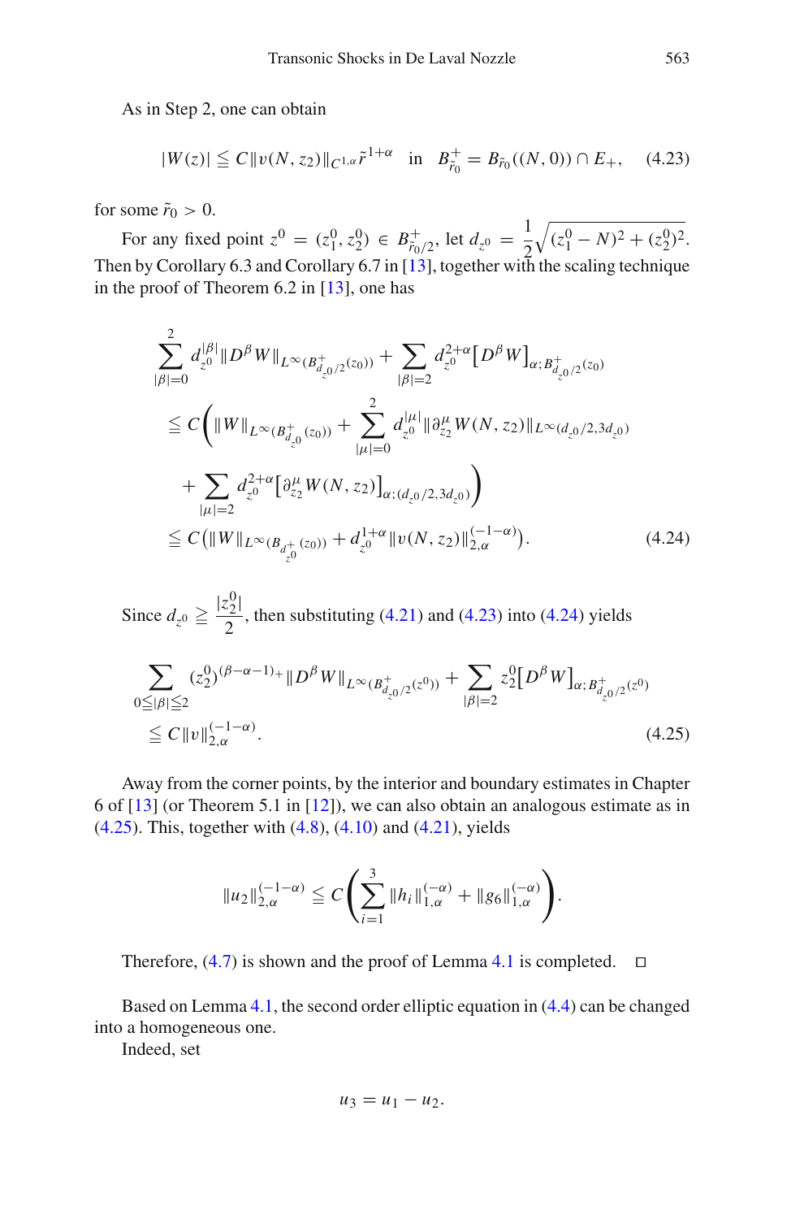As in Step 2, one can obtain

$$|W(z)| \leqq C\|v(N, z_2)\|_{C^{1,\alpha}}\tilde{r}^{1+\alpha} \quad \text{in} \quad B^+_{\tilde{r}_0} = B_{\tilde{r}_0}((N, 0)) \cap E_+, \tag{4.23}$$

for some $\tilde{r}_0 > 0$.

For any fixed point $z^0 = (z^0_1, z^0_2) \in B^+_{\tilde{r}_0/2}$, let $d_{z^0} = \frac{1}{2}\sqrt{(z^0_1 - N)^2 + (z^0_2)^2}$. Then by Corollary 6.3 and Corollary 6.7 in [13], together with the scaling technique in the proof of Theorem 6.2 in [13], one has

$$\begin{aligned}
&\sum_{|\beta|=0}^{2} d_{z^0}^{|\beta|}\|D^\beta W\|_{L^\infty(B^+_{d_{z^0}/2}(z_0))} + \sum_{|\beta|=2} d_{z^0}^{2+\alpha}\big[D^\beta W\big]_{\alpha; B^+_{d_{z^0}/2}(z_0)} \\
&\leqq C\Bigg(\|W\|_{L^\infty(B^+_{d_{z^0}}(z_0))} + \sum_{|\mu|=0}^{2} d_{z^0}^{|\mu|}\|\partial^\mu_{z_2} W(N, z_2)\|_{L^\infty(d_{z^0}/2, 3d_{z^0})} \\
&\quad + \sum_{|\mu|=2} d_{z^0}^{2+\alpha}\big[\partial^\mu_{z_2} W(N, z_2)\big]_{\alpha;(d_{z^0}/2, 3d_{z^0})}\Bigg) \\
&\leqq C\big(\|W\|_{L^\infty(B^+_{d_{z^0}}(z_0))} + d_{z^0}^{1+\alpha}\|v(N, z_2)\|^{(-1-\alpha)}_{2,\alpha}\big).
\end{aligned} \tag{4.24}$$

Since $d_{z^0} \geqq \frac{|z^0_2|}{2}$, then substituting (4.21) and (4.23) into (4.24) yields

$$\begin{aligned}
&\sum_{0 \leqq |\beta| \leqq 2} (z^0_2)^{(\beta-\alpha-1)_+}\|D^\beta W\|_{L^\infty(B^+_{d_{z^0}/2}(z^0))} + \sum_{|\beta|=2} z^0_2\big[D^\beta W\big]_{\alpha; B^+_{d_{z^0}/2}(z^0)} \\
&\leqq C\|v\|^{(-1-\alpha)}_{2,\alpha}.
\end{aligned} \tag{4.25}$$

Away from the corner points, by the interior and boundary estimates in Chapter 6 of [13] (or Theorem 5.1 in [12]), we can also obtain an analogous estimate as in (4.25). This, together with (4.8), (4.10) and (4.21), yields

$$\|u_2\|^{(-1-\alpha)}_{2,\alpha} \leqq C\left(\sum_{i=1}^{3}\|h_i\|^{(-\alpha)}_{1,\alpha} + \|g_6\|^{(-\alpha)}_{1,\alpha}\right).$$

Therefore, (4.7) is shown and the proof of Lemma 4.1 is completed. □

Based on Lemma 4.1, the second order elliptic equation in (4.4) can be changed into a homogeneous one.

Indeed, set

$$u_3 = u_1 - u_2.$$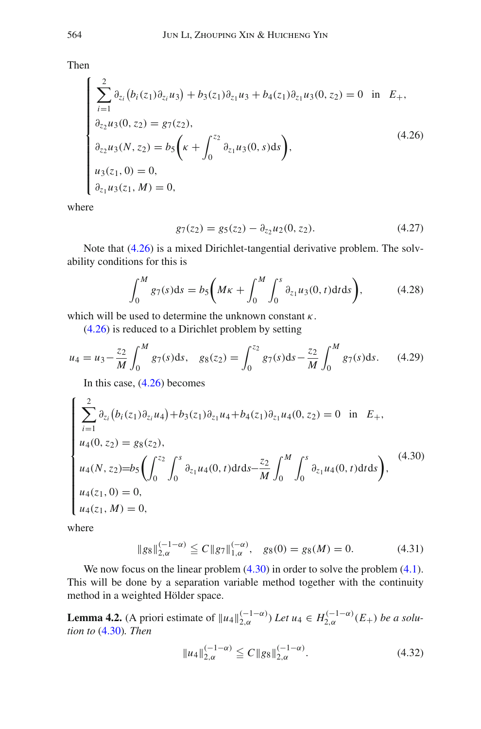Then

$$
\begin{cases}
\sum_{i=1}^{2} \partial_{z_i}\big(b_i(z_1)\partial_{z_i}u_3\big) + b_3(z_1)\partial_{z_1}u_3 + b_4(z_1)\partial_{z_1}u_3(0,z_2) = 0 \quad \text{in} \quad E_+, \\
\partial_{z_2}u_3(0,z_2) = g_7(z_2), \\
\partial_{z_2}u_3(N,z_2) = b_5\bigg(\kappa + \displaystyle\int_0^{z_2} \partial_{z_1}u_3(0,s)\mathrm{d}s\bigg), \\
u_3(z_1,0) = 0, \\
\partial_{z_1}u_3(z_1,M) = 0,
\end{cases}
\tag{4.26}
$$

where

$$
g_7(z_2) = g_5(z_2) - \partial_{z_2}u_2(0,z_2). \tag{4.27}
$$

Note that (4.26) is a mixed Dirichlet-tangential derivative problem. The solvability conditions for this is

$$
\int_0^M g_7(s)\mathrm{d}s = b_5\bigg(M\kappa + \int_0^M\int_0^s \partial_{z_1}u_3(0,t)\mathrm{d}t\mathrm{d}s\bigg), \tag{4.28}
$$

which will be used to determine the unknown constant $\kappa$.

(4.26) is reduced to a Dirichlet problem by setting

$$
u_4 = u_3 - \frac{z_2}{M}\int_0^M g_7(s)\mathrm{d}s, \quad g_8(z_2) = \int_0^{z_2} g_7(s)\mathrm{d}s - \frac{z_2}{M}\int_0^M g_7(s)\mathrm{d}s. \tag{4.29}
$$

In this case, (4.26) becomes

$$
\begin{cases}
\sum_{i=1}^{2} \partial_{z_i}\big(b_i(z_1)\partial_{z_i}u_4\big) + b_3(z_1)\partial_{z_1}u_4 + b_4(z_1)\partial_{z_1}u_4(0,z_2) = 0 \quad \text{in} \quad E_+, \\
u_4(0,z_2) = g_8(z_2), \\
u_4(N,z_2) = b_5\bigg(\displaystyle\int_0^{z_2}\int_0^s \partial_{z_1}u_4(0,t)\mathrm{d}t\mathrm{d}s - \frac{z_2}{M}\int_0^M\int_0^s \partial_{z_1}u_4(0,t)\mathrm{d}t\mathrm{d}s\bigg), \\
u_4(z_1,0) = 0, \\
u_4(z_1,M) = 0,
\end{cases}
\tag{4.30}
$$

where

$$
\|g_8\|_{2,\alpha}^{(-1-\alpha)} \leqq C\|g_7\|_{1,\alpha}^{(-\alpha)}, \quad g_8(0) = g_8(M) = 0. \tag{4.31}
$$

We now focus on the linear problem (4.30) in order to solve the problem (4.1). This will be done by a separation variable method together with the continuity method in a weighted Hölder space.

**Lemma 4.2.** (A priori estimate of $\|u_4\|_{2,\alpha}^{(-1-\alpha)}$) *Let $u_4 \in H_{2,\alpha}^{(-1-\alpha)}(E_+)$ be a solution to* (4.30)*. Then*

$$
\|u_4\|_{2,\alpha}^{(-1-\alpha)} \leqq C\|g_8\|_{2,\alpha}^{(-1-\alpha)}. \tag{4.32}
$$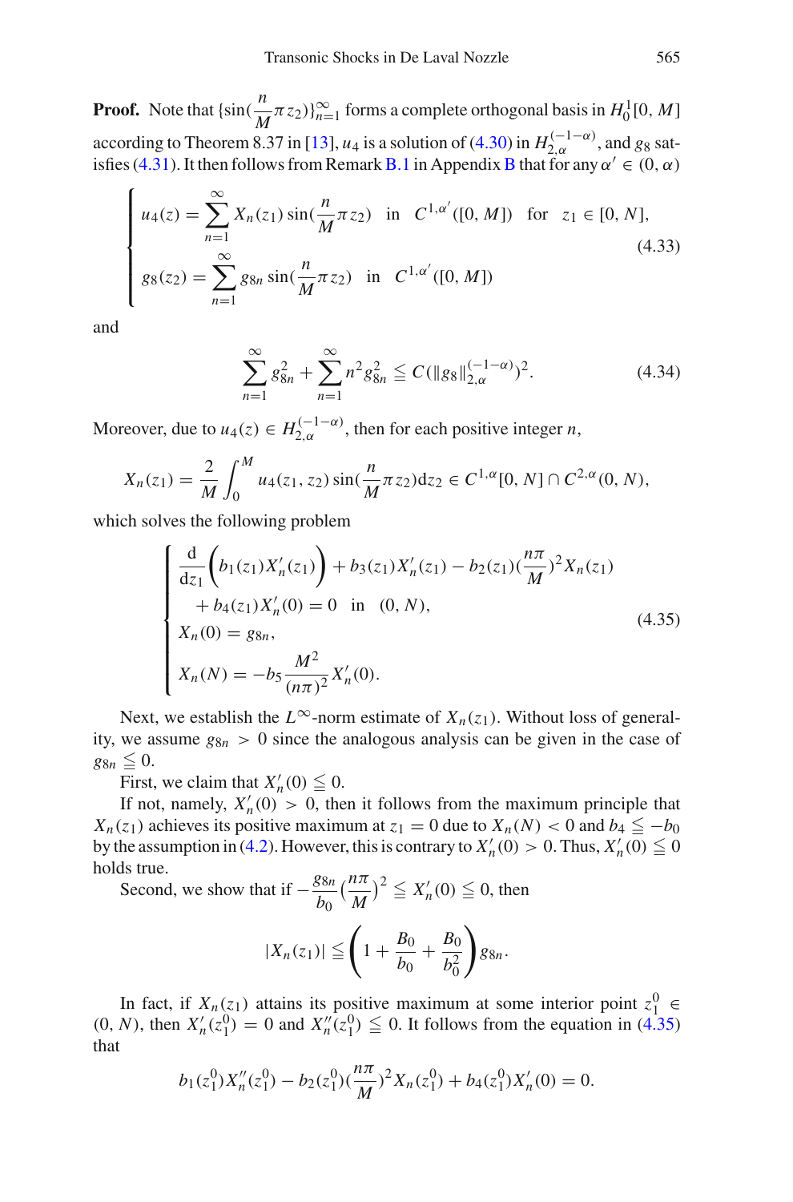**Proof.** Note that $\{\sin(\frac{n}{M}\pi z_2)\}_{n=1}^{\infty}$ forms a complete orthogonal basis in $H_0^1[0, M]$ according to Theorem 8.37 in [13], $u_4$ is a solution of (4.30) in $H_{2,\alpha}^{(-1-\alpha)}$, and $g_8$ satisfies (4.31). It then follows from Remark B.1 in Appendix B that for any $\alpha' \in (0, \alpha)$

$$
\begin{cases}
u_4(z) = \displaystyle\sum_{n=1}^{\infty} X_n(z_1) \sin(\frac{n}{M}\pi z_2) \quad \text{in} \quad C^{1,\alpha'}([0, M]) \quad \text{for} \quad z_1 \in [0, N], \\
g_8(z_2) = \displaystyle\sum_{n=1}^{\infty} g_{8n} \sin(\frac{n}{M}\pi z_2) \quad \text{in} \quad C^{1,\alpha'}([0, M])
\end{cases}
\tag{4.33}
$$

and

$$
\sum_{n=1}^{\infty} g_{8n}^2 + \sum_{n=1}^{\infty} n^2 g_{8n}^2 \leqq C(\|g_8\|_{2,\alpha}^{(-1-\alpha)})^2. \tag{4.34}
$$

Moreover, due to $u_4(z) \in H_{2,\alpha}^{(-1-\alpha)}$, then for each positive integer $n$,

$$
X_n(z_1) = \frac{2}{M}\int_0^M u_4(z_1, z_2) \sin(\frac{n}{M}\pi z_2) \mathrm{d}z_2 \in C^{1,\alpha}[0, N] \cap C^{2,\alpha}(0, N),
$$

which solves the following problem

$$
\begin{cases}
\dfrac{\mathrm{d}}{\mathrm{d}z_1}\Big(b_1(z_1)X_n'(z_1)\Big) + b_3(z_1)X_n'(z_1) - b_2(z_1)(\dfrac{n\pi}{M})^2 X_n(z_1) \\
\quad + b_4(z_1)X_n'(0) = 0 \quad \text{in} \quad (0, N), \\
X_n(0) = g_{8n}, \\
X_n(N) = -b_5 \dfrac{M^2}{(n\pi)^2} X_n'(0).
\end{cases}
\tag{4.35}
$$

Next, we establish the $L^\infty$-norm estimate of $X_n(z_1)$. Without loss of generality, we assume $g_{8n} > 0$ since the analogous analysis can be given in the case of $g_{8n} \leqq 0$.

First, we claim that $X_n'(0) \leqq 0$.

If not, namely, $X_n'(0) > 0$, then it follows from the maximum principle that $X_n(z_1)$ achieves its positive maximum at $z_1 = 0$ due to $X_n(N) < 0$ and $b_4 \leqq -b_0$ by the assumption in (4.2). However, this is contrary to $X_n'(0) > 0$. Thus, $X_n'(0) \leqq 0$ holds true.

Second, we show that if $-\frac{g_{8n}}{b_0}(\frac{n\pi}{M})^2 \leqq X_n'(0) \leqq 0$, then

$$
|X_n(z_1)| \leqq \left(1 + \frac{B_0}{b_0} + \frac{B_0}{b_0^2}\right) g_{8n}.
$$

In fact, if $X_n(z_1)$ attains its positive maximum at some interior point $z_1^0 \in (0, N)$, then $X_n'(z_1^0) = 0$ and $X_n''(z_1^0) \leqq 0$. It follows from the equation in (4.35) that

$$
b_1(z_1^0)X_n''(z_1^0) - b_2(z_1^0)(\frac{n\pi}{M})^2 X_n(z_1^0) + b_4(z_1^0)X_n'(0) = 0.
$$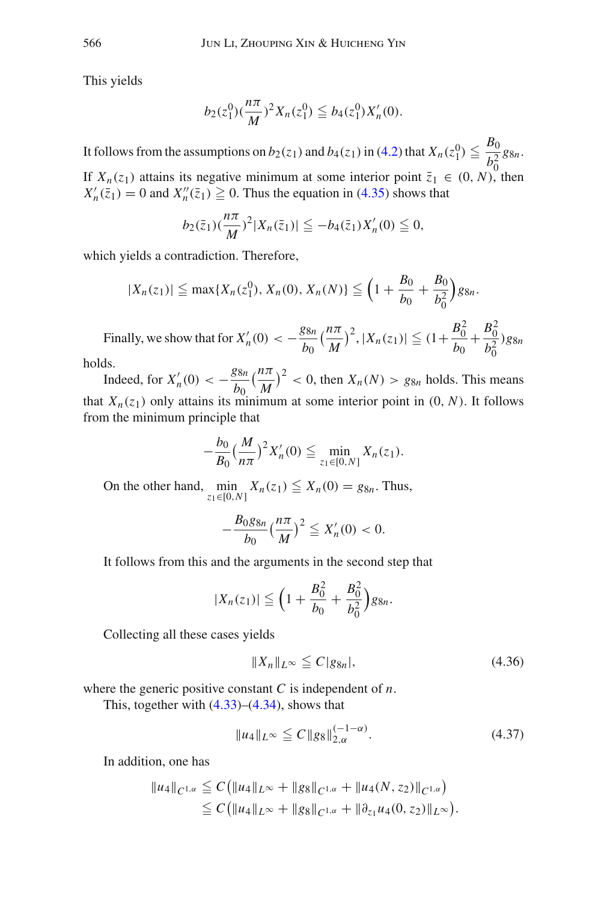This yields

$$b_2(z_1^0)(\frac{n\pi}{M})^2 X_n(z_1^0) \leqq b_4(z_1^0) X_n'(0).$$

It follows from the assumptions on $b_2(z_1)$ and $b_4(z_1)$ in (4.2) that $X_n(z_1^0) \leqq \dfrac{B_0}{b_0^2} g_{8n}$. If $X_n(z_1)$ attains its negative minimum at some interior point $\bar{z}_1 \in (0, N)$, then $X_n'(\bar{z}_1) = 0$ and $X_n''(\bar{z}_1) \geqq 0$. Thus the equation in (4.35) shows that

$$b_2(\bar{z}_1)(\frac{n\pi}{M})^2 |X_n(\bar{z}_1)| \leqq -b_4(\bar{z}_1) X_n'(0) \leqq 0,$$

which yields a contradiction. Therefore,

$$|X_n(z_1)| \leqq \max\{X_n(z_1^0), X_n(0), X_n(N)\} \leqq \Big(1 + \frac{B_0}{b_0} + \frac{B_0}{b_0^2}\Big) g_{8n}.$$

Finally, we show that for $X_n'(0) < -\dfrac{g_{8n}}{b_0}(\dfrac{n\pi}{M})^2$, $|X_n(z_1)| \leqq (1 + \dfrac{B_0^2}{b_0} + \dfrac{B_0^2}{b_0^2}) g_{8n}$ holds.

Indeed, for $X_n'(0) < -\dfrac{g_{8n}}{b_0}(\dfrac{n\pi}{M})^2 < 0$, then $X_n(N) > g_{8n}$ holds. This means that $X_n(z_1)$ only attains its minimum at some interior point in $(0, N)$. It follows from the minimum principle that

$$-\frac{b_0}{B_0}(\frac{M}{n\pi})^2 X_n'(0) \leqq \min_{z_1 \in [0,N]} X_n(z_1).$$

On the other hand, $\min\limits_{z_1 \in [0,N]} X_n(z_1) \leqq X_n(0) = g_{8n}$. Thus,

$$-\frac{B_0 g_{8n}}{b_0}(\frac{n\pi}{M})^2 \leqq X_n'(0) < 0.$$

It follows from this and the arguments in the second step that

$$|X_n(z_1)| \leqq \Big(1 + \frac{B_0^2}{b_0} + \frac{B_0^2}{b_0^2}\Big) g_{8n}.$$

Collecting all these cases yields

$$\|X_n\|_{L^\infty} \leqq C|g_{8n}|, \tag{4.36}$$

where the generic positive constant $C$ is independent of $n$.

This, together with (4.33)–(4.34), shows that

$$\|u_4\|_{L^\infty} \leqq C\|g_8\|_{2,\alpha}^{(-1-\alpha)}. \tag{4.37}$$

In addition, one has

$$\begin{aligned}
\|u_4\|_{C^{1,\alpha}} &\leqq C\big(\|u_4\|_{L^\infty} + \|g_8\|_{C^{1,\alpha}} + \|u_4(N, z_2)\|_{C^{1,\alpha}}\big) \\
&\leqq C\big(\|u_4\|_{L^\infty} + \|g_8\|_{C^{1,\alpha}} + \|\partial_{z_1} u_4(0, z_2)\|_{L^\infty}\big).
\end{aligned}$$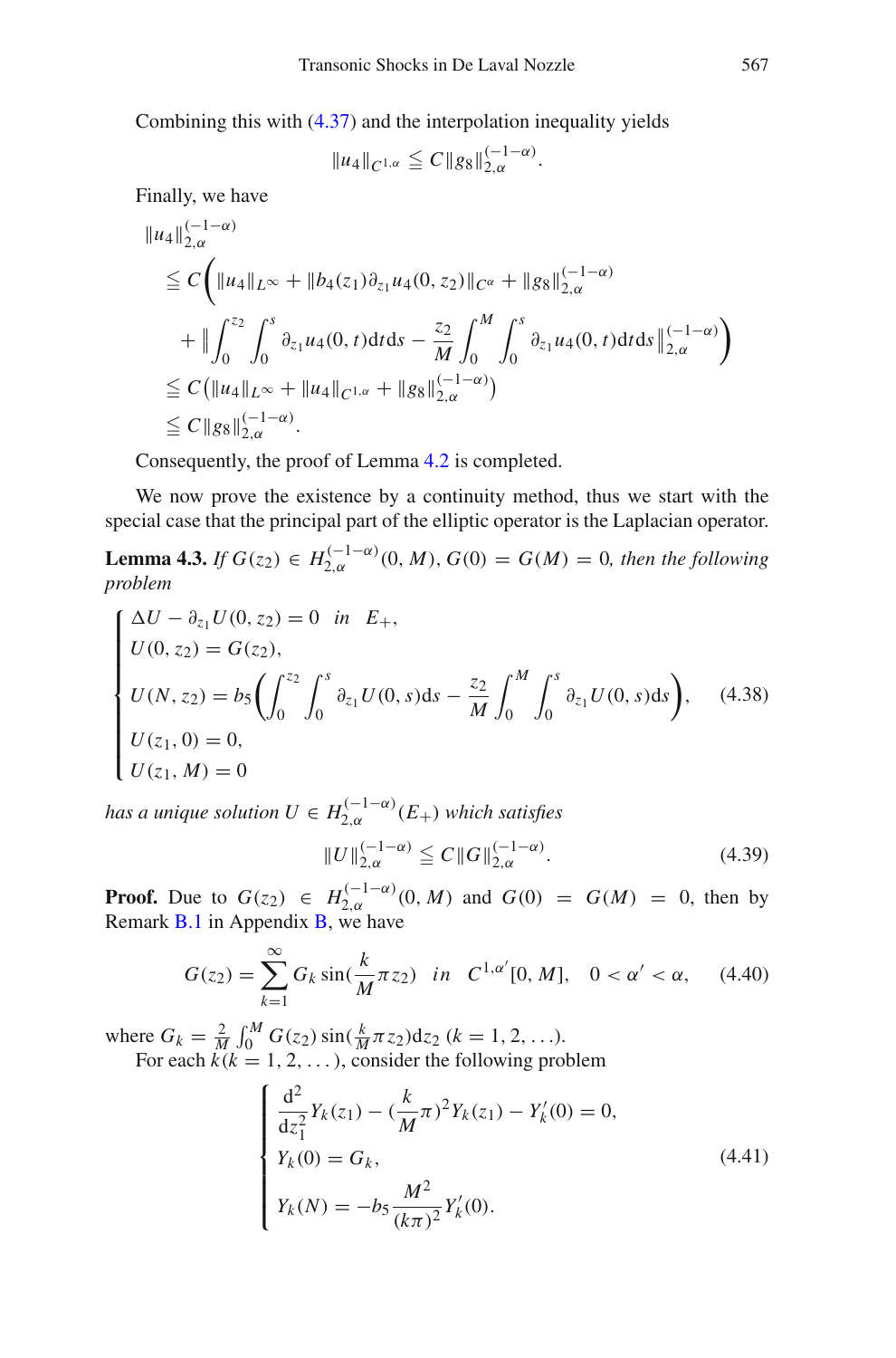Combining this with (4.37) and the interpolation inequality yields

$$\|u_4\|_{C^{1,\alpha}} \leqq C\|g_8\|_{2,\alpha}^{(-1-\alpha)}.$$

Finally, we have

$$\begin{aligned}
&\|u_4\|_{2,\alpha}^{(-1-\alpha)} \\
&\leqq C\Bigg(\|u_4\|_{L^\infty} + \|b_4(z_1)\partial_{z_1}u_4(0,z_2)\|_{C^\alpha} + \|g_8\|_{2,\alpha}^{(-1-\alpha)} \\
&\quad + \Big\|\int_0^{z_2}\int_0^s \partial_{z_1}u_4(0,t)\mathrm{d}t\mathrm{d}s - \frac{z_2}{M}\int_0^M\int_0^s \partial_{z_1}u_4(0,t)\mathrm{d}t\mathrm{d}s\Big\|_{2,\alpha}^{(-1-\alpha)}\Bigg) \\
&\leqq C\big(\|u_4\|_{L^\infty} + \|u_4\|_{C^{1,\alpha}} + \|g_8\|_{2,\alpha}^{(-1-\alpha)}\big) \\
&\leqq C\|g_8\|_{2,\alpha}^{(-1-\alpha)}.
\end{aligned}$$

Consequently, the proof of Lemma 4.2 is completed.

We now prove the existence by a continuity method, thus we start with the special case that the principal part of the elliptic operator is the Laplacian operator.

**Lemma 4.3.** *If $G(z_2) \in H_{2,\alpha}^{(-1-\alpha)}(0, M)$, $G(0) = G(M) = 0$, then the following problem*

$$\begin{cases}
\Delta U - \partial_{z_1}U(0,z_2) = 0 \quad in \quad E_+, \\
U(0,z_2) = G(z_2), \\
U(N,z_2) = b_5\Big(\displaystyle\int_0^{z_2}\int_0^s \partial_{z_1}U(0,s)\mathrm{d}s - \frac{z_2}{M}\int_0^M\int_0^s \partial_{z_1}U(0,s)\mathrm{d}s\Big), \\
U(z_1,0) = 0, \\
U(z_1,M) = 0
\end{cases} \tag{4.38}$$

*has a unique solution $U \in H_{2,\alpha}^{(-1-\alpha)}(E_+)$ which satisfies*

$$\|U\|_{2,\alpha}^{(-1-\alpha)} \leqq C\|G\|_{2,\alpha}^{(-1-\alpha)}. \tag{4.39}$$

**Proof.** Due to $G(z_2) \in H_{2,\alpha}^{(-1-\alpha)}(0, M)$ and $G(0) = G(M) = 0$, then by Remark B.1 in Appendix B, we have

$$G(z_2) = \sum_{k=1}^{\infty} G_k \sin\left(\frac{k}{M}\pi z_2\right) \quad in \quad C^{1,\alpha'}[0,M], \quad 0 < \alpha' < \alpha, \tag{4.40}$$

where $G_k = \frac{2}{M}\int_0^M G(z_2)\sin(\frac{k}{M}\pi z_2)\mathrm{d}z_2$ $(k = 1, 2, \ldots)$.

For each $k (k = 1, 2, \ldots)$, consider the following problem

$$\begin{cases}
\dfrac{\mathrm{d}^2}{\mathrm{d}z_1^2}Y_k(z_1) - \left(\dfrac{k}{M}\pi\right)^2 Y_k(z_1) - Y_k'(0) = 0, \\
Y_k(0) = G_k, \\
Y_k(N) = -b_5\dfrac{M^2}{(k\pi)^2}Y_k'(0).
\end{cases} \tag{4.41}$$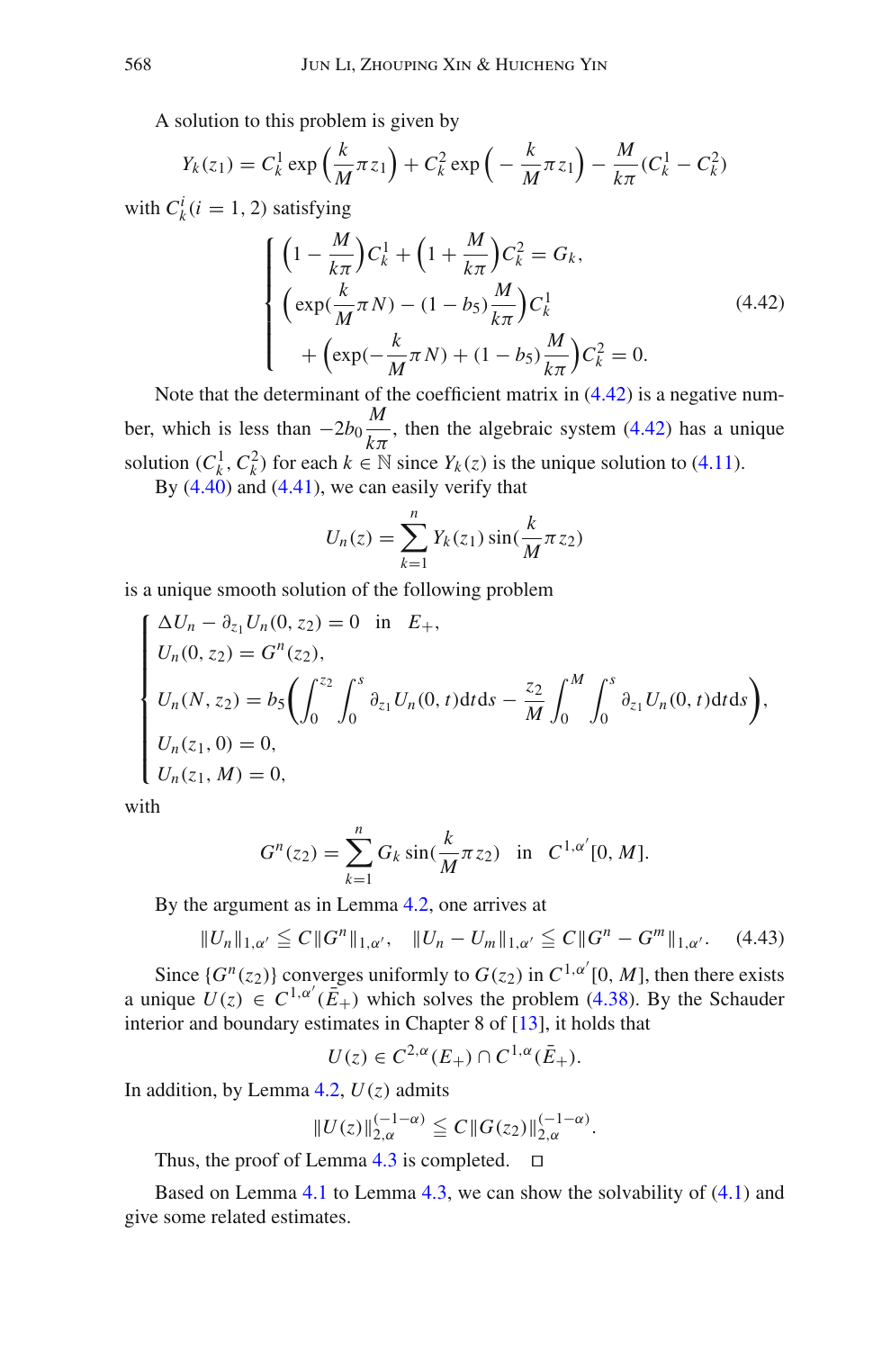A solution to this problem is given by

$$Y_k(z_1) = C_k^1 \exp\Big(\frac{k}{M}\pi z_1\Big) + C_k^2 \exp\Big(-\frac{k}{M}\pi z_1\Big) - \frac{M}{k\pi}(C_k^1 - C_k^2)$$

with $C_k^i (i = 1, 2)$ satisfying

$$\begin{cases} \Big(1 - \dfrac{M}{k\pi}\Big)C_k^1 + \Big(1 + \dfrac{M}{k\pi}\Big)C_k^2 = G_k, \\ \Big(\exp(\dfrac{k}{M}\pi N) - (1 - b_5)\dfrac{M}{k\pi}\Big)C_k^1 \\ \qquad + \Big(\exp(-\dfrac{k}{M}\pi N) + (1 - b_5)\dfrac{M}{k\pi}\Big)C_k^2 = 0. \end{cases} \tag{4.42}$$

Note that the determinant of the coefficient matrix in (4.42) is a negative number, which is less than $-2b_0\dfrac{M}{k\pi}$, then the algebraic system (4.42) has a unique solution $(C_k^1, C_k^2)$ for each $k \in \mathbb{N}$ since $Y_k(z)$ is the unique solution to (4.11).

By (4.40) and (4.41), we can easily verify that

$$U_n(z) = \sum_{k=1}^{n} Y_k(z_1)\sin(\frac{k}{M}\pi z_2)$$

is a unique smooth solution of the following problem

$$\begin{cases} \Delta U_n - \partial_{z_1}U_n(0, z_2) = 0 \quad \text{in} \quad E_+, \\ U_n(0, z_2) = G^n(z_2), \\ U_n(N, z_2) = b_5\Big(\displaystyle\int_0^{z_2}\int_0^{s}\partial_{z_1}U_n(0, t)\mathrm{d}t\mathrm{d}s - \frac{z_2}{M}\int_0^{M}\int_0^{s}\partial_{z_1}U_n(0, t)\mathrm{d}t\mathrm{d}s\Big), \\ U_n(z_1, 0) = 0, \\ U_n(z_1, M) = 0, \end{cases}$$

with

$$G^n(z_2) = \sum_{k=1}^{n} G_k \sin(\frac{k}{M}\pi z_2) \quad \text{in} \quad C^{1,\alpha'}[0, M].$$

By the argument as in Lemma 4.2, one arrives at

$$\|U_n\|_{1,\alpha'} \leqq C\|G^n\|_{1,\alpha'}, \quad \|U_n - U_m\|_{1,\alpha'} \leqq C\|G^n - G^m\|_{1,\alpha'}. \tag{4.43}$$

Since $\{G^n(z_2)\}$ converges uniformly to $G(z_2)$ in $C^{1,\alpha'}[0, M]$, then there exists a unique $U(z) \in C^{1,\alpha'}(\bar{E}_+)$ which solves the problem (4.38). By the Schauder interior and boundary estimates in Chapter 8 of [13], it holds that

$$U(z) \in C^{2,\alpha}(E_+) \cap C^{1,\alpha}(\bar{E}_+).$$

In addition, by Lemma 4.2, $U(z)$ admits

$$\|U(z)\|_{2,\alpha}^{(-1-\alpha)} \leqq C\|G(z_2)\|_{2,\alpha}^{(-1-\alpha)}.$$

Thus, the proof of Lemma 4.3 is completed. □

Based on Lemma 4.1 to Lemma 4.3, we can show the solvability of (4.1) and give some related estimates.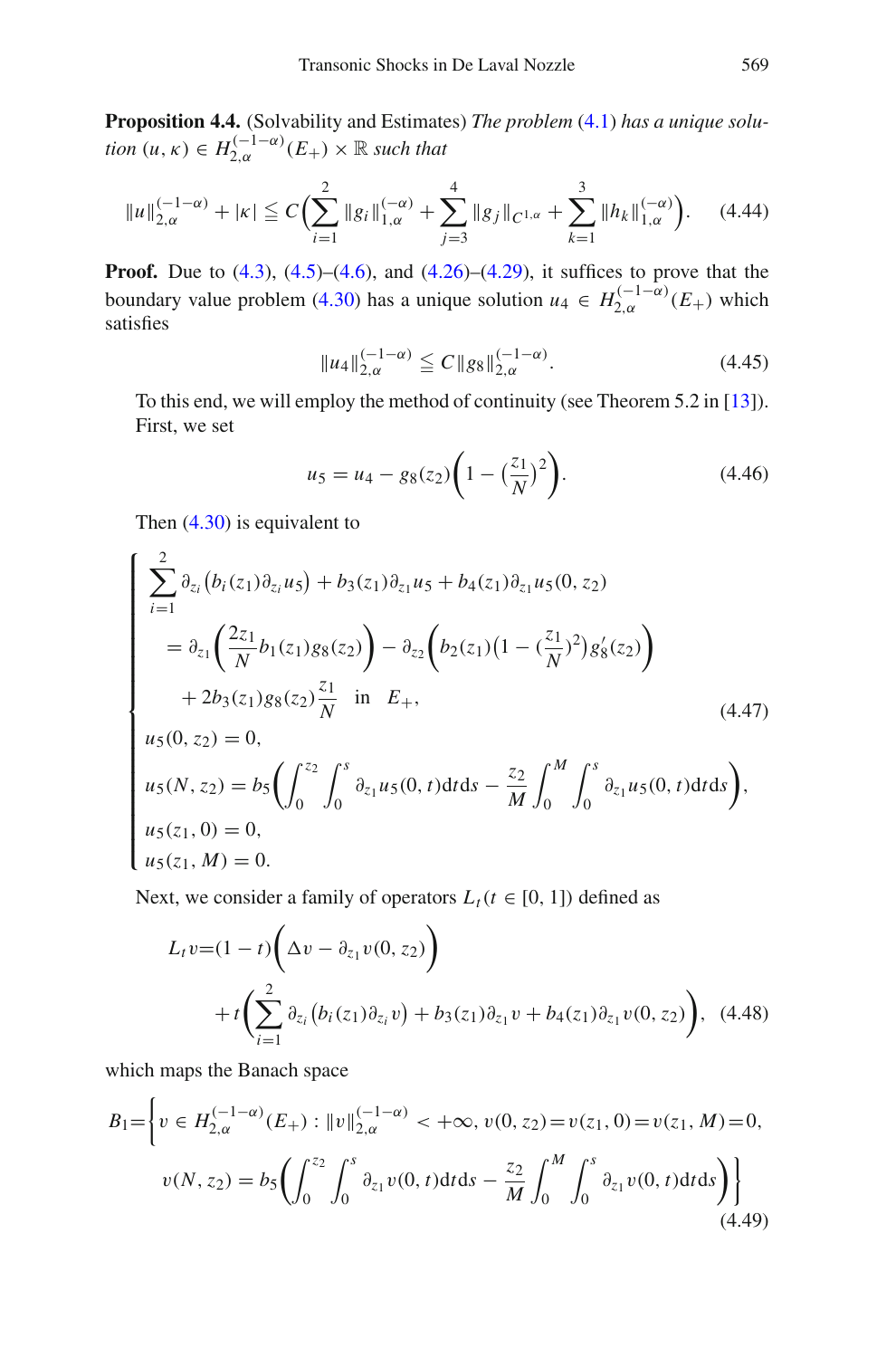**Proposition 4.4.** (Solvability and Estimates) *The problem* (4.1) *has a unique solution* $(u, \kappa) \in H_{2,\alpha}^{(-1-\alpha)}(E_+) \times \mathbb{R}$ *such that*

$$\|u\|_{2,\alpha}^{(-1-\alpha)} + |\kappa| \leqq C\Big(\sum_{i=1}^{2} \|g_i\|_{1,\alpha}^{(-\alpha)} + \sum_{j=3}^{4} \|g_j\|_{C^{1,\alpha}} + \sum_{k=1}^{3} \|h_k\|_{1,\alpha}^{(-\alpha)}\Big). \tag{4.44}$$

**Proof.** Due to (4.3), (4.5)–(4.6), and (4.26)–(4.29), it suffices to prove that the boundary value problem (4.30) has a unique solution $u_4 \in H_{2,\alpha}^{(-1-\alpha)}(E_+)$ which satisfies

$$\|u_4\|_{2,\alpha}^{(-1-\alpha)} \leqq C\|g_8\|_{2,\alpha}^{(-1-\alpha)}. \tag{4.45}$$

To this end, we will employ the method of continuity (see Theorem 5.2 in [13]). First, we set

$$u_5 = u_4 - g_8(z_2)\Big(1 - \big(\frac{z_1}{N}\big)^2\Big). \tag{4.46}$$

Then (4.30) is equivalent to

$$\begin{cases} \displaystyle\sum_{i=1}^{2} \partial_{z_i}\big(b_i(z_1)\partial_{z_i} u_5\big) + b_3(z_1)\partial_{z_1} u_5 + b_4(z_1)\partial_{z_1} u_5(0, z_2) \\ \quad = \partial_{z_1}\Big(\dfrac{2z_1}{N} b_1(z_1) g_8(z_2)\Big) - \partial_{z_2}\Big(b_2(z_1)\big(1 - (\frac{z_1}{N})^2\big) g_8'(z_2)\Big) \\ \quad\quad + 2b_3(z_1) g_8(z_2)\dfrac{z_1}{N} \quad \text{in} \quad E_+, \\ u_5(0, z_2) = 0, \\ u_5(N, z_2) = b_5\Big(\displaystyle\int_0^{z_2}\int_0^s \partial_{z_1} u_5(0, t)\mathrm{d}t\mathrm{d}s - \frac{z_2}{M}\int_0^M\int_0^s \partial_{z_1} u_5(0, t)\mathrm{d}t\mathrm{d}s\Big), \\ u_5(z_1, 0) = 0, \\ u_5(z_1, M) = 0. \end{cases} \tag{4.47}$$

Next, we consider a family of operators $L_t (t \in [0, 1])$ defined as

$$\begin{aligned} L_t v =& (1-t)\Big(\Delta v - \partial_{z_1} v(0, z_2)\Big) \\ &+ t\Big(\sum_{i=1}^{2} \partial_{z_i}\big(b_i(z_1)\partial_{z_i} v\big) + b_3(z_1)\partial_{z_1} v + b_4(z_1)\partial_{z_1} v(0, z_2)\Big), \end{aligned} \tag{4.48}$$

which maps the Banach space

$$\begin{aligned} B_1 = \Big\{ & v \in H_{2,\alpha}^{(-1-\alpha)}(E_+) : \|v\|_{2,\alpha}^{(-1-\alpha)} < +\infty, \, v(0, z_2) = v(z_1, 0) = v(z_1, M) = 0, \\ & v(N, z_2) = b_5\Big(\int_0^{z_2}\int_0^s \partial_{z_1} v(0, t)\mathrm{d}t\mathrm{d}s - \frac{z_2}{M}\int_0^M\int_0^s \partial_{z_1} v(0, t)\mathrm{d}t\mathrm{d}s\Big)\Big\} \end{aligned} \tag{4.49}$$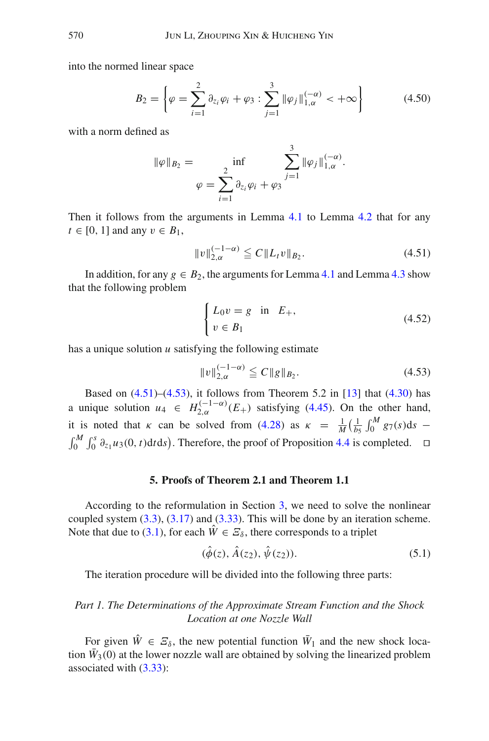into the normed linear space

$$B_2 = \left\{ \varphi = \sum_{i=1}^{2} \partial_{z_i} \varphi_i + \varphi_3 : \sum_{j=1}^{3} \|\varphi_j\|_{1,\alpha}^{(-\alpha)} < +\infty \right\} \tag{4.50}$$

with a norm defined as

$$\|\varphi\|_{B_2} = \inf_{\varphi = \sum_{i=1}^{2} \partial_{z_i} \varphi_i + \varphi_3} \sum_{j=1}^{3} \|\varphi_j\|_{1,\alpha}^{(-\alpha)}.$$

Then it follows from the arguments in Lemma 4.1 to Lemma 4.2 that for any $t \in [0, 1]$ and any $v \in B_1$,

$$\|v\|_{2,\alpha}^{(-1-\alpha)} \leqq C \|L_t v\|_{B_2}. \tag{4.51}$$

In addition, for any $g \in B_2$, the arguments for Lemma 4.1 and Lemma 4.3 show that the following problem

$$\begin{cases} L_0 v = g & \text{in} \quad E_+, \\ v \in B_1 \end{cases} \tag{4.52}$$

has a unique solution $u$ satisfying the following estimate

$$\|v\|_{2,\alpha}^{(-1-\alpha)} \leqq C \|g\|_{B_2}. \tag{4.53}$$

Based on (4.51)–(4.53), it follows from Theorem 5.2 in [13] that (4.30) has a unique solution $u_4 \in H_{2,\alpha}^{(-1-\alpha)}(E_+)$ satisfying (4.45). On the other hand, it is noted that $\kappa$ can be solved from (4.28) as $\kappa = \frac{1}{M}\big(\frac{1}{b_5}\int_0^M g_7(s)\mathrm{d}s - \int_0^M \int_0^s \partial_{z_1} u_3(0, t)\mathrm{d}t\mathrm{d}s\big)$. Therefore, the proof of Proposition 4.4 is completed. $\square$

## 5. Proofs of Theorem 2.1 and Theorem 1.1

According to the reformulation in Section 3, we need to solve the nonlinear coupled system (3.3), (3.17) and (3.33). This will be done by an iteration scheme. Note that due to (3.1), for each $\hat{W} \in \Xi_\delta$, there corresponds to a triplet

$$(\hat{\phi}(z), \hat{A}(z_2), \hat{\psi}(z_2)). \tag{5.1}$$

The iteration procedure will be divided into the following three parts:

*Part 1. The Determinations of the Approximate Stream Function and the Shock Location at one Nozzle Wall*

For given $\hat{W} \in \Xi_\delta$, the new potential function $\bar{W}_1$ and the new shock location $\bar{W}_3(0)$ at the lower nozzle wall are obtained by solving the linearized problem associated with (3.33):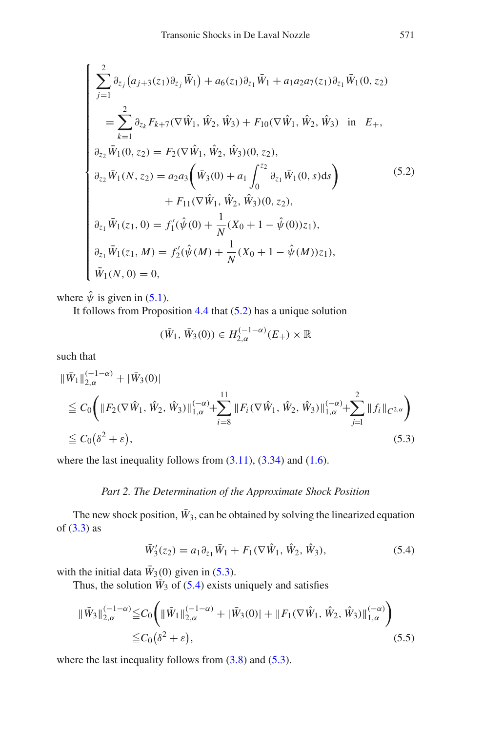$$
\begin{cases}
\displaystyle\sum_{j=1}^{2} \partial_{z_j}\left(a_{j+3}(z_1)\partial_{z_j}\bar{W}_1\right) + a_6(z_1)\partial_{z_1}\bar{W}_1 + a_1 a_2 a_7(z_1)\partial_{z_1}\bar{W}_1(0,z_2) \\
\displaystyle\quad = \sum_{k=1}^{2} \partial_{z_k} F_{k+7}(\nabla\hat{W}_1, \hat{W}_2, \hat{W}_3) + F_{10}(\nabla\hat{W}_1, \hat{W}_2, \hat{W}_3) \quad \text{in} \quad E_+, \\
\partial_{z_2}\bar{W}_1(0,z_2) = F_2(\nabla\hat{W}_1, \hat{W}_2, \hat{W}_3)(0,z_2), \\
\displaystyle\partial_{z_2}\bar{W}_1(N,z_2) = a_2 a_3\left(\bar{W}_3(0) + a_1\int_0^{z_2}\partial_{z_1}\bar{W}_1(0,s)\mathrm{d}s\right) \\
\qquad\qquad + F_{11}(\nabla\hat{W}_1, \hat{W}_2, \hat{W}_3)(0,z_2), \\
\displaystyle\partial_{z_1}\bar{W}_1(z_1,0) = f_1'(\hat{\psi}(0) + \frac{1}{N}(X_0 + 1 - \hat{\psi}(0))z_1), \\
\displaystyle\partial_{z_1}\bar{W}_1(z_1,M) = f_2'(\hat{\psi}(M) + \frac{1}{N}(X_0 + 1 - \hat{\psi}(M))z_1), \\
\bar{W}_1(N,0) = 0,
\end{cases}
\tag{5.2}
$$

where $\hat{\psi}$ is given in (5.1).

It follows from Proposition 4.4 that (5.2) has a unique solution

$$
(\bar{W}_1, \bar{W}_3(0)) \in H_{2,\alpha}^{(-1-\alpha)}(E_+) \times \mathbb{R}
$$

such that

$$
\begin{aligned}
&\|\bar{W}_1\|_{2,\alpha}^{(-1-\alpha)} + |\bar{W}_3(0)| \\
&\leqq C_0\left(\|F_2(\nabla\hat{W}_1, \hat{W}_2, \hat{W}_3)\|_{1,\alpha}^{(-\alpha)} + \sum_{i=8}^{11}\|F_i(\nabla\hat{W}_1, \hat{W}_2, \hat{W}_3)\|_{1,\alpha}^{(-\alpha)} + \sum_{j=1}^{2}\|f_i\|_{C^{2,\alpha}}\right) \\
&\leqq C_0\left(\delta^2 + \varepsilon\right),
\end{aligned}
\tag{5.3}
$$

where the last inequality follows from (3.11), (3.34) and (1.6).

*Part 2. The Determination of the Approximate Shock Position*

The new shock position, $\bar{W}_3$, can be obtained by solving the linearized equation of (3.3) as

$$
\bar{W}_3'(z_2) = a_1\partial_{z_1}\bar{W}_1 + F_1(\nabla\hat{W}_1, \hat{W}_2, \hat{W}_3),
\tag{5.4}
$$

with the initial data $\bar{W}_3(0)$ given in (5.3).

Thus, the solution $\bar{W}_3$ of (5.4) exists uniquely and satisfies

$$
\begin{aligned}
\|\bar{W}_3\|_{2,\alpha}^{(-1-\alpha)} &\leqq C_0\left(\|\bar{W}_1\|_{2,\alpha}^{(-1-\alpha)} + |\bar{W}_3(0)| + \|F_1(\nabla\hat{W}_1, \hat{W}_2, \hat{W}_3)\|_{1,\alpha}^{(-\alpha)}\right) \\
&\leqq C_0\left(\delta^2 + \varepsilon\right),
\end{aligned}
\tag{5.5}
$$

where the last inequality follows from (3.8) and (5.3).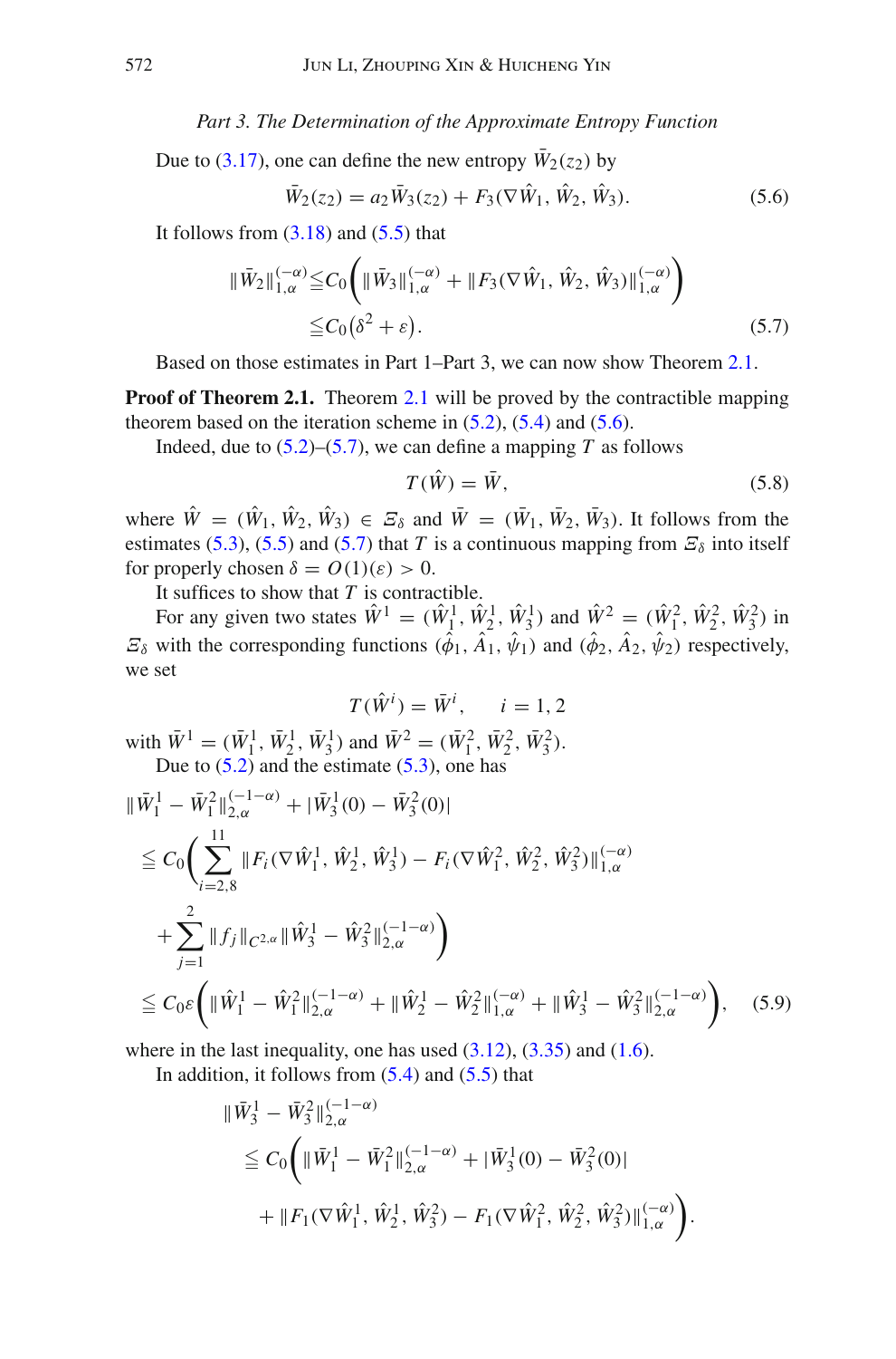*Part 3. The Determination of the Approximate Entropy Function*

Due to (3.17), one can define the new entropy $\bar{W}_2(z_2)$ by

$$\bar{W}_2(z_2) = a_2\bar{W}_3(z_2) + F_3(\nabla\hat{W}_1, \hat{W}_2, \hat{W}_3). \tag{5.6}$$

It follows from (3.18) and (5.5) that

$$\begin{aligned}\|\bar{W}_2\|_{1,\alpha}^{(-\alpha)} &\leqq C_0\Big(\|\bar{W}_3\|_{1,\alpha}^{(-\alpha)} + \|F_3(\nabla\hat{W}_1, \hat{W}_2, \hat{W}_3)\|_{1,\alpha}^{(-\alpha)}\Big)\\ &\leqq C_0\big(\delta^2 + \varepsilon\big).\end{aligned} \tag{5.7}$$

Based on those estimates in Part 1–Part 3, we can now show Theorem 2.1.

**Proof of Theorem 2.1.** Theorem 2.1 will be proved by the contractible mapping theorem based on the iteration scheme in (5.2), (5.4) and (5.6).

Indeed, due to (5.2)–(5.7), we can define a mapping $T$ as follows

$$T(\hat{W}) = \bar{W}, \tag{5.8}$$

where $\hat{W} = (\hat{W}_1, \hat{W}_2, \hat{W}_3) \in \varXi_\delta$ and $\bar{W} = (\bar{W}_1, \bar{W}_2, \bar{W}_3)$. It follows from the estimates (5.3), (5.5) and (5.7) that $T$ is a continuous mapping from $\varXi_\delta$ into itself for properly chosen $\delta = O(1)(\varepsilon) > 0$.

It suffices to show that $T$ is contractible.

For any given two states $\hat{W}^1 = (\hat{W}_1^1, \hat{W}_2^1, \hat{W}_3^1)$ and $\hat{W}^2 = (\hat{W}_1^2, \hat{W}_2^2, \hat{W}_3^2)$ in $\varXi_\delta$ with the corresponding functions $(\hat{\phi}_1, \hat{A}_1, \hat{\psi}_1)$ and $(\hat{\phi}_2, \hat{A}_2, \hat{\psi}_2)$ respectively, we set

$$T(\hat{W}^i) = \bar{W}^i, \qquad i = 1, 2$$

with $\bar{W}^1 = (\bar{W}_1^1, \bar{W}_2^1, \bar{W}_3^1)$ and $\bar{W}^2 = (\bar{W}_1^2, \bar{W}_2^2, \bar{W}_3^2)$.

Due to (5.2) and the estimate (5.3), one has

$$\begin{aligned}&\|\bar{W}_1^1 - \bar{W}_1^2\|_{2,\alpha}^{(-1-\alpha)} + |\bar{W}_3^1(0) - \bar{W}_3^2(0)|\\ &\leqq C_0\Bigg(\sum_{i=2,8}^{11}\|F_i(\nabla\hat{W}_1^1, \hat{W}_2^1, \hat{W}_3^1) - F_i(\nabla\hat{W}_1^2, \hat{W}_2^2, \hat{W}_3^2)\|_{1,\alpha}^{(-\alpha)}\\ &\quad + \sum_{j=1}^{2}\|f_j\|_{C^{2,\alpha}}\|\hat{W}_3^1 - \hat{W}_3^2\|_{2,\alpha}^{(-1-\alpha)}\Bigg)\\ &\leqq C_0\varepsilon\Big(\|\hat{W}_1^1 - \hat{W}_1^2\|_{2,\alpha}^{(-1-\alpha)} + \|\hat{W}_2^1 - \hat{W}_2^2\|_{1,\alpha}^{(-\alpha)} + \|\hat{W}_3^1 - \hat{W}_3^2\|_{2,\alpha}^{(-1-\alpha)}\Big),\end{aligned} \tag{5.9}$$

where in the last inequality, one has used (3.12), (3.35) and (1.6).

In addition, it follows from (5.4) and (5.5) that

$$\begin{aligned}&\|\bar{W}_3^1 - \bar{W}_3^2\|_{2,\alpha}^{(-1-\alpha)}\\ &\quad\leqq C_0\Big(\|\bar{W}_1^1 - \bar{W}_1^2\|_{2,\alpha}^{(-1-\alpha)} + |\bar{W}_3^1(0) - \bar{W}_3^2(0)|\\ &\qquad + \|F_1(\nabla\hat{W}_1^1, \hat{W}_2^1, \hat{W}_3^2) - F_1(\nabla\hat{W}_1^2, \hat{W}_2^2, \hat{W}_3^2)\|_{1,\alpha}^{(-\alpha)}\Big).\end{aligned}$$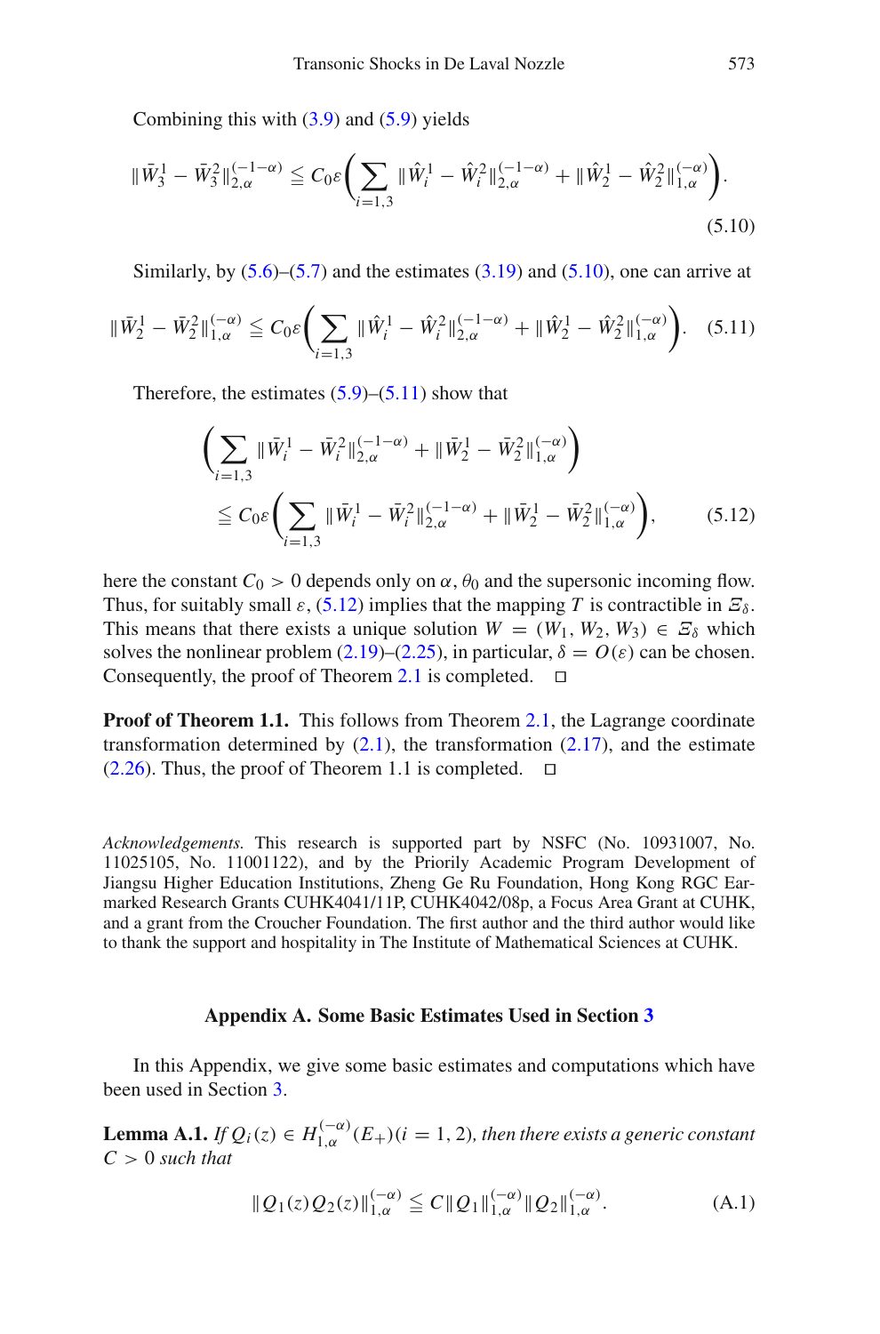Combining this with (3.9) and (5.9) yields

$$\|\bar{W}_3^1 - \bar{W}_3^2\|_{2,\alpha}^{(-1-\alpha)} \leqq C_0\varepsilon\left(\sum_{i=1,3}\|\hat{W}_i^1 - \hat{W}_i^2\|_{2,\alpha}^{(-1-\alpha)} + \|\hat{W}_2^1 - \hat{W}_2^2\|_{1,\alpha}^{(-\alpha)}\right). \tag{5.10}$$

Similarly, by (5.6)–(5.7) and the estimates (3.19) and (5.10), one can arrive at

$$\|\bar{W}_2^1 - \bar{W}_2^2\|_{1,\alpha}^{(-\alpha)} \leqq C_0\varepsilon\left(\sum_{i=1,3}\|\hat{W}_i^1 - \hat{W}_i^2\|_{2,\alpha}^{(-1-\alpha)} + \|\hat{W}_2^1 - \hat{W}_2^2\|_{1,\alpha}^{(-\alpha)}\right). \tag{5.11}$$

Therefore, the estimates (5.9)–(5.11) show that

$$\begin{aligned}&\left(\sum_{i=1,3}\|\bar{W}_i^1 - \bar{W}_i^2\|_{2,\alpha}^{(-1-\alpha)} + \|\bar{W}_2^1 - \bar{W}_2^2\|_{1,\alpha}^{(-\alpha)}\right)\\&\quad\leqq C_0\varepsilon\left(\sum_{i=1,3}\|\bar{W}_i^1 - \bar{W}_i^2\|_{2,\alpha}^{(-1-\alpha)} + \|\bar{W}_2^1 - \bar{W}_2^2\|_{1,\alpha}^{(-\alpha)}\right),\end{aligned} \tag{5.12}$$

here the constant $C_0 > 0$ depends only on $\alpha$, $\theta_0$ and the supersonic incoming flow. Thus, for suitably small $\varepsilon$, (5.12) implies that the mapping $T$ is contractible in $\Xi_\delta$. This means that there exists a unique solution $W = (W_1, W_2, W_3) \in \Xi_\delta$ which solves the nonlinear problem (2.19)–(2.25), in particular, $\delta = O(\varepsilon)$ can be chosen. Consequently, the proof of Theorem 2.1 is completed. $\square$

**Proof of Theorem 1.1.** This follows from Theorem 2.1, the Lagrange coordinate transformation determined by (2.1), the transformation (2.17), and the estimate (2.26). Thus, the proof of Theorem 1.1 is completed. $\square$

*Acknowledgements.* This research is supported part by NSFC (No. 10931007, No. 11025105, No. 11001122), and by the Priorily Academic Program Development of Jiangsu Higher Education Institutions, Zheng Ge Ru Foundation, Hong Kong RGC Earmarked Research Grants CUHK4041/11P, CUHK4042/08p, a Focus Area Grant at CUHK, and a grant from the Croucher Foundation. The first author and the third author would like to thank the support and hospitality in The Institute of Mathematical Sciences at CUHK.

## Appendix A. Some Basic Estimates Used in Section 3

In this Appendix, we give some basic estimates and computations which have been used in Section 3.

**Lemma A.1.** *If $Q_i(z) \in H_{1,\alpha}^{(-\alpha)}(E_+) (i = 1, 2)$, then there exists a generic constant $C > 0$ such that*

$$\|Q_1(z)Q_2(z)\|_{1,\alpha}^{(-\alpha)} \leqq C\|Q_1\|_{1,\alpha}^{(-\alpha)}\|Q_2\|_{1,\alpha}^{(-\alpha)}. \tag{A.1}$$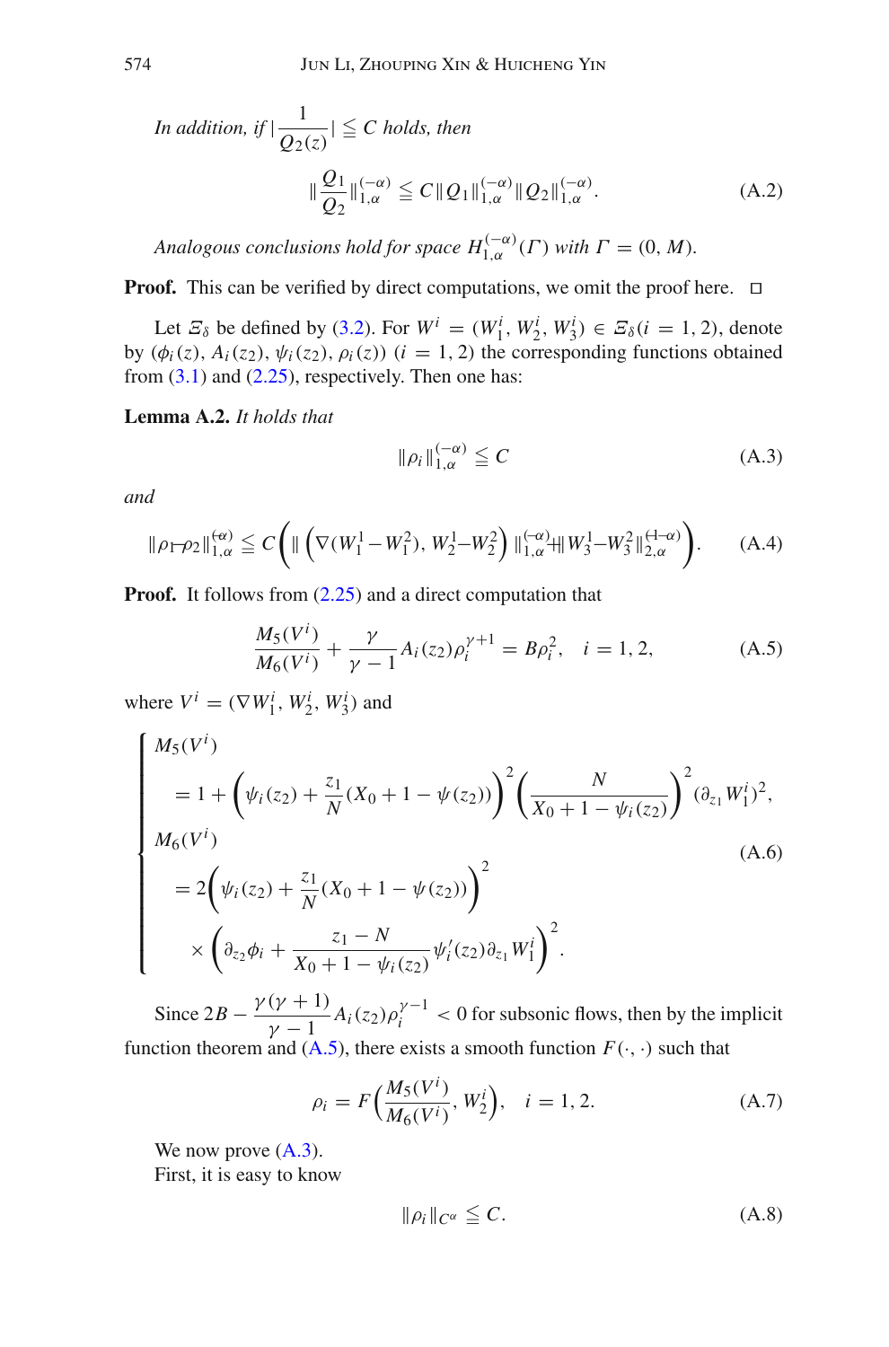*In addition, if* $|\frac{1}{Q_2(z)}| \leqq C$ *holds, then*

$$\|\frac{Q_1}{Q_2}\|_{1,\alpha}^{(-\alpha)} \leqq C\|Q_1\|_{1,\alpha}^{(-\alpha)}\|Q_2\|_{1,\alpha}^{(-\alpha)}. \tag{A.2}$$

*Analogous conclusions hold for space* $H_{1,\alpha}^{(-\alpha)}(\Gamma)$ *with* $\Gamma = (0, M)$.

**Proof.** This can be verified by direct computations, we omit the proof here. □

Let $\Xi_\delta$ be defined by (3.2). For $W^i = (W_1^i, W_2^i, W_3^i) \in \Xi_\delta (i = 1, 2)$, denote by $(\phi_i(z), A_i(z_2), \psi_i(z_2), \rho_i(z))$ $(i = 1, 2)$ the corresponding functions obtained from (3.1) and (2.25), respectively. Then one has:

**Lemma A.2.** *It holds that*

$$\|\rho_i\|_{1,\alpha}^{(-\alpha)} \leqq C \tag{A.3}$$

*and*

$$\|\rho_1 - \rho_2\|_{1,\alpha}^{(\alpha)} \leqq C\left(\|\left(\nabla(W_1^1 - W_1^2), W_2^1 - W_2^2\right)\|_{1,\alpha}^{(-\alpha)} + \|W_3^1 - W_3^2\|_{2,\alpha}^{(-1-\alpha)}\right). \tag{A.4}$$

**Proof.** It follows from (2.25) and a direct computation that

$$\frac{M_5(V^i)}{M_6(V^i)} + \frac{\gamma}{\gamma - 1}A_i(z_2)\rho_i^{\gamma+1} = B\rho_i^2, \quad i = 1, 2, \tag{A.5}$$

where $V^i = (\nabla W_1^i, W_2^i, W_3^i)$ and

$$\begin{cases} M_5(V^i) \\ \quad = 1 + \left(\psi_i(z_2) + \dfrac{z_1}{N}(X_0 + 1 - \psi(z_2))\right)^2 \left(\dfrac{N}{X_0 + 1 - \psi_i(z_2)}\right)^2 (\partial_{z_1} W_1^i)^2, \\ M_6(V^i) \\ \quad = 2\left(\psi_i(z_2) + \dfrac{z_1}{N}(X_0 + 1 - \psi(z_2))\right)^2 \\ \quad\quad \times \left(\partial_{z_2}\phi_i + \dfrac{z_1 - N}{X_0 + 1 - \psi_i(z_2)}\psi_i'(z_2)\partial_{z_1} W_1^i\right)^2. \end{cases} \tag{A.6}$$

Since $2B - \dfrac{\gamma(\gamma+1)}{\gamma - 1}A_i(z_2)\rho_i^{\gamma-1} < 0$ for subsonic flows, then by the implicit function theorem and (A.5), there exists a smooth function $F(\cdot, \cdot)$ such that

$$\rho_i = F\left(\frac{M_5(V^i)}{M_6(V^i)}, W_2^i\right), \quad i = 1, 2. \tag{A.7}$$

We now prove (A.3).

First, it is easy to know

$$\|\rho_i\|_{C^\alpha} \leqq C. \tag{A.8}$$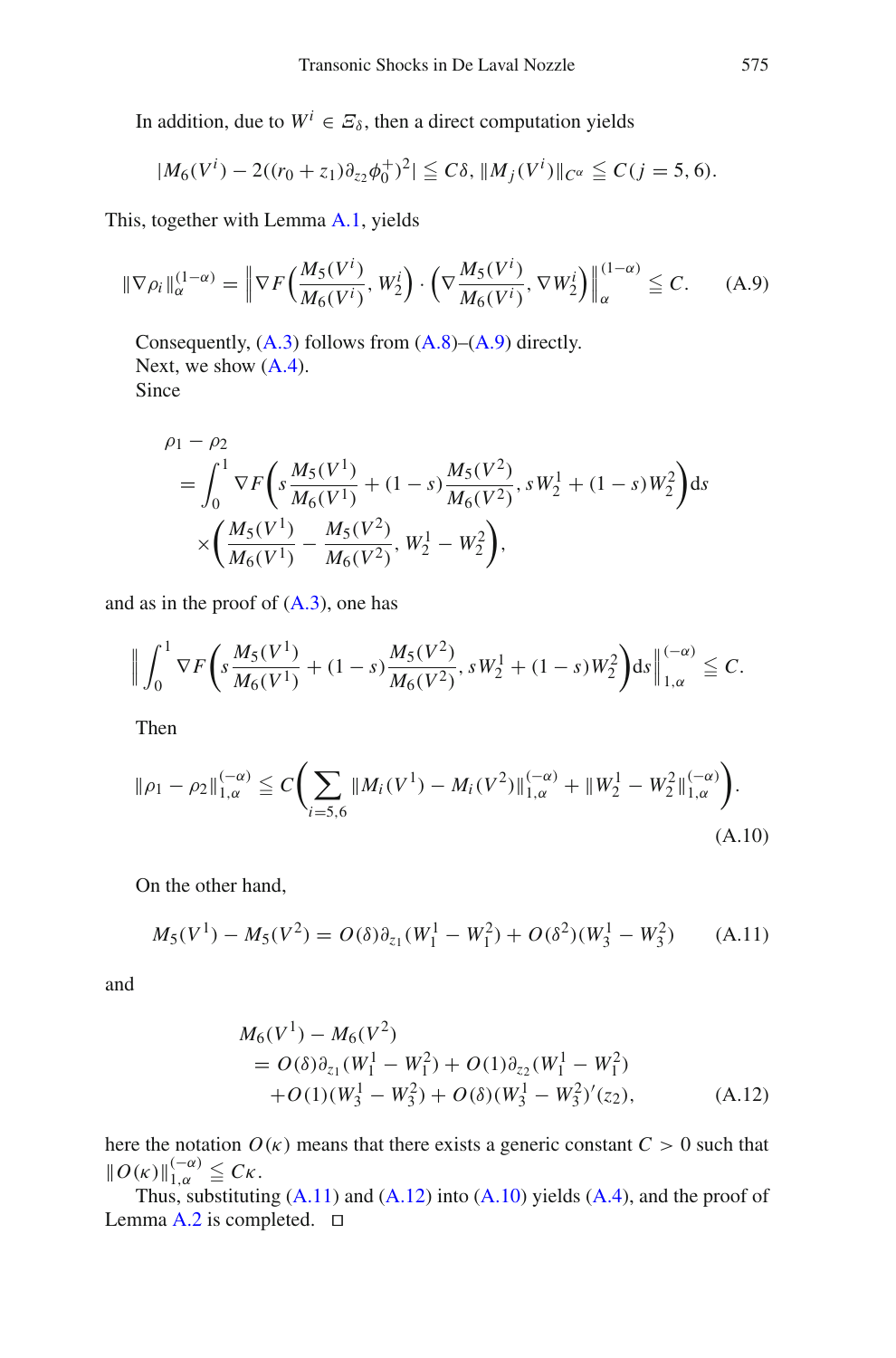In addition, due to $W^i \in \Xi_\delta$, then a direct computation yields

$$|M_6(V^i) - 2((r_0 + z_1)\partial_{z_2}\phi_0^+)^2| \leqq C\delta, \|M_j(V^i)\|_{C^\alpha} \leqq C (j = 5, 6).$$

This, together with Lemma A.1, yields

$$\|\nabla \rho_i\|_\alpha^{(1-\alpha)} = \left\| \nabla F\Big(\frac{M_5(V^i)}{M_6(V^i)}, W_2^i\Big) \cdot \Big(\nabla \frac{M_5(V^i)}{M_6(V^i)}, \nabla W_2^i\Big) \right\|_\alpha^{(1-\alpha)} \leqq C. \tag{A.9}$$

Consequently, (A.3) follows from (A.8)–(A.9) directly.

Next, we show (A.4).

Since

$$\begin{aligned}
&\rho_1 - \rho_2 \\
&= \int_0^1 \nabla F\bigg(s\frac{M_5(V^1)}{M_6(V^1)} + (1-s)\frac{M_5(V^2)}{M_6(V^2)}, sW_2^1 + (1-s)W_2^2\bigg)\mathrm{d}s \\
&\quad\times\bigg(\frac{M_5(V^1)}{M_6(V^1)} - \frac{M_5(V^2)}{M_6(V^2)}, W_2^1 - W_2^2\bigg),
\end{aligned}$$

and as in the proof of (A.3), one has

$$\left\| \int_0^1 \nabla F\bigg(s\frac{M_5(V^1)}{M_6(V^1)} + (1-s)\frac{M_5(V^2)}{M_6(V^2)}, sW_2^1 + (1-s)W_2^2\bigg)\mathrm{d}s \right\|_{1,\alpha}^{(-\alpha)} \leqq C.$$

Then

$$\|\rho_1 - \rho_2\|_{1,\alpha}^{(-\alpha)} \leqq C\bigg(\sum_{i=5,6} \|M_i(V^1) - M_i(V^2)\|_{1,\alpha}^{(-\alpha)} + \|W_2^1 - W_2^2\|_{1,\alpha}^{(-\alpha)}\bigg). \tag{A.10}$$

On the other hand,

$$M_5(V^1) - M_5(V^2) = O(\delta)\partial_{z_1}(W_1^1 - W_1^2) + O(\delta^2)(W_3^1 - W_3^2) \tag{A.11}$$

and

$$\begin{aligned}
&M_6(V^1) - M_6(V^2) \\
&= O(\delta)\partial_{z_1}(W_1^1 - W_1^2) + O(1)\partial_{z_2}(W_1^1 - W_1^2) \\
&\quad + O(1)(W_3^1 - W_3^2) + O(\delta)(W_3^1 - W_3^2)'(z_2),
\end{aligned} \tag{A.12}$$

here the notation $O(\kappa)$ means that there exists a generic constant $C > 0$ such that $\|O(\kappa)\|_{1,\alpha}^{(-\alpha)} \leqq C\kappa$.

Thus, substituting (A.11) and (A.12) into (A.10) yields (A.4), and the proof of Lemma A.2 is completed. □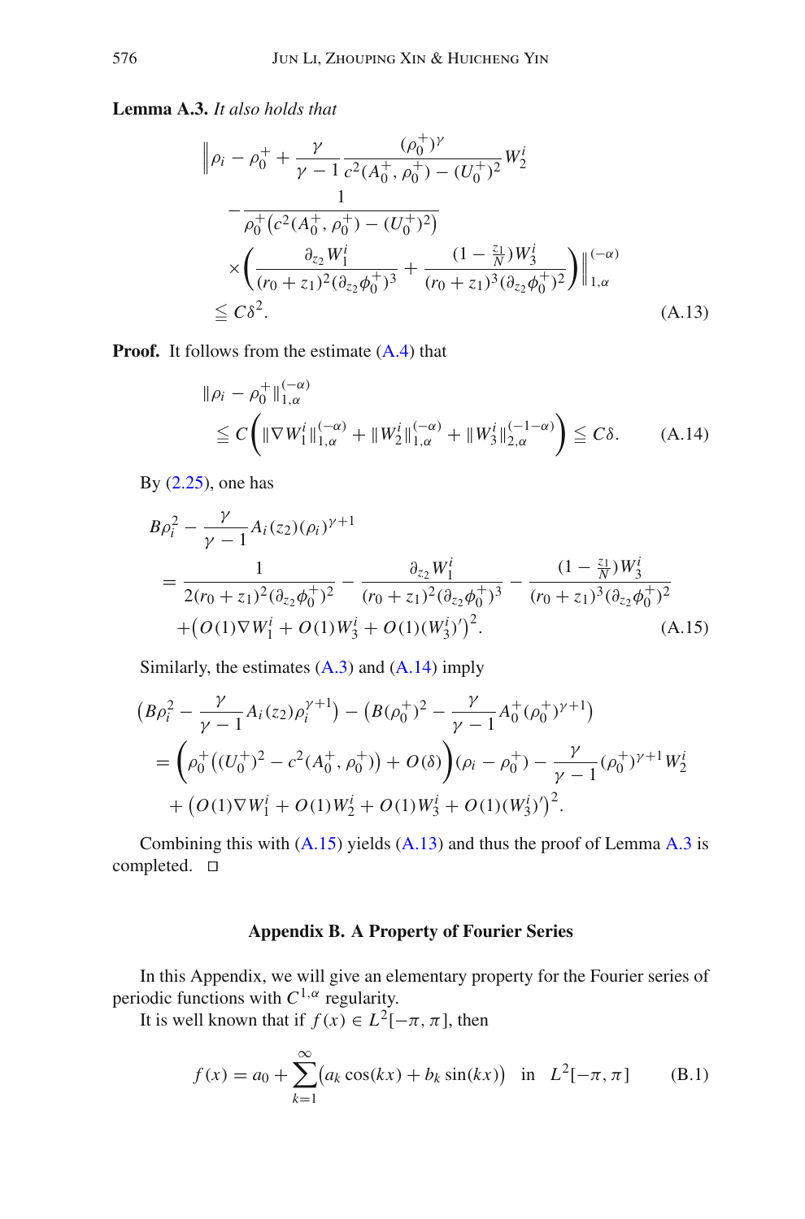**Lemma A.3.** *It also holds that*

$$
\begin{aligned}
&\Bigg\| \rho_i - \rho_0^+ + \frac{\gamma}{\gamma-1}\frac{(\rho_0^+)^\gamma}{c^2(A_0^+,\rho_0^+)-(U_0^+)^2} W_2^i \\
&\quad - \frac{1}{\rho_0^+\big(c^2(A_0^+,\rho_0^+)-(U_0^+)^2\big)} \\
&\quad \times \Bigg( \frac{\partial_{z_2} W_1^i}{(r_0+z_1)^2(\partial_{z_2}\phi_0^+)^3} + \frac{(1-\frac{z_1}{N})W_3^i}{(r_0+z_1)^3(\partial_{z_2}\phi_0^+)^2} \Bigg) \Bigg\|_{1,\alpha}^{(-\alpha)} \\
&\leqq C\delta^2.
\end{aligned} \tag{A.13}
$$

**Proof.** It follows from the estimate (A.4) that

$$
\begin{aligned}
&\|\rho_i - \rho_0^+\|_{1,\alpha}^{(-\alpha)} \\
&\quad \leqq C\Big( \|\nabla W_1^i\|_{1,\alpha}^{(-\alpha)} + \|W_2^i\|_{1,\alpha}^{(-\alpha)} + \|W_3^i\|_{2,\alpha}^{(-1-\alpha)} \Big) \leqq C\delta.
\end{aligned} \tag{A.14}
$$

By (2.25), one has

$$
\begin{aligned}
&B\rho_i^2 - \frac{\gamma}{\gamma-1}A_i(z_2)(\rho_i)^{\gamma+1} \\
&= \frac{1}{2(r_0+z_1)^2(\partial_{z_2}\phi_0^+)^2} - \frac{\partial_{z_2} W_1^i}{(r_0+z_1)^2(\partial_{z_2}\phi_0^+)^3} - \frac{(1-\frac{z_1}{N})W_3^i}{(r_0+z_1)^3(\partial_{z_2}\phi_0^+)^2} \\
&\quad + \big(O(1)\nabla W_1^i + O(1)W_3^i + O(1)(W_3^i)'\big)^2.
\end{aligned} \tag{A.15}
$$

Similarly, the estimates (A.3) and (A.14) imply

$$
\begin{aligned}
&\Big(B\rho_i^2 - \frac{\gamma}{\gamma-1}A_i(z_2)\rho_i^{\gamma+1}\Big) - \Big(B(\rho_0^+)^2 - \frac{\gamma}{\gamma-1}A_0^+(\rho_0^+)^{\gamma+1}\Big) \\
&= \Big(\rho_0^+\big((U_0^+)^2 - c^2(A_0^+,\rho_0^+)\big) + O(\delta)\Big)(\rho_i - \rho_0^+) - \frac{\gamma}{\gamma-1}(\rho_0^+)^{\gamma+1}W_2^i \\
&\quad + \big(O(1)\nabla W_1^i + O(1)W_2^i + O(1)W_3^i + O(1)(W_3^i)'\big)^2.
\end{aligned}
$$

Combining this with (A.15) yields (A.13) and thus the proof of Lemma A.3 is completed. □

## Appendix B. A Property of Fourier Series

In this Appendix, we will give an elementary property for the Fourier series of periodic functions with $C^{1,\alpha}$ regularity.

It is well known that if $f(x) \in L^2[-\pi,\pi]$, then

$$
f(x) = a_0 + \sum_{k=1}^{\infty}\big(a_k\cos(kx) + b_k\sin(kx)\big) \quad \text{in} \quad L^2[-\pi,\pi] \tag{B.1}
$$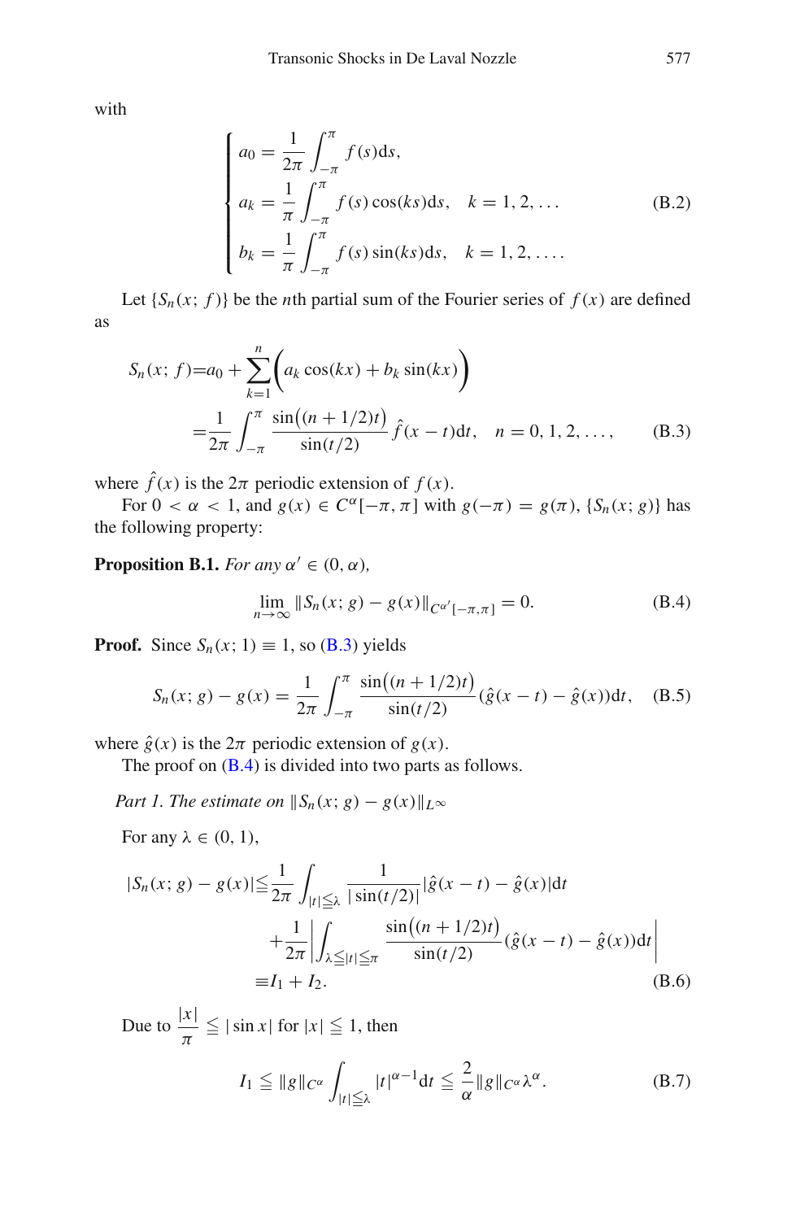with

$$
\begin{cases}
a_0 = \dfrac{1}{2\pi}\displaystyle\int_{-\pi}^{\pi} f(s)\mathrm{d}s, \\
a_k = \dfrac{1}{\pi}\displaystyle\int_{-\pi}^{\pi} f(s)\cos(ks)\mathrm{d}s, \quad k = 1, 2, \ldots \\
b_k = \dfrac{1}{\pi}\displaystyle\int_{-\pi}^{\pi} f(s)\sin(ks)\mathrm{d}s, \quad k = 1, 2, \ldots.
\end{cases}
\tag{B.2}
$$

Let $\{S_n(x; f)\}$ be the $n$th partial sum of the Fourier series of $f(x)$ are defined as

$$
\begin{aligned}
S_n(x; f) &= a_0 + \sum_{k=1}^{n}\Big(a_k\cos(kx) + b_k\sin(kx)\Big) \\
&= \frac{1}{2\pi}\int_{-\pi}^{\pi}\frac{\sin\big((n+1/2)t\big)}{\sin(t/2)}\hat{f}(x-t)\mathrm{d}t, \quad n = 0, 1, 2, \ldots,
\end{aligned}
\tag{B.3}
$$

where $\hat{f}(x)$ is the $2\pi$ periodic extension of $f(x)$.

For $0 < \alpha < 1$, and $g(x) \in C^{\alpha}[-\pi, \pi]$ with $g(-\pi) = g(\pi)$, $\{S_n(x; g)\}$ has the following property:

**Proposition B.1.** *For any* $\alpha' \in (0, \alpha)$,

$$
\lim_{n\to\infty}\|S_n(x; g) - g(x)\|_{C^{\alpha'}[-\pi,\pi]} = 0. \tag{B.4}
$$

**Proof.** Since $S_n(x; 1) \equiv 1$, so (B.3) yields

$$
S_n(x; g) - g(x) = \frac{1}{2\pi}\int_{-\pi}^{\pi}\frac{\sin\big((n+1/2)t\big)}{\sin(t/2)}(\hat{g}(x-t) - \hat{g}(x))\mathrm{d}t, \tag{B.5}
$$

where $\hat{g}(x)$ is the $2\pi$ periodic extension of $g(x)$.

The proof on (B.4) is divided into two parts as follows.

*Part 1. The estimate on* $\|S_n(x; g) - g(x)\|_{L^\infty}$

For any $\lambda \in (0, 1)$,

$$
\begin{aligned}
|S_n(x; g) - g(x)| &\leqq \frac{1}{2\pi}\int_{|t|\leqq\lambda}\frac{1}{|\sin(t/2)|}|\hat{g}(x-t) - \hat{g}(x)|\mathrm{d}t \\
&\quad + \frac{1}{2\pi}\left|\int_{\lambda\leqq|t|\leqq\pi}\frac{\sin\big((n+1/2)t\big)}{\sin(t/2)}(\hat{g}(x-t) - \hat{g}(x))\mathrm{d}t\right| \\
&\equiv I_1 + I_2.
\end{aligned}
\tag{B.6}
$$

Due to $\dfrac{|x|}{\pi} \leqq |\sin x|$ for $|x| \leqq 1$, then

$$
I_1 \leqq \|g\|_{C^\alpha}\int_{|t|\leqq\lambda}|t|^{\alpha-1}\mathrm{d}t \leqq \frac{2}{\alpha}\|g\|_{C^\alpha}\lambda^{\alpha}. \tag{B.7}
$$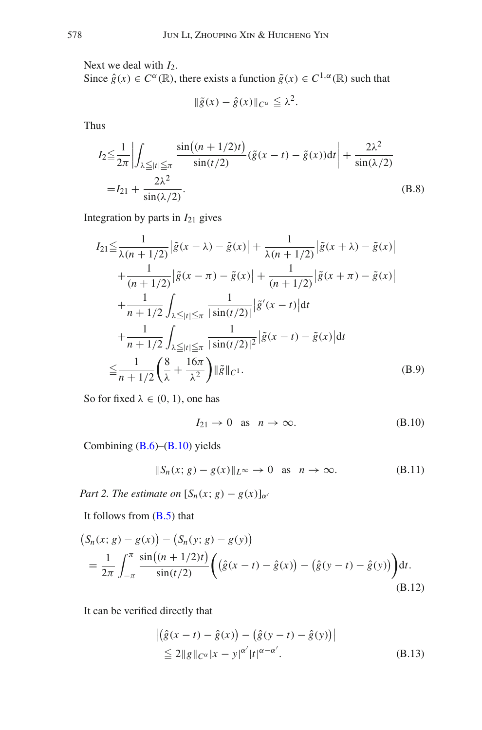Next we deal with $I_2$.

Since $\hat{g}(x) \in C^{\alpha}(\mathbb{R})$, there exists a function $\tilde{g}(x) \in C^{1,\alpha}(\mathbb{R})$ such that

$$\|\tilde{g}(x) - \hat{g}(x)\|_{C^{\alpha}} \leqq \lambda^2.$$

Thus

$$\begin{aligned} I_2 \leqq & \frac{1}{2\pi}\left| \int_{\lambda \leqq |t| \leqq \pi} \frac{\sin\big((n+1/2)t\big)}{\sin(t/2)} (\tilde{g}(x-t) - \tilde{g}(x)) \mathrm{d}t \right| + \frac{2\lambda^2}{\sin(\lambda/2)} \\ = & I_{21} + \frac{2\lambda^2}{\sin(\lambda/2)}. \end{aligned} \tag{B.8}$$

Integration by parts in $I_{21}$ gives

$$\begin{aligned} I_{21} \leqq & \frac{1}{\lambda(n+1/2)}\big|\tilde{g}(x-\lambda) - \tilde{g}(x)\big| + \frac{1}{\lambda(n+1/2)}\big|\tilde{g}(x+\lambda) - \tilde{g}(x)\big| \\ & + \frac{1}{(n+1/2)}\big|\tilde{g}(x-\pi) - \tilde{g}(x)\big| + \frac{1}{(n+1/2)}\big|\tilde{g}(x+\pi) - \tilde{g}(x)\big| \\ & + \frac{1}{n+1/2}\int_{\lambda \leqq |t| \leqq \pi} \frac{1}{|\sin(t/2)|}\big|\tilde{g}'(x-t)\big| \mathrm{d}t \\ & + \frac{1}{n+1/2}\int_{\lambda \leqq |t| \leqq \pi} \frac{1}{|\sin(t/2)|^2}\big|\tilde{g}(x-t) - \tilde{g}(x)\big| \mathrm{d}t \\ \leqq & \frac{1}{n+1/2}\left(\frac{8}{\lambda} + \frac{16\pi}{\lambda^2}\right)\|\tilde{g}\|_{C^1}. \end{aligned} \tag{B.9}$$

So for fixed $\lambda \in (0, 1)$, one has

$$I_{21} \to 0 \quad \text{as} \quad n \to \infty. \tag{B.10}$$

Combining (B.6)–(B.10) yields

$$\|S_n(x; g) - g(x)\|_{L^{\infty}} \to 0 \quad \text{as} \quad n \to \infty. \tag{B.11}$$

*Part 2. The estimate on* $[S_n(x; g) - g(x)]_{\alpha'}$

It follows from (B.5) that

$$\begin{aligned} & \big(S_n(x; g) - g(x)\big) - \big(S_n(y; g) - g(y)\big) \\ & = \frac{1}{2\pi}\int_{-\pi}^{\pi} \frac{\sin\big((n+1/2)t\big)}{\sin(t/2)}\Big(\big(\hat{g}(x-t) - \hat{g}(x)\big) - \big(\hat{g}(y-t) - \hat{g}(y)\big)\Big)\mathrm{d}t. \end{aligned} \tag{B.12}$$

It can be verified directly that

$$\begin{aligned} & \big|\big(\hat{g}(x-t) - \hat{g}(x)\big) - \big(\hat{g}(y-t) - \hat{g}(y)\big)\big| \\ & \leqq 2\|g\|_{C^{\alpha}}|x-y|^{\alpha'}|t|^{\alpha-\alpha'}. \end{aligned} \tag{B.13}$$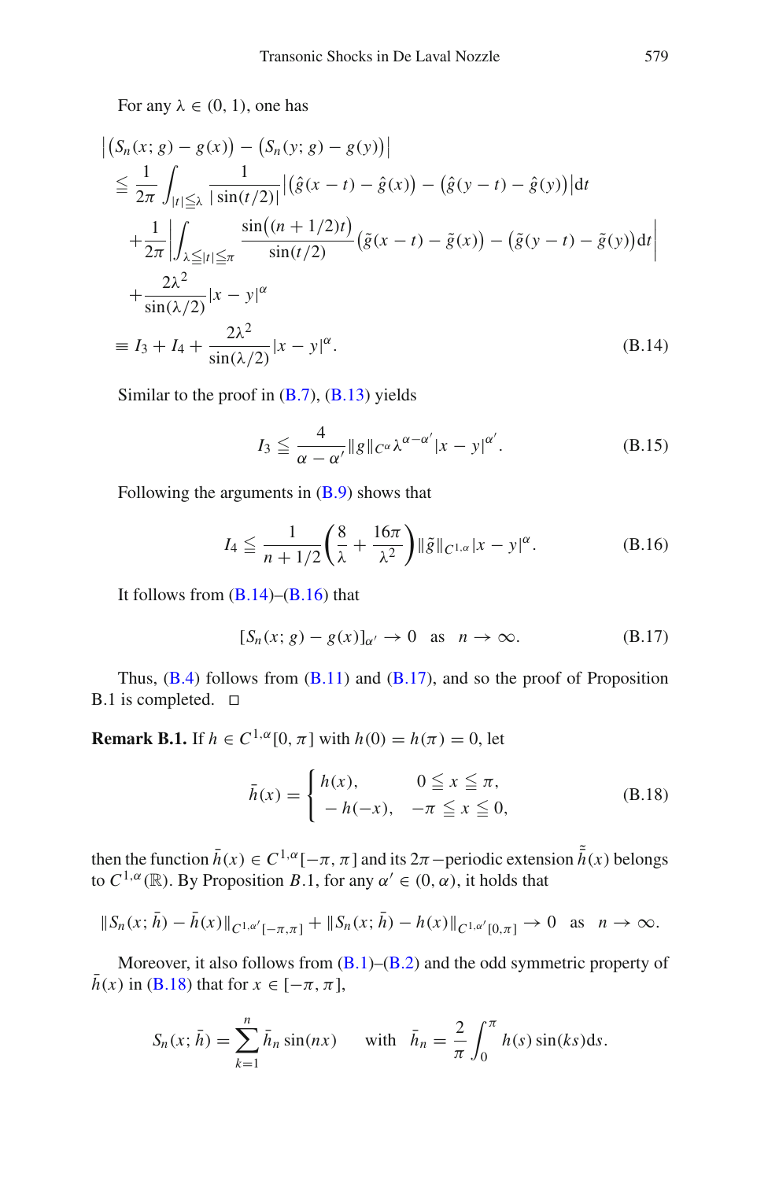For any $\lambda \in (0, 1)$, one has

$$
\begin{aligned}
&\left|\left(S_n(x; g) - g(x)\right) - \left(S_n(y; g) - g(y)\right)\right| \\
&\leqq \frac{1}{2\pi} \int_{|t| \leqq \lambda} \frac{1}{|\sin(t/2)|} \left|\left(\hat{g}(x-t) - \hat{g}(x)\right) - \left(\hat{g}(y-t) - \hat{g}(y)\right)\right| \mathrm{d}t \\
&\quad + \frac{1}{2\pi} \left| \int_{\lambda \leqq |t| \leqq \pi} \frac{\sin\left((n+1/2)t\right)}{\sin(t/2)} \left(\tilde{g}(x-t) - \tilde{g}(x)\right) - \left(\tilde{g}(y-t) - \tilde{g}(y)\right) \mathrm{d}t \right| \\
&\quad + \frac{2\lambda^2}{\sin(\lambda/2)} |x-y|^{\alpha} \\
&\equiv I_3 + I_4 + \frac{2\lambda^2}{\sin(\lambda/2)} |x-y|^{\alpha}.
\end{aligned}
\tag{B.14}
$$

Similar to the proof in (B.7), (B.13) yields

$$
I_3 \leqq \frac{4}{\alpha - \alpha'} \|g\|_{C^{\alpha}} \lambda^{\alpha - \alpha'} |x-y|^{\alpha'}. \tag{B.15}
$$

Following the arguments in (B.9) shows that

$$
I_4 \leqq \frac{1}{n+1/2} \left( \frac{8}{\lambda} + \frac{16\pi}{\lambda^2} \right) \|\tilde{g}\|_{C^{1,\alpha}} |x-y|^{\alpha}. \tag{B.16}
$$

It follows from (B.14)–(B.16) that

$$
[S_n(x; g) - g(x)]_{\alpha'} \to 0 \quad \text{as} \quad n \to \infty. \tag{B.17}
$$

Thus, (B.4) follows from (B.11) and (B.17), and so the proof of Proposition B.1 is completed. $\square$

**Remark B.1.** If $h \in C^{1,\alpha}[0, \pi]$ with $h(0) = h(\pi) = 0$, let

$$
\bar{h}(x) = \begin{cases} h(x), & 0 \leqq x \leqq \pi, \\ -h(-x), & -\pi \leqq x \leqq 0, \end{cases} \tag{B.18}
$$

then the function $\bar{h}(x) \in C^{1,\alpha}[-\pi, \pi]$ and its $2\pi-$periodic extension $\tilde{\bar{h}}(x)$ belongs to $C^{1,\alpha}(\mathbb{R})$. By Proposition $B.1$, for any $\alpha' \in (0, \alpha)$, it holds that

$$
\|S_n(x; \bar{h}) - \bar{h}(x)\|_{C^{1,\alpha'}[-\pi,\pi]} + \|S_n(x; \bar{h}) - h(x)\|_{C^{1,\alpha'}[0,\pi]} \to 0 \quad \text{as} \quad n \to \infty.
$$

Moreover, it also follows from (B.1)–(B.2) and the odd symmetric property of $\bar{h}(x)$ in (B.18) that for $x \in [-\pi, \pi]$,

$$
S_n(x; \bar{h}) = \sum_{k=1}^{n} \bar{h}_n \sin(nx) \qquad \text{with} \quad \bar{h}_n = \frac{2}{\pi} \int_0^{\pi} h(s) \sin(ks) \mathrm{d}s.
$$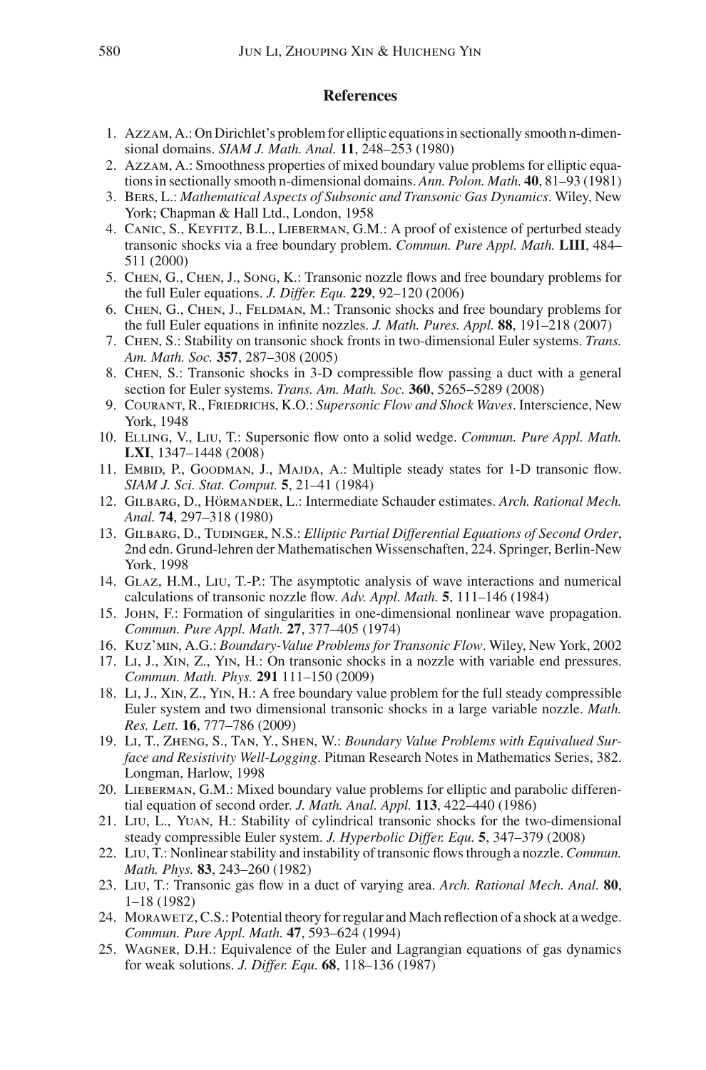## References

1. Azzam, A.: On Dirichlet's problem for elliptic equations in sectionally smooth n-dimensional domains. *SIAM J. Math. Anal.* **11**, 248–253 (1980)
2. Azzam, A.: Smoothness properties of mixed boundary value problems for elliptic equations in sectionally smooth n-dimensional domains. *Ann. Polon. Math.* **40**, 81–93 (1981)
3. Bers, L.: *Mathematical Aspects of Subsonic and Transonic Gas Dynamics*. Wiley, New York; Chapman & Hall Ltd., London, 1958
4. Canic, S., Keyfitz, B.L., Lieberman, G.M.: A proof of existence of perturbed steady transonic shocks via a free boundary problem. *Commun. Pure Appl. Math.* **LIII**, 484–511 (2000)
5. Chen, G., Chen, J., Song, K.: Transonic nozzle flows and free boundary problems for the full Euler equations. *J. Differ. Equ.* **229**, 92–120 (2006)
6. Chen, G., Chen, J., Feldman, M.: Transonic shocks and free boundary problems for the full Euler equations in infinite nozzles. *J. Math. Pures. Appl.* **88**, 191–218 (2007)
7. Chen, S.: Stability on transonic shock fronts in two-dimensional Euler systems. *Trans. Am. Math. Soc.* **357**, 287–308 (2005)
8. Chen, S.: Transonic shocks in 3-D compressible flow passing a duct with a general section for Euler systems. *Trans. Am. Math. Soc.* **360**, 5265–5289 (2008)
9. Courant, R., Friedrichs, K.O.: *Supersonic Flow and Shock Waves*. Interscience, New York, 1948
10. Elling, V., Liu, T.: Supersonic flow onto a solid wedge. *Commun. Pure Appl. Math.* **LXI**, 1347–1448 (2008)
11. Embid, P., Goodman, J., Majda, A.: Multiple steady states for 1-D transonic flow. *SIAM J. Sci. Stat. Comput.* **5**, 21–41 (1984)
12. Gilbarg, D., Hörmander, L.: Intermediate Schauder estimates. *Arch. Rational Mech. Anal.* **74**, 297–318 (1980)
13. Gilbarg, D., Tudinger, N.S.: *Elliptic Partial Differential Equations of Second Order*, 2nd edn. Grund-lehren der Mathematischen Wissenschaften, 224. Springer, Berlin-New York, 1998
14. Glaz, H.M., Liu, T.-P.: The asymptotic analysis of wave interactions and numerical calculations of transonic nozzle flow. *Adv. Appl. Math.* **5**, 111–146 (1984)
15. John, F.: Formation of singularities in one-dimensional nonlinear wave propagation. *Commun. Pure Appl. Math.* **27**, 377–405 (1974)
16. Kuz'min, A.G.: *Boundary-Value Problems for Transonic Flow*. Wiley, New York, 2002
17. Li, J., Xin, Z., Yin, H.: On transonic shocks in a nozzle with variable end pressures. *Commun. Math. Phys.* **291** 111–150 (2009)
18. Li, J., Xin, Z., Yin, H.: A free boundary value problem for the full steady compressible Euler system and two dimensional transonic shocks in a large variable nozzle. *Math. Res. Lett.* **16**, 777–786 (2009)
19. Li, T., Zheng, S., Tan, Y., Shen, W.: *Boundary Value Problems with Equivalued Surface and Resistivity Well-Logging*. Pitman Research Notes in Mathematics Series, 382. Longman, Harlow, 1998
20. Lieberman, G.M.: Mixed boundary value problems for elliptic and parabolic differential equation of second order. *J. Math. Anal. Appl.* **113**, 422–440 (1986)
21. Liu, L., Yuan, H.: Stability of cylindrical transonic shocks for the two-dimensional steady compressible Euler system. *J. Hyperbolic Differ. Equ.* **5**, 347–379 (2008)
22. Liu, T.: Nonlinear stability and instability of transonic flows through a nozzle. *Commun. Math. Phys.* **83**, 243–260 (1982)
23. Liu, T.: Transonic gas flow in a duct of varying area. *Arch. Rational Mech. Anal.* **80**, 1–18 (1982)
24. Morawetz, C.S.: Potential theory for regular and Mach reflection of a shock at a wedge. *Commun. Pure Appl. Math.* **47**, 593–624 (1994)
25. Wagner, D.H.: Equivalence of the Euler and Lagrangian equations of gas dynamics for weak solutions. *J. Differ. Equ.* **68**, 118–136 (1987)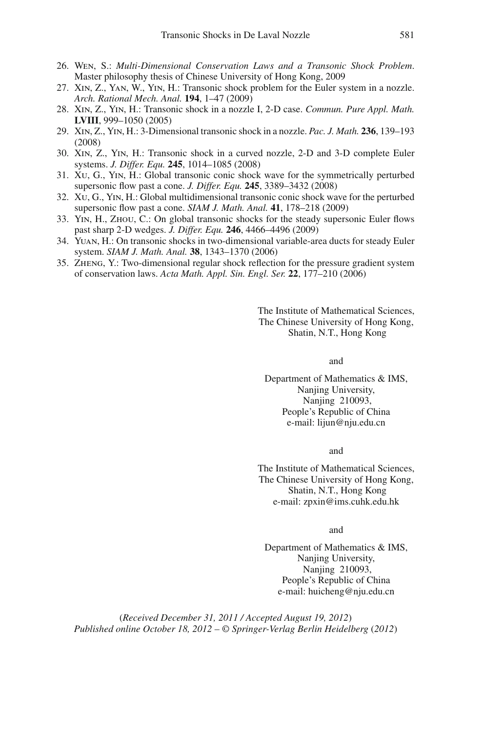26. Wen, S.: *Multi-Dimensional Conservation Laws and a Transonic Shock Problem*. Master philosophy thesis of Chinese University of Hong Kong, 2009
27. Xin, Z., Yan, W., Yin, H.: Transonic shock problem for the Euler system in a nozzle. *Arch. Rational Mech. Anal.* **194**, 1–47 (2009)
28. Xin, Z., Yin, H.: Transonic shock in a nozzle I, 2-D case. *Commun. Pure Appl. Math.* **LVIII**, 999–1050 (2005)
29. Xin, Z., Yin, H.: 3-Dimensional transonic shock in a nozzle. *Pac. J. Math.* **236**, 139–193 (2008)
30. Xin, Z., Yin, H.: Transonic shock in a curved nozzle, 2-D and 3-D complete Euler systems. *J. Differ. Equ.* **245**, 1014–1085 (2008)
31. Xu, G., Yin, H.: Global transonic conic shock wave for the symmetrically perturbed supersonic flow past a cone. *J. Differ. Equ.* **245**, 3389–3432 (2008)
32. Xu, G., Yin, H.: Global multidimensional transonic conic shock wave for the perturbed supersonic flow past a cone. *SIAM J. Math. Anal.* **41**, 178–218 (2009)
33. Yin, H., Zhou, C.: On global transonic shocks for the steady supersonic Euler flows past sharp 2-D wedges. *J. Differ. Equ.* **246**, 4466–4496 (2009)
34. Yuan, H.: On transonic shocks in two-dimensional variable-area ducts for steady Euler system. *SIAM J. Math. Anal.* **38**, 1343–1370 (2006)
35. Zheng, Y.: Two-dimensional regular shock reflection for the pressure gradient system of conservation laws. *Acta Math. Appl. Sin. Engl. Ser.* **22**, 177–210 (2006)

The Institute of Mathematical Sciences,
The Chinese University of Hong Kong,
Shatin, N.T., Hong Kong

and

Department of Mathematics & IMS,
Nanjing University,
Nanjing 210093,
People's Republic of China
e-mail: lijun@nju.edu.cn

and

The Institute of Mathematical Sciences,
The Chinese University of Hong Kong,
Shatin, N.T., Hong Kong
e-mail: zpxin@ims.cuhk.edu.hk

and

Department of Mathematics & IMS,
Nanjing University,
Nanjing 210093,
People's Republic of China
e-mail: huicheng@nju.edu.cn

(*Received December 31, 2011 / Accepted August 19, 2012*)
*Published online October 18, 2012 – © Springer-Verlag Berlin Heidelberg (2012)*